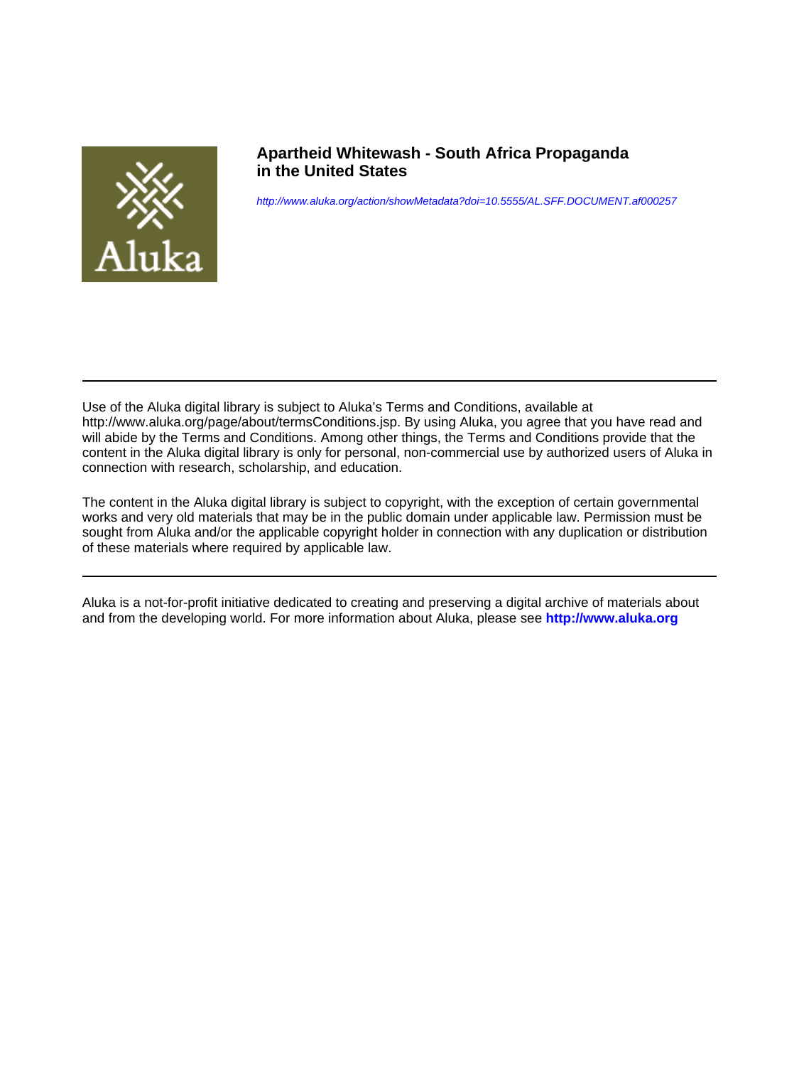# Apartheid Whitewash - South Africa Propaganda in the United States

http://www.aluka.org/action/showMetadata?doi=10.5555/AL.SFF.DOCUMENT.af000257

---

Use of the Aluka digital library is subject to Aluka's Terms and Conditions, available at http://www.aluka.org/page/about/termsConditions.jsp. By using Aluka, you agree that you have read and will abide by the Terms and Conditions. Among other things, the Terms and Conditions provide that the content in the Aluka digital library is only for personal, non-commercial use by authorized users of Aluka in connection with research, scholarship, and education.

The content in the Aluka digital library is subject to copyright, with the exception of certain governmental works and very old materials that may be in the public domain under applicable law. Permission must be sought from Aluka and/or the applicable copyright holder in connection with any duplication or distribution of these materials where required by applicable law.

---

Aluka is a not-for-profit initiative dedicated to creating and preserving a digital archive of materials about and from the developing world. For more information about Aluka, please see **http://www.aluka.org**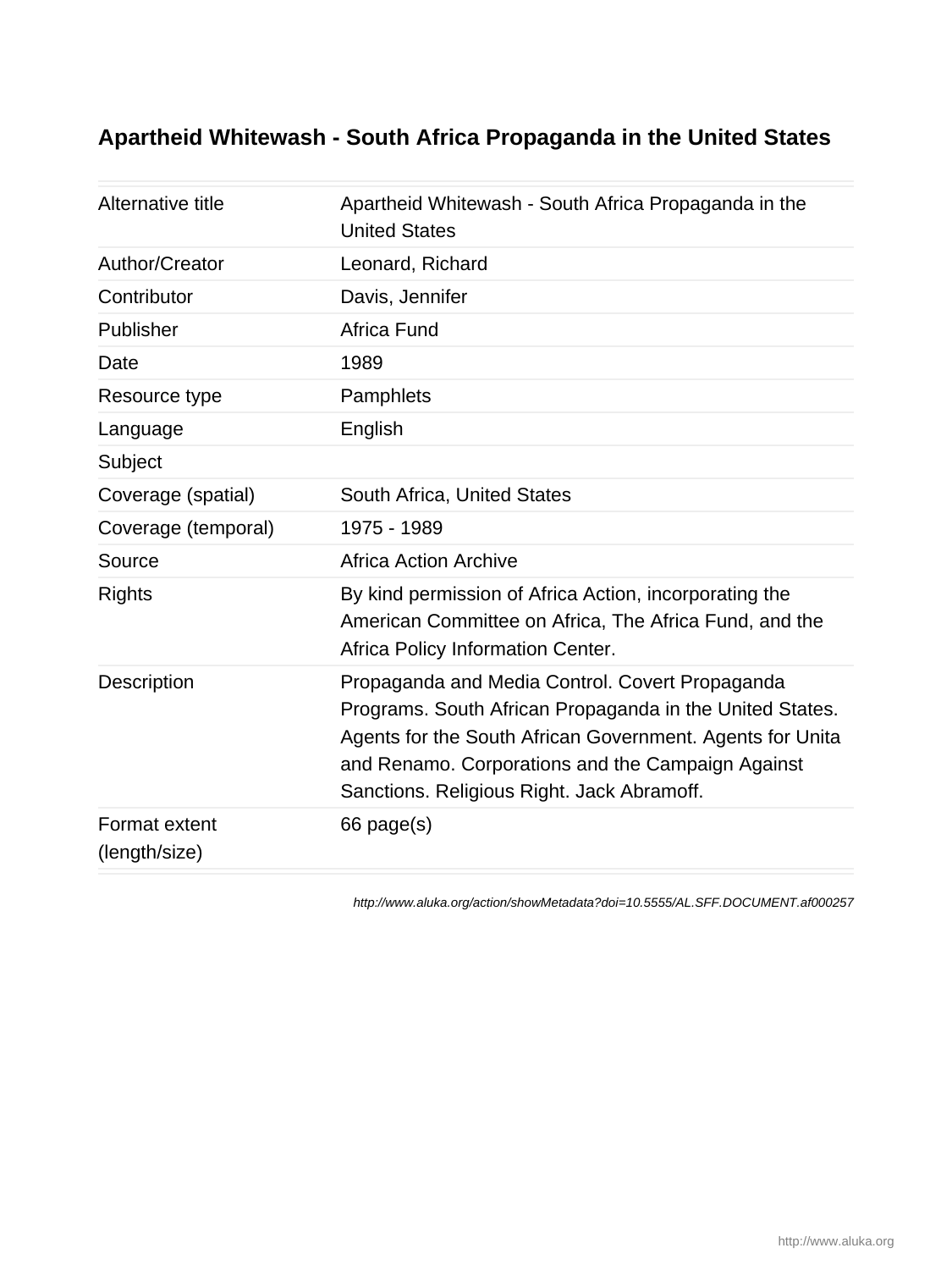# Apartheid Whitewash - South Africa Propaganda in the United States

| | |
|---|---|
| Alternative title | Apartheid Whitewash - South Africa Propaganda in the United States |
| Author/Creator | Leonard, Richard |
| Contributor | Davis, Jennifer |
| Publisher | Africa Fund |
| Date | 1989 |
| Resource type | Pamphlets |
| Language | English |
| Subject | |
| Coverage (spatial) | South Africa, United States |
| Coverage (temporal) | 1975 - 1989 |
| Source | Africa Action Archive |
| Rights | By kind permission of Africa Action, incorporating the American Committee on Africa, The Africa Fund, and the Africa Policy Information Center. |
| Description | Propaganda and Media Control. Covert Propaganda Programs. South African Propaganda in the United States. Agents for the South African Government. Agents for Unita and Renamo. Corporations and the Campaign Against Sanctions. Religious Right. Jack Abramoff. |
| Format extent (length/size) | 66 page(s) |

http://www.aluka.org/action/showMetadata?doi=10.5555/AL.SFF.DOCUMENT.af000257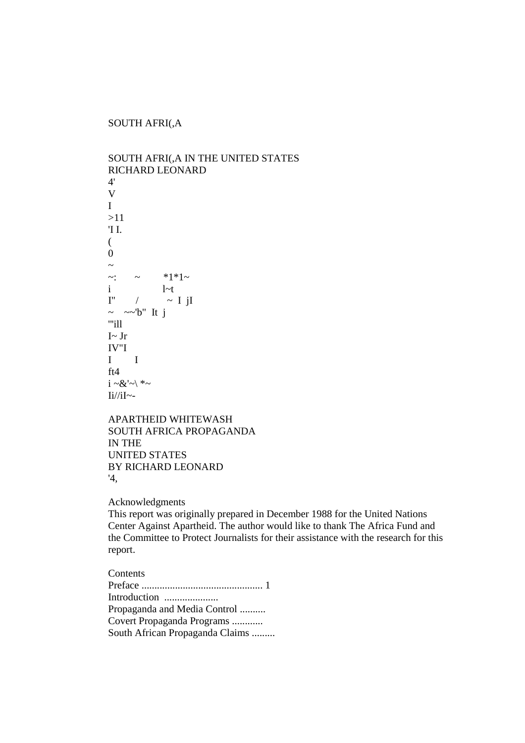SOUTH AFRI(,A

SOUTH AFRI(,A IN THE UNITED STATES
RICHARD LEONARD

# APARTHEID WHITEWASH
# SOUTH AFRICA PROPAGANDA IN THE UNITED STATES

BY RICHARD LEONARD

## Acknowledgments

This report was originally prepared in December 1988 for the United Nations Center Against Apartheid. The author would like to thank The Africa Fund and the Committee to Protect Journalists for their assistance with the research for this report.

## Contents

Preface ............................................... 1
Introduction .....................
Propaganda and Media Control ..........
Covert Propaganda Programs ............
South African Propaganda Claims .........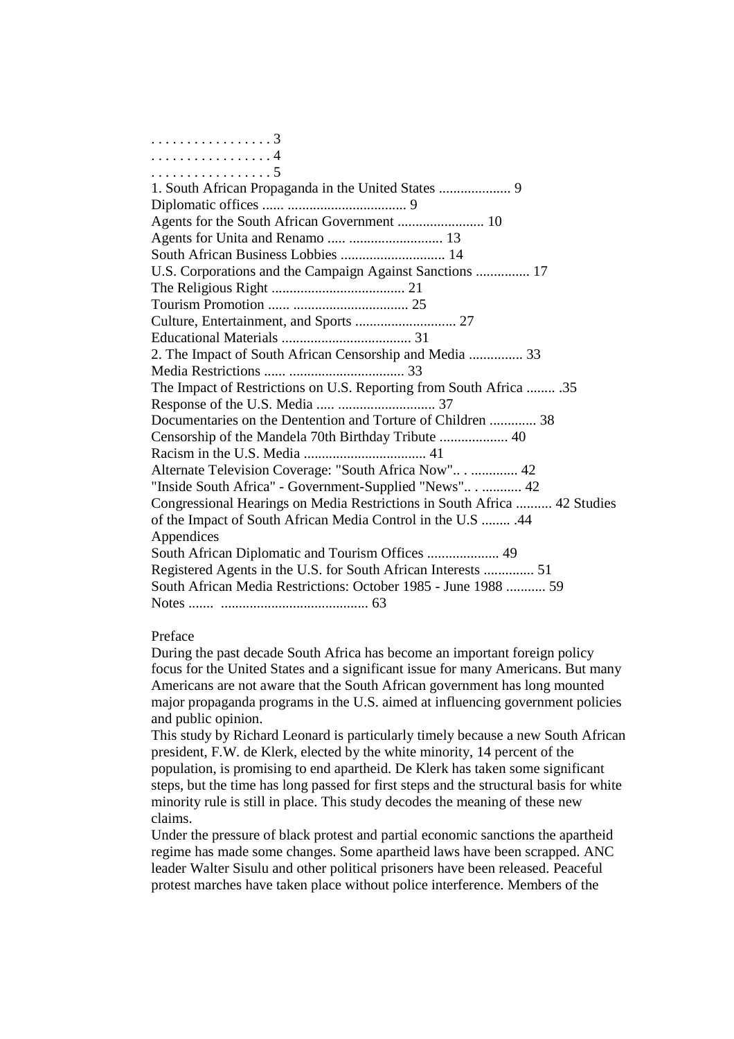. . . . . . . . . . . . . . . . . 3
. . . . . . . . . . . . . . . . . 4
. . . . . . . . . . . . . . . . . 5

1. South African Propaganda in the United States .................... 9
Diplomatic offices ...... ................................. 9
Agents for the South African Government ........................ 10
Agents for Unita and Renamo ..... .......................... 13
South African Business Lobbies ............................. 14
U.S. Corporations and the Campaign Against Sanctions ............... 17
The Religious Right ..................................... 21
Tourism Promotion ...... ................................ 25
Culture, Entertainment, and Sports ............................ 27
Educational Materials .................................... 31
2. The Impact of South African Censorship and Media ............... 33
Media Restrictions ...... ................................ 33
The Impact of Restrictions on U.S. Reporting from South Africa ........ .35
Response of the U.S. Media ..... ........................... 37
Documentaries on the Dentention and Torture of Children ............. 38
Censorship of the Mandela 70th Birthday Tribute ................... 40
Racism in the U.S. Media .................................. 41
Alternate Television Coverage: "South Africa Now".. . ............. 42
"Inside South Africa" - Government-Supplied "News".. . ........... 42
Congressional Hearings on Media Restrictions in South Africa .......... 42 Studies of the Impact of South African Media Control in the U.S ........ .44
Appendices
South African Diplomatic and Tourism Offices .................... 49
Registered Agents in the U.S. for South African Interests .............. 51
South African Media Restrictions: October 1985 - June 1988 ........... 59
Notes ....... ......................................... 63

## Preface

During the past decade South Africa has become an important foreign policy focus for the United States and a significant issue for many Americans. But many Americans are not aware that the South African government has long mounted major propaganda programs in the U.S. aimed at influencing government policies and public opinion.

This study by Richard Leonard is particularly timely because a new South African president, F.W. de Klerk, elected by the white minority, 14 percent of the population, is promising to end apartheid. De Klerk has taken some significant steps, but the time has long passed for first steps and the structural basis for white minority rule is still in place. This study decodes the meaning of these new claims.

Under the pressure of black protest and partial economic sanctions the apartheid regime has made some changes. Some apartheid laws have been scrapped. ANC leader Walter Sisulu and other political prisoners have been released. Peaceful protest marches have taken place without police interference. Members of the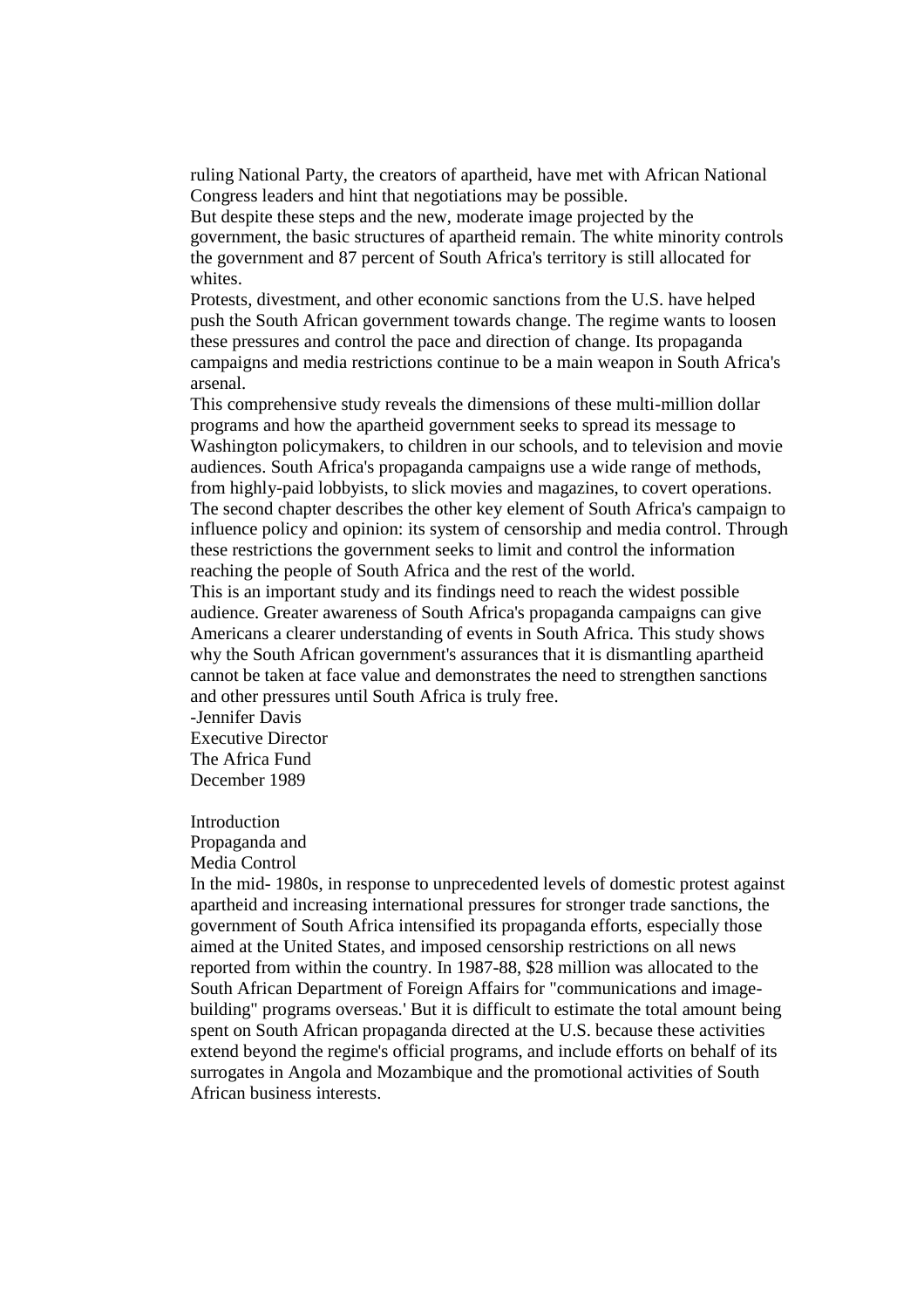ruling National Party, the creators of apartheid, have met with African National Congress leaders and hint that negotiations may be possible.

But despite these steps and the new, moderate image projected by the government, the basic structures of apartheid remain. The white minority controls the government and 87 percent of South Africa's territory is still allocated for whites.

Protests, divestment, and other economic sanctions from the U.S. have helped push the South African government towards change. The regime wants to loosen these pressures and control the pace and direction of change. Its propaganda campaigns and media restrictions continue to be a main weapon in South Africa's arsenal.

This comprehensive study reveals the dimensions of these multi-million dollar programs and how the apartheid government seeks to spread its message to Washington policymakers, to children in our schools, and to television and movie audiences. South Africa's propaganda campaigns use a wide range of methods, from highly-paid lobbyists, to slick movies and magazines, to covert operations.

The second chapter describes the other key element of South Africa's campaign to influence policy and opinion: its system of censorship and media control. Through these restrictions the government seeks to limit and control the information reaching the people of South Africa and the rest of the world.

This is an important study and its findings need to reach the widest possible audience. Greater awareness of South Africa's propaganda campaigns can give Americans a clearer understanding of events in South Africa. This study shows why the South African government's assurances that it is dismantling apartheid cannot be taken at face value and demonstrates the need to strengthen sanctions and other pressures until South Africa is truly free.

-Jennifer Davis
Executive Director
The Africa Fund
December 1989

## Introduction
## Propaganda and Media Control

In the mid- 1980s, in response to unprecedented levels of domestic protest against apartheid and increasing international pressures for stronger trade sanctions, the government of South Africa intensified its propaganda efforts, especially those aimed at the United States, and imposed censorship restrictions on all news reported from within the country. In 1987-88, $28 million was allocated to the South African Department of Foreign Affairs for "communications and image-building" programs overseas.' But it is difficult to estimate the total amount being spent on South African propaganda directed at the U.S. because these activities extend beyond the regime's official programs, and include efforts on behalf of its surrogates in Angola and Mozambique and the promotional activities of South African business interests.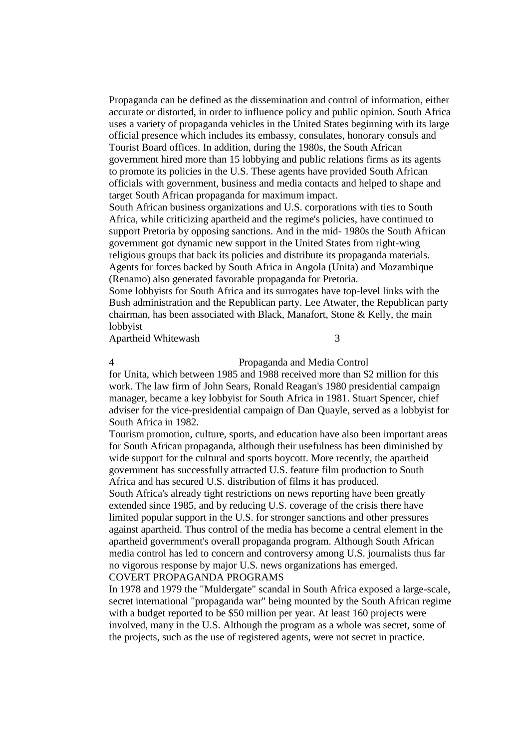Propaganda can be defined as the dissemination and control of information, either accurate or distorted, in order to influence policy and public opinion. South Africa uses a variety of propaganda vehicles in the United States beginning with its large official presence which includes its embassy, consulates, honorary consuls and Tourist Board offices. In addition, during the 1980s, the South African government hired more than 15 lobbying and public relations firms as its agents to promote its policies in the U.S. These agents have provided South African officials with government, business and media contacts and helped to shape and target South African propaganda for maximum impact.

South African business organizations and U.S. corporations with ties to South Africa, while criticizing apartheid and the regime's policies, have continued to support Pretoria by opposing sanctions. And in the mid- 1980s the South African government got dynamic new support in the United States from right-wing religious groups that back its policies and distribute its propaganda materials. Agents for forces backed by South Africa in Angola (Unita) and Mozambique (Renamo) also generated favorable propaganda for Pretoria.

Some lobbyists for South Africa and its surrogates have top-level links with the Bush administration and the Republican party. Lee Atwater, the Republican party chairman, has been associated with Black, Manafort, Stone & Kelly, the main lobbyist for Unita, which between 1985 and 1988 received more than $2 million for this work. The law firm of John Sears, Ronald Reagan's 1980 presidential campaign manager, became a key lobbyist for South Africa in 1981. Stuart Spencer, chief adviser for the vice-presidential campaign of Dan Quayle, served as a lobbyist for South Africa in 1982.

Tourism promotion, culture, sports, and education have also been important areas for South African propaganda, although their usefulness has been diminished by wide support for the cultural and sports boycott. More recently, the apartheid government has successfully attracted U.S. feature film production to South Africa and has secured U.S. distribution of films it has produced.

South Africa's already tight restrictions on news reporting have been greatly extended since 1985, and by reducing U.S. coverage of the crisis there have limited popular support in the U.S. for stronger sanctions and other pressures against apartheid. Thus control of the media has become a central element in the apartheid govermment's overall propaganda program. Although South African media control has led to concern and controversy among U.S. journalists thus far no vigorous response by major U.S. news organizations has emerged.

## COVERT PROPAGANDA PROGRAMS

In 1978 and 1979 the "Muldergate" scandal in South Africa exposed a large-scale, secret international "propaganda war" being mounted by the South African regime with a budget reported to be $50 million per year. At least 160 projects were involved, many in the U.S. Although the program as a whole was secret, some of the projects, such as the use of registered agents, were not secret in practice.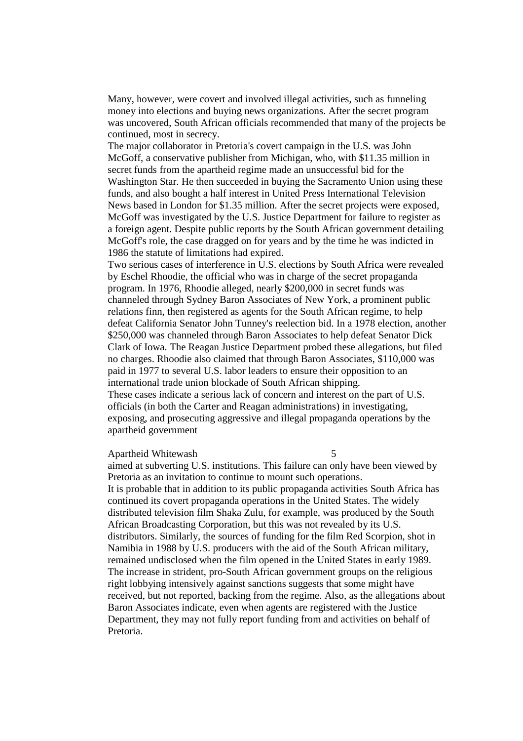Many, however, were covert and involved illegal activities, such as funneling money into elections and buying news organizations. After the secret program was uncovered, South African officials recommended that many of the projects be continued, most in secrecy.

The major collaborator in Pretoria's covert campaign in the U.S. was John McGoff, a conservative publisher from Michigan, who, with $11.35 million in secret funds from the apartheid regime made an unsuccessful bid for the Washington Star. He then succeeded in buying the Sacramento Union using these funds, and also bought a half interest in United Press International Television News based in London for $1.35 million. After the secret projects were exposed, McGoff was investigated by the U.S. Justice Department for failure to register as a foreign agent. Despite public reports by the South African government detailing McGoff's role, the case dragged on for years and by the time he was indicted in 1986 the statute of limitations had expired.

Two serious cases of interference in U.S. elections by South Africa were revealed by Eschel Rhoodie, the official who was in charge of the secret propaganda program. In 1976, Rhoodie alleged, nearly $200,000 in secret funds was channeled through Sydney Baron Associates of New York, a prominent public relations finn, then registered as agents for the South African regime, to help defeat California Senator John Tunney's reelection bid. In a 1978 election, another $250,000 was channeled through Baron Associates to help defeat Senator Dick Clark of Iowa. The Reagan Justice Department probed these allegations, but filed no charges. Rhoodie also claimed that through Baron Associates, $110,000 was paid in 1977 to several U.S. labor leaders to ensure their opposition to an international trade union blockade of South African shipping.

These cases indicate a serious lack of concern and interest on the part of U.S. officials (in both the Carter and Reagan administrations) in investigating, exposing, and prosecuting aggressive and illegal propaganda operations by the apartheid government aimed at subverting U.S. institutions. This failure can only have been viewed by Pretoria as an invitation to continue to mount such operations.

It is probable that in addition to its public propaganda activities South Africa has continued its covert propaganda operations in the United States. The widely distributed television film Shaka Zulu, for example, was produced by the South African Broadcasting Corporation, but this was not revealed by its U.S. distributors. Similarly, the sources of funding for the film Red Scorpion, shot in Namibia in 1988 by U.S. producers with the aid of the South African military, remained undisclosed when the film opened in the United States in early 1989. The increase in strident, pro-South African government groups on the religious right lobbying intensively against sanctions suggests that some might have received, but not reported, backing from the regime. Also, as the allegations about Baron Associates indicate, even when agents are registered with the Justice Department, they may not fully report funding from and activities on behalf of Pretoria.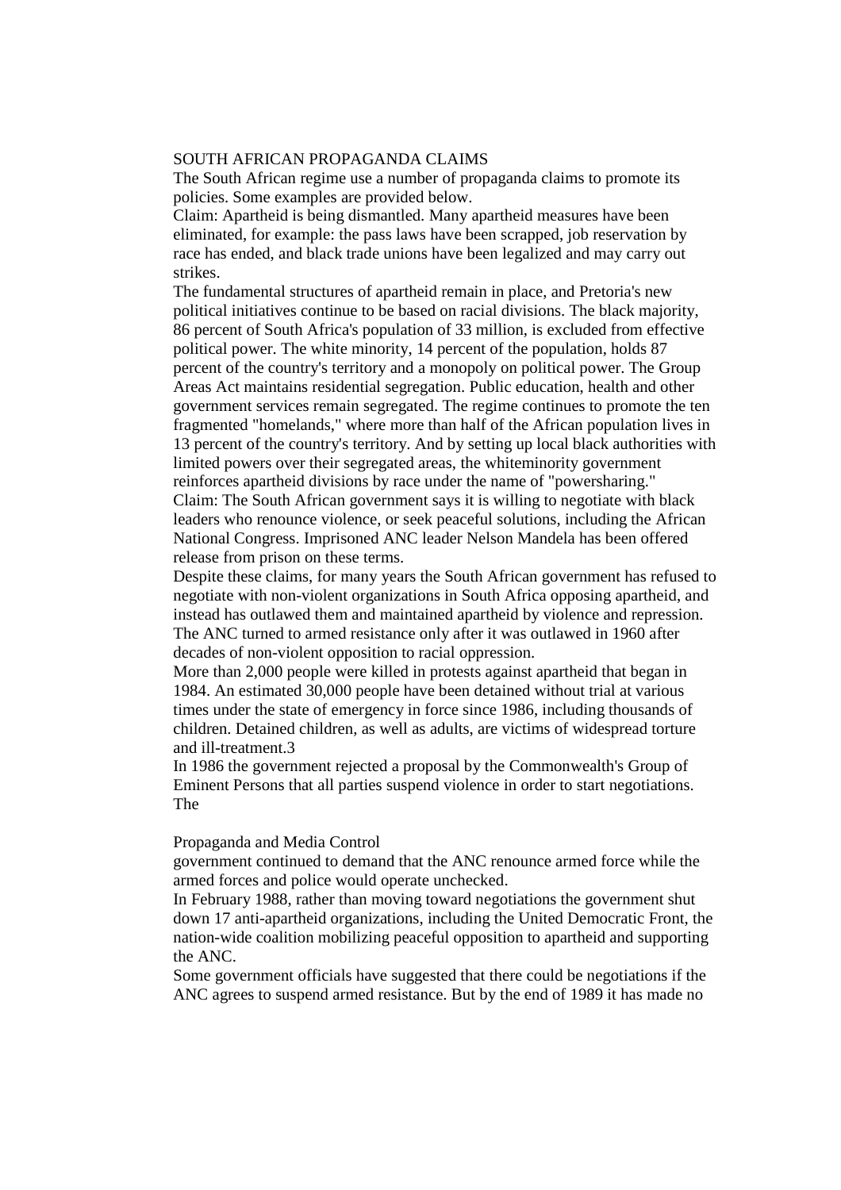## SOUTH AFRICAN PROPAGANDA CLAIMS

The South African regime use a number of propaganda claims to promote its policies. Some examples are provided below.

Claim: Apartheid is being dismantled. Many apartheid measures have been eliminated, for example: the pass laws have been scrapped, job reservation by race has ended, and black trade unions have been legalized and may carry out strikes.

The fundamental structures of apartheid remain in place, and Pretoria's new political initiatives continue to be based on racial divisions. The black majority, 86 percent of South Africa's population of 33 million, is excluded from effective political power. The white minority, 14 percent of the population, holds 87 percent of the country's territory and a monopoly on political power. The Group Areas Act maintains residential segregation. Public education, health and other government services remain segregated. The regime continues to promote the ten fragmented "homelands," where more than half of the African population lives in 13 percent of the country's territory. And by setting up local black authorities with limited powers over their segregated areas, the whiteminority government reinforces apartheid divisions by race under the name of "powersharing."

Claim: The South African government says it is willing to negotiate with black leaders who renounce violence, or seek peaceful solutions, including the African National Congress. Imprisoned ANC leader Nelson Mandela has been offered release from prison on these terms.

Despite these claims, for many years the South African government has refused to negotiate with non-violent organizations in South Africa opposing apartheid, and instead has outlawed them and maintained apartheid by violence and repression. The ANC turned to armed resistance only after it was outlawed in 1960 after decades of non-violent opposition to racial oppression.

More than 2,000 people were killed in protests against apartheid that began in 1984. An estimated 30,000 people have been detained without trial at various times under the state of emergency in force since 1986, including thousands of children. Detained children, as well as adults, are victims of widespread torture and ill-treatment.[3]

In 1986 the government rejected a proposal by the Commonwealth's Group of Eminent Persons that all parties suspend violence in order to start negotiations. The government continued to demand that the ANC renounce armed force while the armed forces and police would operate unchecked.

In February 1988, rather than moving toward negotiations the government shut down 17 anti-apartheid organizations, including the United Democratic Front, the nation-wide coalition mobilizing peaceful opposition to apartheid and supporting the ANC.

Some government officials have suggested that there could be negotiations if the ANC agrees to suspend armed resistance. But by the end of 1989 it has made no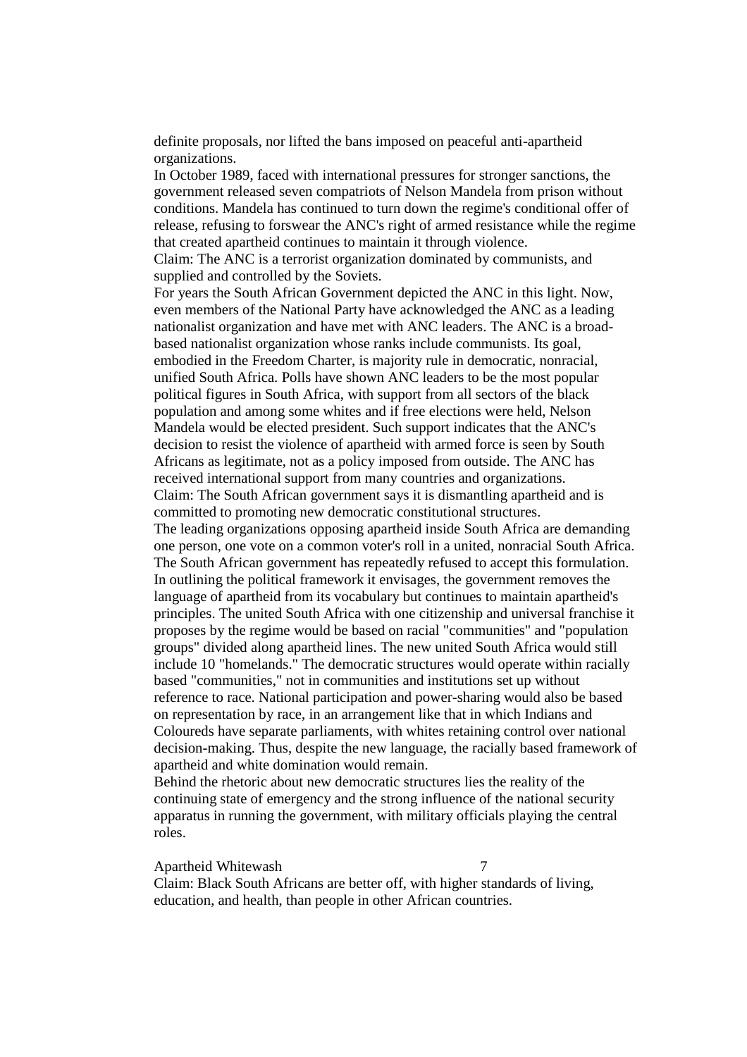definite proposals, nor lifted the bans imposed on peaceful anti-apartheid organizations.

In October 1989, faced with international pressures for stronger sanctions, the government released seven compatriots of Nelson Mandela from prison without conditions. Mandela has continued to turn down the regime's conditional offer of release, refusing to forswear the ANC's right of armed resistance while the regime that created apartheid continues to maintain it through violence.

Claim: The ANC is a terrorist organization dominated by communists, and supplied and controlled by the Soviets.

For years the South African Government depicted the ANC in this light. Now, even members of the National Party have acknowledged the ANC as a leading nationalist organization and have met with ANC leaders. The ANC is a broad-based nationalist organization whose ranks include communists. Its goal, embodied in the Freedom Charter, is majority rule in democratic, nonracial, unified South Africa. Polls have shown ANC leaders to be the most popular political figures in South Africa, with support from all sectors of the black population and among some whites and if free elections were held, Nelson Mandela would be elected president. Such support indicates that the ANC's decision to resist the violence of apartheid with armed force is seen by South Africans as legitimate, not as a policy imposed from outside. The ANC has received international support from many countries and organizations.

Claim: The South African government says it is dismantling apartheid and is committed to promoting new democratic constitutional structures.

The leading organizations opposing apartheid inside South Africa are demanding one person, one vote on a common voter's roll in a united, nonracial South Africa. The South African government has repeatedly refused to accept this formulation. In outlining the political framework it envisages, the government removes the language of apartheid from its vocabulary but continues to maintain apartheid's principles. The united South Africa with one citizenship and universal franchise it proposes by the regime would be based on racial "communities" and "population groups" divided along apartheid lines. The new united South Africa would still include 10 "homelands." The democratic structures would operate within racially based "communities," not in communities and institutions set up without reference to race. National participation and power-sharing would also be based on representation by race, in an arrangement like that in which Indians and Coloureds have separate parliaments, with whites retaining control over national decision-making. Thus, despite the new language, the racially based framework of apartheid and white domination would remain.

Behind the rhetoric about new democratic structures lies the reality of the continuing state of emergency and the strong influence of the national security apparatus in running the government, with military officials playing the central roles.

Claim: Black South Africans are better off, with higher standards of living, education, and health, than people in other African countries.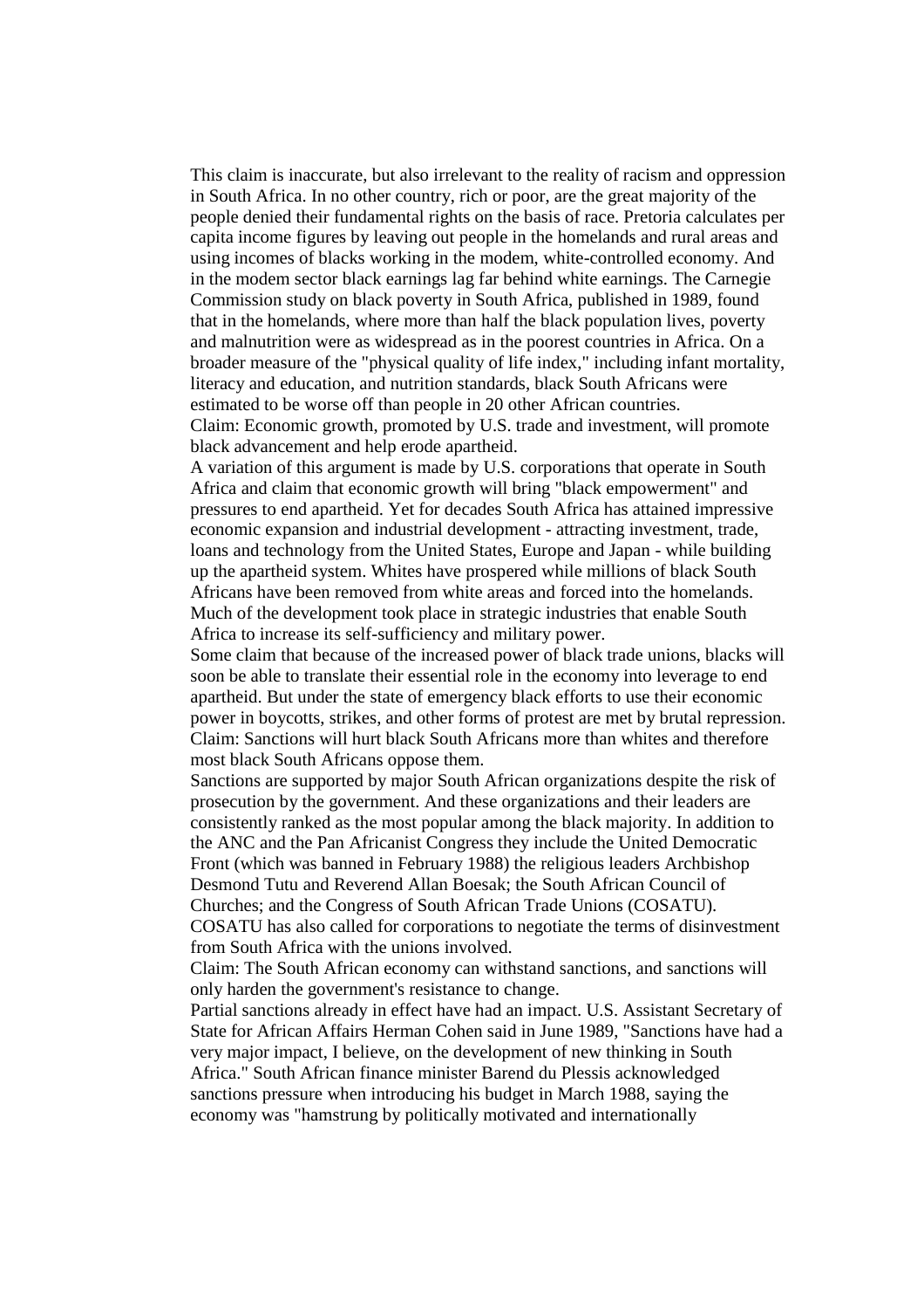This claim is inaccurate, but also irrelevant to the reality of racism and oppression in South Africa. In no other country, rich or poor, are the great majority of the people denied their fundamental rights on the basis of race. Pretoria calculates per capita income figures by leaving out people in the homelands and rural areas and using incomes of blacks working in the modem, white-controlled economy. And in the modem sector black earnings lag far behind white earnings. The Carnegie Commission study on black poverty in South Africa, published in 1989, found that in the homelands, where more than half the black population lives, poverty and malnutrition were as widespread as in the poorest countries in Africa. On a broader measure of the "physical quality of life index," including infant mortality, literacy and education, and nutrition standards, black South Africans were estimated to be worse off than people in 20 other African countries.

Claim: Economic growth, promoted by U.S. trade and investment, will promote black advancement and help erode apartheid.

A variation of this argument is made by U.S. corporations that operate in South Africa and claim that economic growth will bring "black empowerment" and pressures to end apartheid. Yet for decades South Africa has attained impressive economic expansion and industrial development - attracting investment, trade, loans and technology from the United States, Europe and Japan - while building up the apartheid system. Whites have prospered while millions of black South Africans have been removed from white areas and forced into the homelands. Much of the development took place in strategic industries that enable South Africa to increase its self-sufficiency and military power.

Some claim that because of the increased power of black trade unions, blacks will soon be able to translate their essential role in the economy into leverage to end apartheid. But under the state of emergency black efforts to use their economic power in boycotts, strikes, and other forms of protest are met by brutal repression.

Claim: Sanctions will hurt black South Africans more than whites and therefore most black South Africans oppose them.

Sanctions are supported by major South African organizations despite the risk of prosecution by the government. And these organizations and their leaders are consistently ranked as the most popular among the black majority. In addition to the ANC and the Pan Africanist Congress they include the United Democratic Front (which was banned in February 1988) the religious leaders Archbishop Desmond Tutu and Reverend Allan Boesak; the South African Council of Churches; and the Congress of South African Trade Unions (COSATU). COSATU has also called for corporations to negotiate the terms of disinvestment from South Africa with the unions involved.

Claim: The South African economy can withstand sanctions, and sanctions will only harden the government's resistance to change.

Partial sanctions already in effect have had an impact. U.S. Assistant Secretary of State for African Affairs Herman Cohen said in June 1989, "Sanctions have had a very major impact, I believe, on the development of new thinking in South Africa." South African finance minister Barend du Plessis acknowledged sanctions pressure when introducing his budget in March 1988, saying the economy was "hamstrung by politically motivated and internationally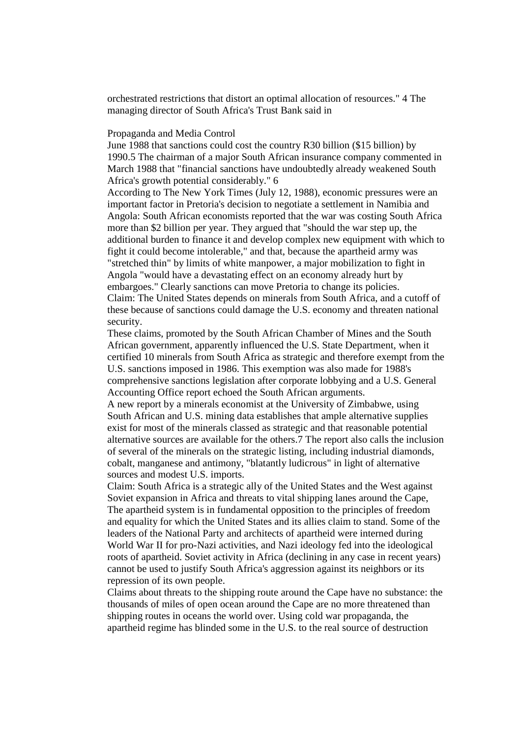orchestrated restrictions that distort an optimal allocation of resources." 4 The managing director of South Africa's Trust Bank said in

Propaganda and Media Control

June 1988 that sanctions could cost the country R30 billion ($15 billion) by 1990.5 The chairman of a major South African insurance company commented in March 1988 that "financial sanctions have undoubtedly already weakened South Africa's growth potential considerably." 6

According to The New York Times (July 12, 1988), economic pressures were an important factor in Pretoria's decision to negotiate a settlement in Namibia and Angola: South African economists reported that the war was costing South Africa more than $2 billion per year. They argued that "should the war step up, the additional burden to finance it and develop complex new equipment with which to fight it could become intolerable," and that, because the apartheid army was "stretched thin" by limits of white manpower, a major mobilization to fight in Angola "would have a devastating effect on an economy already hurt by embargoes." Clearly sanctions can move Pretoria to change its policies.

Claim: The United States depends on minerals from South Africa, and a cutoff of these because of sanctions could damage the U.S. economy and threaten national security.

These claims, promoted by the South African Chamber of Mines and the South African government, apparently influenced the U.S. State Department, when it certified 10 minerals from South Africa as strategic and therefore exempt from the U.S. sanctions imposed in 1986. This exemption was also made for 1988's comprehensive sanctions legislation after corporate lobbying and a U.S. General Accounting Office report echoed the South African arguments.

A new report by a minerals economist at the University of Zimbabwe, using South African and U.S. mining data establishes that ample alternative supplies exist for most of the minerals classed as strategic and that reasonable potential alternative sources are available for the others.7 The report also calls the inclusion of several of the minerals on the strategic listing, including industrial diamonds, cobalt, manganese and antimony, "blatantly ludicrous" in light of alternative sources and modest U.S. imports.

Claim: South Africa is a strategic ally of the United States and the West against Soviet expansion in Africa and threats to vital shipping lanes around the Cape, The apartheid system is in fundamental opposition to the principles of freedom and equality for which the United States and its allies claim to stand. Some of the leaders of the National Party and architects of apartheid were interned during World War II for pro-Nazi activities, and Nazi ideology fed into the ideological roots of apartheid. Soviet activity in Africa (declining in any case in recent years) cannot be used to justify South Africa's aggression against its neighbors or its repression of its own people.

Claims about threats to the shipping route around the Cape have no substance: the thousands of miles of open ocean around the Cape are no more threatened than shipping routes in oceans the world over. Using cold war propaganda, the apartheid regime has blinded some in the U.S. to the real source of destruction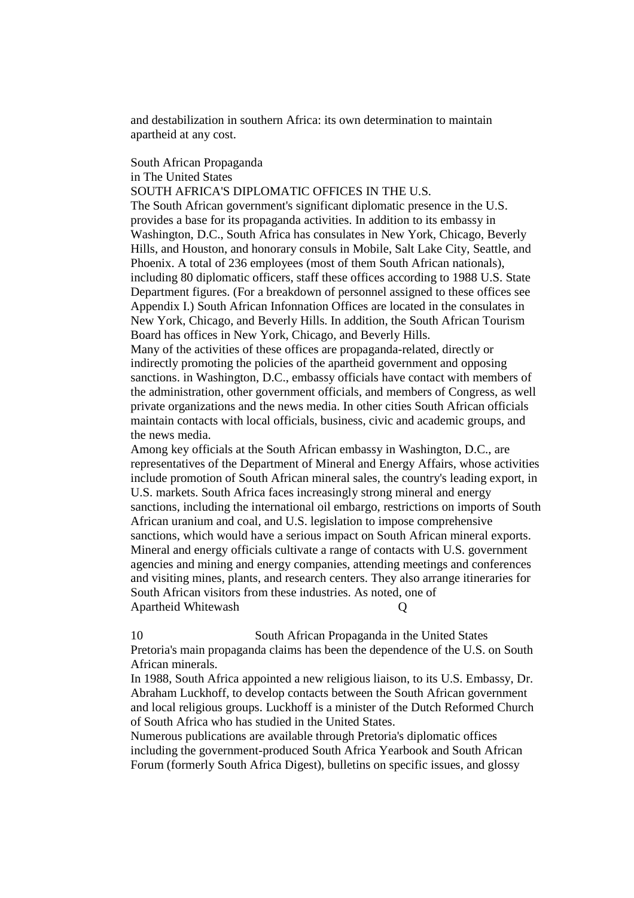and destabilization in southern Africa: its own determination to maintain apartheid at any cost.

# South African Propaganda in The United States

## SOUTH AFRICA'S DIPLOMATIC OFFICES IN THE U.S.

The South African government's significant diplomatic presence in the U.S. provides a base for its propaganda activities. In addition to its embassy in Washington, D.C., South Africa has consulates in New York, Chicago, Beverly Hills, and Houston, and honorary consuls in Mobile, Salt Lake City, Seattle, and Phoenix. A total of 236 employees (most of them South African nationals), including 80 diplomatic officers, staff these offices according to 1988 U.S. State Department figures. (For a breakdown of personnel assigned to these offices see Appendix I.) South African Infonnation Offices are located in the consulates in New York, Chicago, and Beverly Hills. In addition, the South African Tourism Board has offices in New York, Chicago, and Beverly Hills.

Many of the activities of these offices are propaganda-related, directly or indirectly promoting the policies of the apartheid government and opposing sanctions. in Washington, D.C., embassy officials have contact with members of the administration, other government officials, and members of Congress, as well private organizations and the news media. In other cities South African officials maintain contacts with local officials, business, civic and academic groups, and the news media.

Among key officials at the South African embassy in Washington, D.C., are representatives of the Department of Mineral and Energy Affairs, whose activities include promotion of South African mineral sales, the country's leading export, in U.S. markets. South Africa faces increasingly strong mineral and energy sanctions, including the international oil embargo, restrictions on imports of South African uranium and coal, and U.S. legislation to impose comprehensive sanctions, which would have a serious impact on South African mineral exports. Mineral and energy officials cultivate a range of contacts with U.S. government agencies and mining and energy companies, attending meetings and conferences and visiting mines, plants, and research centers. They also arrange itineraries for South African visitors from these industries. As noted, one of Pretoria's main propaganda claims has been the dependence of the U.S. on South African minerals.

In 1988, South Africa appointed a new religious liaison, to its U.S. Embassy, Dr. Abraham Luckhoff, to develop contacts between the South African government and local religious groups. Luckhoff is a minister of the Dutch Reformed Church of South Africa who has studied in the United States.

Numerous publications are available through Pretoria's diplomatic offices including the government-produced South Africa Yearbook and South African Forum (formerly South Africa Digest), bulletins on specific issues, and glossy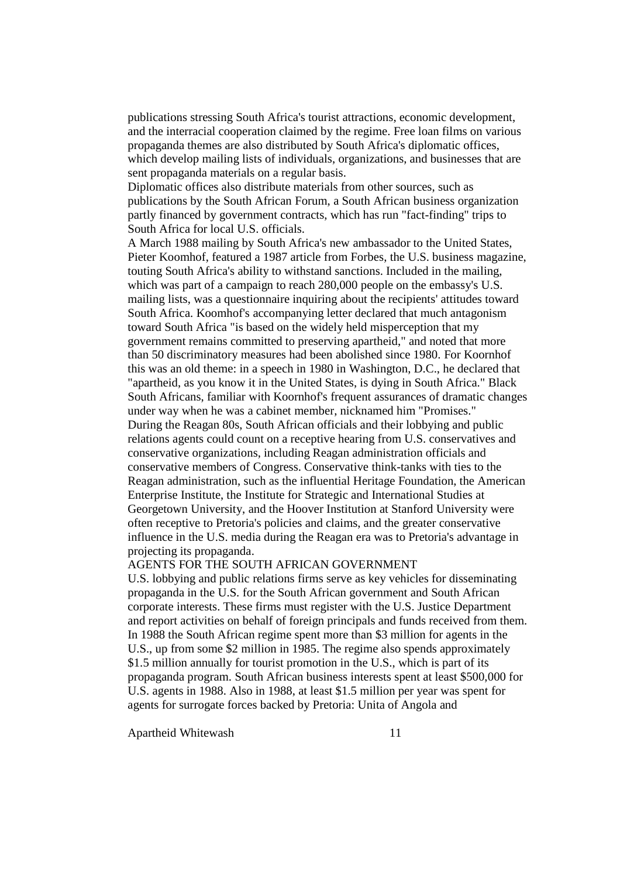publications stressing South Africa's tourist attractions, economic development, and the interracial cooperation claimed by the regime. Free loan films on various propaganda themes are also distributed by South Africa's diplomatic offices, which develop mailing lists of individuals, organizations, and businesses that are sent propaganda materials on a regular basis.

Diplomatic offices also distribute materials from other sources, such as publications by the South African Forum, a South African business organization partly financed by government contracts, which has run "fact-finding" trips to South Africa for local U.S. officials.

A March 1988 mailing by South Africa's new ambassador to the United States, Pieter Koomhof, featured a 1987 article from Forbes, the U.S. business magazine, touting South Africa's ability to withstand sanctions. Included in the mailing, which was part of a campaign to reach 280,000 people on the embassy's U.S. mailing lists, was a questionnaire inquiring about the recipients' attitudes toward South Africa. Koomhof's accompanying letter declared that much antagonism toward South Africa "is based on the widely held misperception that my government remains committed to preserving apartheid," and noted that more than 50 discriminatory measures had been abolished since 1980. For Koornhof this was an old theme: in a speech in 1980 in Washington, D.C., he declared that "apartheid, as you know it in the United States, is dying in South Africa." Black South Africans, familiar with Koornhof's frequent assurances of dramatic changes under way when he was a cabinet member, nicknamed him "Promises."

During the Reagan 80s, South African officials and their lobbying and public relations agents could count on a receptive hearing from U.S. conservatives and conservative organizations, including Reagan administration officials and conservative members of Congress. Conservative think-tanks with ties to the Reagan administration, such as the influential Heritage Foundation, the American Enterprise Institute, the Institute for Strategic and International Studies at Georgetown University, and the Hoover Institution at Stanford University were often receptive to Pretoria's policies and claims, and the greater conservative influence in the U.S. media during the Reagan era was to Pretoria's advantage in projecting its propaganda.

## AGENTS FOR THE SOUTH AFRICAN GOVERNMENT

U.S. lobbying and public relations firms serve as key vehicles for disseminating propaganda in the U.S. for the South African government and South African corporate interests. These firms must register with the U.S. Justice Department and report activities on behalf of foreign principals and funds received from them. In 1988 the South African regime spent more than $3 million for agents in the U.S., up from some $2 million in 1985. The regime also spends approximately $1.5 million annually for tourist promotion in the U.S., which is part of its propaganda program. South African business interests spent at least $500,000 for U.S. agents in 1988. Also in 1988, at least $1.5 million per year was spent for agents for surrogate forces backed by Pretoria: Unita of Angola and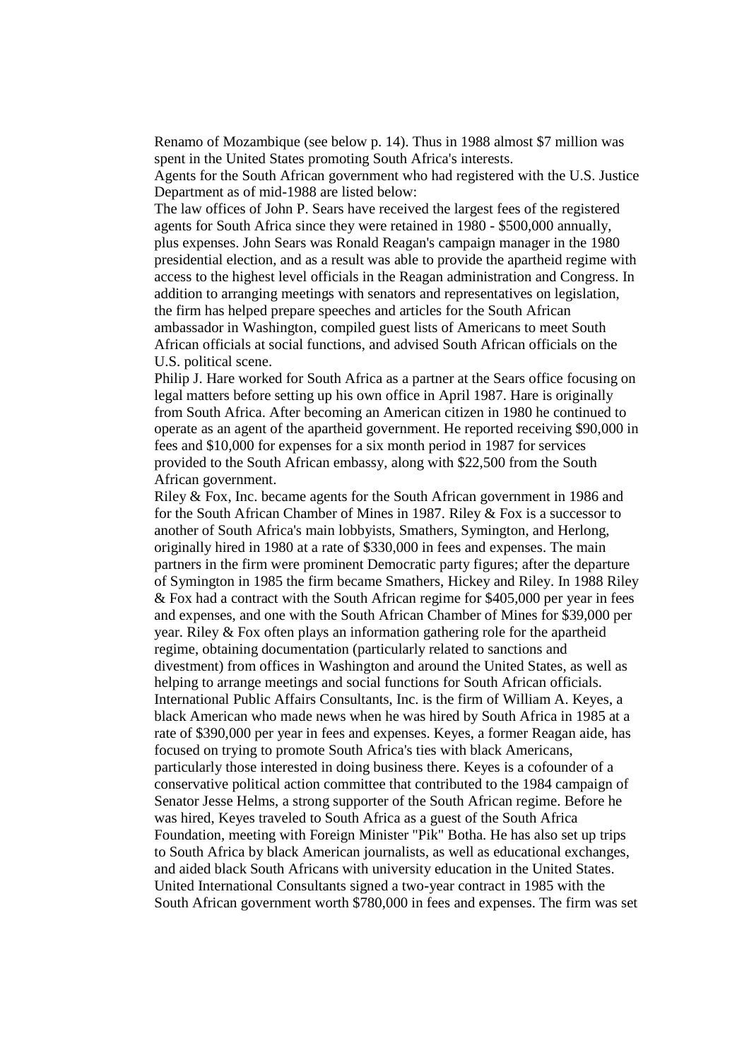Renamo of Mozambique (see below p. 14). Thus in 1988 almost $7 million was spent in the United States promoting South Africa's interests.

Agents for the South African government who had registered with the U.S. Justice Department as of mid-1988 are listed below:

The law offices of John P. Sears have received the largest fees of the registered agents for South Africa since they were retained in 1980 - $500,000 annually, plus expenses. John Sears was Ronald Reagan's campaign manager in the 1980 presidential election, and as a result was able to provide the apartheid regime with access to the highest level officials in the Reagan administration and Congress. In addition to arranging meetings with senators and representatives on legislation, the firm has helped prepare speeches and articles for the South African ambassador in Washington, compiled guest lists of Americans to meet South African officials at social functions, and advised South African officials on the U.S. political scene.

Philip J. Hare worked for South Africa as a partner at the Sears office focusing on legal matters before setting up his own office in April 1987. Hare is originally from South Africa. After becoming an American citizen in 1980 he continued to operate as an agent of the apartheid government. He reported receiving $90,000 in fees and $10,000 for expenses for a six month period in 1987 for services provided to the South African embassy, along with $22,500 from the South African government.

Riley & Fox, Inc. became agents for the South African government in 1986 and for the South African Chamber of Mines in 1987. Riley & Fox is a successor to another of South Africa's main lobbyists, Smathers, Symington, and Herlong, originally hired in 1980 at a rate of $330,000 in fees and expenses. The main partners in the firm were prominent Democratic party figures; after the departure of Symington in 1985 the firm became Smathers, Hickey and Riley. In 1988 Riley & Fox had a contract with the South African regime for $405,000 per year in fees and expenses, and one with the South African Chamber of Mines for $39,000 per year. Riley & Fox often plays an information gathering role for the apartheid regime, obtaining documentation (particularly related to sanctions and divestment) from offices in Washington and around the United States, as well as helping to arrange meetings and social functions for South African officials.

International Public Affairs Consultants, Inc. is the firm of William A. Keyes, a black American who made news when he was hired by South Africa in 1985 at a rate of $390,000 per year in fees and expenses. Keyes, a former Reagan aide, has focused on trying to promote South Africa's ties with black Americans, particularly those interested in doing business there. Keyes is a cofounder of a conservative political action committee that contributed to the 1984 campaign of Senator Jesse Helms, a strong supporter of the South African regime. Before he was hired, Keyes traveled to South Africa as a guest of the South Africa Foundation, meeting with Foreign Minister "Pik" Botha. He has also set up trips to South Africa by black American journalists, as well as educational exchanges, and aided black South Africans with university education in the United States.

United International Consultants signed a two-year contract in 1985 with the South African government worth $780,000 in fees and expenses. The firm was set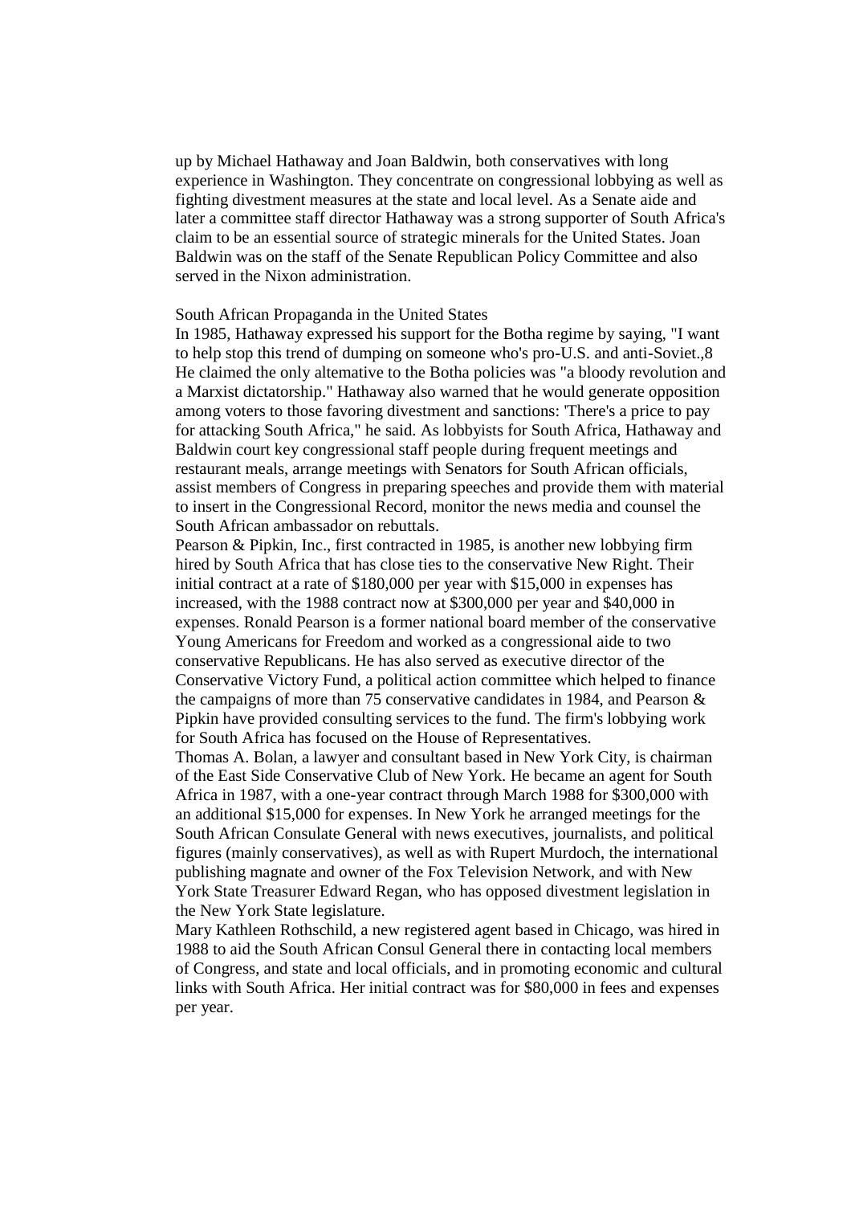up by Michael Hathaway and Joan Baldwin, both conservatives with long experience in Washington. They concentrate on congressional lobbying as well as fighting divestment measures at the state and local level. As a Senate aide and later a committee staff director Hathaway was a strong supporter of South Africa's claim to be an essential source of strategic minerals for the United States. Joan Baldwin was on the staff of the Senate Republican Policy Committee and also served in the Nixon administration.

South African Propaganda in the United States

In 1985, Hathaway expressed his support for the Botha regime by saying, "I want to help stop this trend of dumping on someone who's pro-U.S. and anti-Soviet.,8 He claimed the only altemative to the Botha policies was "a bloody revolution and a Marxist dictatorship." Hathaway also warned that he would generate opposition among voters to those favoring divestment and sanctions: 'There's a price to pay for attacking South Africa," he said. As lobbyists for South Africa, Hathaway and Baldwin court key congressional staff people during frequent meetings and restaurant meals, arrange meetings with Senators for South African officials, assist members of Congress in preparing speeches and provide them with material to insert in the Congressional Record, monitor the news media and counsel the South African ambassador on rebuttals.

Pearson & Pipkin, Inc., first contracted in 1985, is another new lobbying firm hired by South Africa that has close ties to the conservative New Right. Their initial contract at a rate of $180,000 per year with $15,000 in expenses has increased, with the 1988 contract now at $300,000 per year and $40,000 in expenses. Ronald Pearson is a former national board member of the conservative Young Americans for Freedom and worked as a congressional aide to two conservative Republicans. He has also served as executive director of the Conservative Victory Fund, a political action committee which helped to finance the campaigns of more than 75 conservative candidates in 1984, and Pearson & Pipkin have provided consulting services to the fund. The firm's lobbying work for South Africa has focused on the House of Representatives.

Thomas A. Bolan, a lawyer and consultant based in New York City, is chairman of the East Side Conservative Club of New York. He became an agent for South Africa in 1987, with a one-year contract through March 1988 for $300,000 with an additional $15,000 for expenses. In New York he arranged meetings for the South African Consulate General with news executives, journalists, and political figures (mainly conservatives), as well as with Rupert Murdoch, the international publishing magnate and owner of the Fox Television Network, and with New York State Treasurer Edward Regan, who has opposed divestment legislation in the New York State legislature.

Mary Kathleen Rothschild, a new registered agent based in Chicago, was hired in 1988 to aid the South African Consul General there in contacting local members of Congress, and state and local officials, and in promoting economic and cultural links with South Africa. Her initial contract was for $80,000 in fees and expenses per year.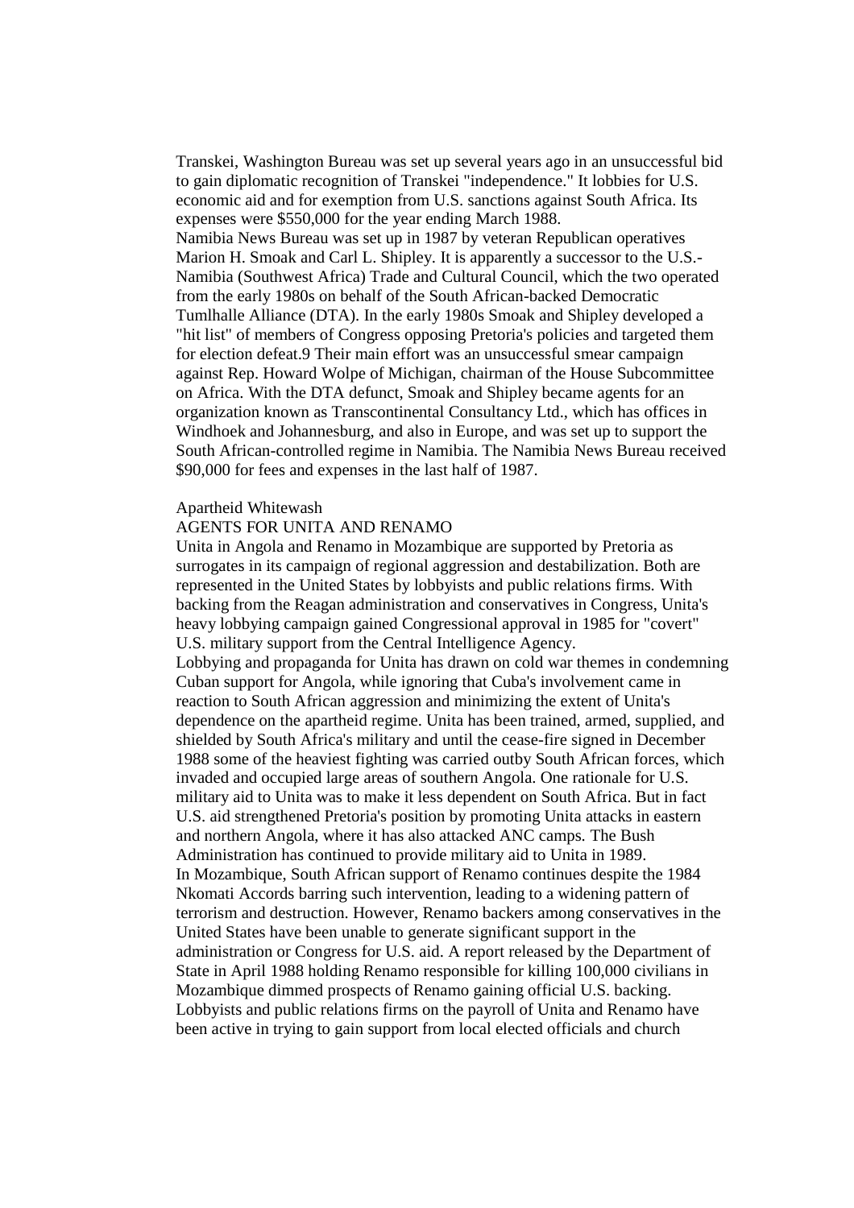Transkei, Washington Bureau was set up several years ago in an unsuccessful bid to gain diplomatic recognition of Transkei "independence." It lobbies for U.S. economic aid and for exemption from U.S. sanctions against South Africa. Its expenses were $550,000 for the year ending March 1988.

Namibia News Bureau was set up in 1987 by veteran Republican operatives Marion H. Smoak and Carl L. Shipley. It is apparently a successor to the U.S.-Namibia (Southwest Africa) Trade and Cultural Council, which the two operated from the early 1980s on behalf of the South African-backed Democratic Tumlhalle Alliance (DTA). In the early 1980s Smoak and Shipley developed a "hit list" of members of Congress opposing Pretoria's policies and targeted them for election defeat.9 Their main effort was an unsuccessful smear campaign against Rep. Howard Wolpe of Michigan, chairman of the House Subcommittee on Africa. With the DTA defunct, Smoak and Shipley became agents for an organization known as Transcontinental Consultancy Ltd., which has offices in Windhoek and Johannesburg, and also in Europe, and was set up to support the South African-controlled regime in Namibia. The Namibia News Bureau received $90,000 for fees and expenses in the last half of 1987.

Apartheid Whitewash

AGENTS FOR UNITA AND RENAMO

Unita in Angola and Renamo in Mozambique are supported by Pretoria as surrogates in its campaign of regional aggression and destabilization. Both are represented in the United States by lobbyists and public relations firms. With backing from the Reagan administration and conservatives in Congress, Unita's heavy lobbying campaign gained Congressional approval in 1985 for "covert" U.S. military support from the Central Intelligence Agency.

Lobbying and propaganda for Unita has drawn on cold war themes in condemning Cuban support for Angola, while ignoring that Cuba's involvement came in reaction to South African aggression and minimizing the extent of Unita's dependence on the apartheid regime. Unita has been trained, armed, supplied, and shielded by South Africa's military and until the cease-fire signed in December 1988 some of the heaviest fighting was carried outby South African forces, which invaded and occupied large areas of southern Angola. One rationale for U.S. military aid to Unita was to make it less dependent on South Africa. But in fact U.S. aid strengthened Pretoria's position by promoting Unita attacks in eastern and northern Angola, where it has also attacked ANC camps. The Bush Administration has continued to provide military aid to Unita in 1989.

In Mozambique, South African support of Renamo continues despite the 1984 Nkomati Accords barring such intervention, leading to a widening pattern of terrorism and destruction. However, Renamo backers among conservatives in the United States have been unable to generate significant support in the administration or Congress for U.S. aid. A report released by the Department of State in April 1988 holding Renamo responsible for killing 100,000 civilians in Mozambique dimmed prospects of Renamo gaining official U.S. backing.

Lobbyists and public relations firms on the payroll of Unita and Renamo have been active in trying to gain support from local elected officials and church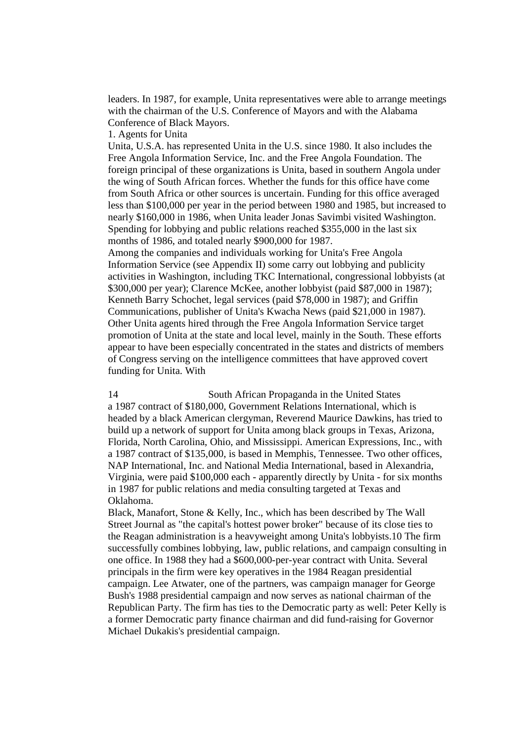leaders. In 1987, for example, Unita representatives were able to arrange meetings with the chairman of the U.S. Conference of Mayors and with the Alabama Conference of Black Mayors.

### 1. Agents for Unita

Unita, U.S.A. has represented Unita in the U.S. since 1980. It also includes the Free Angola Information Service, Inc. and the Free Angola Foundation. The foreign principal of these organizations is Unita, based in southern Angola under the wing of South African forces. Whether the funds for this office have come from South Africa or other sources is uncertain. Funding for this office averaged less than $100,000 per year in the period between 1980 and 1985, but increased to nearly $160,000 in 1986, when Unita leader Jonas Savimbi visited Washington. Spending for lobbying and public relations reached $355,000 in the last six months of 1986, and totaled nearly $900,000 for 1987.

Among the companies and individuals working for Unita's Free Angola Information Service (see Appendix II) some carry out lobbying and publicity activities in Washington, including TKC International, congressional lobbyists (at $300,000 per year); Clarence McKee, another lobbyist (paid $87,000 in 1987); Kenneth Barry Schochet, legal services (paid $78,000 in 1987); and Griffin Communications, publisher of Unita's Kwacha News (paid $21,000 in 1987). Other Unita agents hired through the Free Angola Information Service target promotion of Unita at the state and local level, mainly in the South. These efforts appear to have been especially concentrated in the states and districts of members of Congress serving on the intelligence committees that have approved covert funding for Unita. With a 1987 contract of $180,000, Government Relations International, which is headed by a black American clergyman, Reverend Maurice Dawkins, has tried to build up a network of support for Unita among black groups in Texas, Arizona, Florida, North Carolina, Ohio, and Mississippi. American Expressions, Inc., with a 1987 contract of $135,000, is based in Memphis, Tennessee. Two other offices, NAP International, Inc. and National Media International, based in Alexandria, Virginia, were paid $100,000 each - apparently directly by Unita - for six months in 1987 for public relations and media consulting targeted at Texas and Oklahoma.

Black, Manafort, Stone & Kelly, Inc., which has been described by The Wall Street Journal as "the capital's hottest power broker" because of its close ties to the Reagan administration is a heavyweight among Unita's lobbyists.[10] The firm successfully combines lobbying, law, public relations, and campaign consulting in one office. In 1988 they had a $600,000-per-year contract with Unita. Several principals in the firm were key operatives in the 1984 Reagan presidential campaign. Lee Atwater, one of the partners, was campaign manager for George Bush's 1988 presidential campaign and now serves as national chairman of the Republican Party. The firm has ties to the Democratic party as well: Peter Kelly is a former Democratic party finance chairman and did fund-raising for Governor Michael Dukakis's presidential campaign.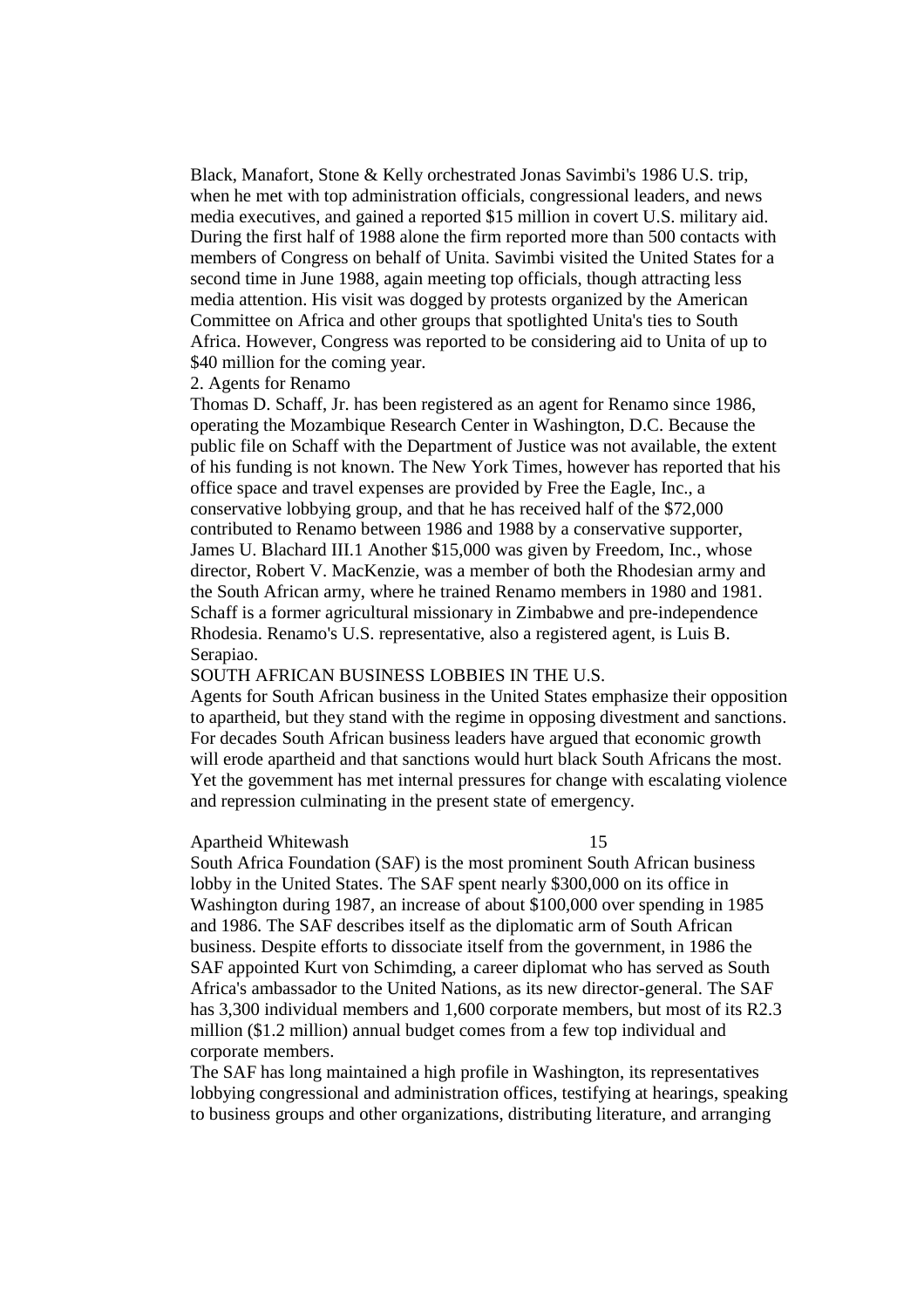Black, Manafort, Stone & Kelly orchestrated Jonas Savimbi's 1986 U.S. trip, when he met with top administration officials, congressional leaders, and news media executives, and gained a reported $15 million in covert U.S. military aid. During the first half of 1988 alone the firm reported more than 500 contacts with members of Congress on behalf of Unita. Savimbi visited the United States for a second time in June 1988, again meeting top officials, though attracting less media attention. His visit was dogged by protests organized by the American Committee on Africa and other groups that spotlighted Unita's ties to South Africa. However, Congress was reported to be considering aid to Unita of up to $40 million for the coming year.

### 2. Agents for Renamo

Thomas D. Schaff, Jr. has been registered as an agent for Renamo since 1986, operating the Mozambique Research Center in Washington, D.C. Because the public file on Schaff with the Department of Justice was not available, the extent of his funding is not known. The New York Times, however has reported that his office space and travel expenses are provided by Free the Eagle, Inc., a conservative lobbying group, and that he has received half of the $72,000 contributed to Renamo between 1986 and 1988 by a conservative supporter, James U. Blachard III.[1] Another $15,000 was given by Freedom, Inc., whose director, Robert V. MacKenzie, was a member of both the Rhodesian army and the South African army, where he trained Renamo members in 1980 and 1981. Schaff is a former agricultural missionary in Zimbabwe and pre-independence Rhodesia. Renamo's U.S. representative, also a registered agent, is Luis B. Serapiao.

## SOUTH AFRICAN BUSINESS LOBBIES IN THE U.S.

Agents for South African business in the United States emphasize their opposition to apartheid, but they stand with the regime in opposing divestment and sanctions. For decades South African business leaders have argued that economic growth will erode apartheid and that sanctions would hurt black South Africans the most. Yet the government has met internal pressures for change with escalating violence and repression culminating in the present state of emergency.

South Africa Foundation (SAF) is the most prominent South African business lobby in the United States. The SAF spent nearly $300,000 on its office in Washington during 1987, an increase of about $100,000 over spending in 1985 and 1986. The SAF describes itself as the diplomatic arm of South African business. Despite efforts to dissociate itself from the government, in 1986 the SAF appointed Kurt von Schimding, a career diplomat who has served as South Africa's ambassador to the United Nations, as its new director-general. The SAF has 3,300 individual members and 1,600 corporate members, but most of its R2.3 million ($1.2 million) annual budget comes from a few top individual and corporate members.

The SAF has long maintained a high profile in Washington, its representatives lobbying congressional and administration offices, testifying at hearings, speaking to business groups and other organizations, distributing literature, and arranging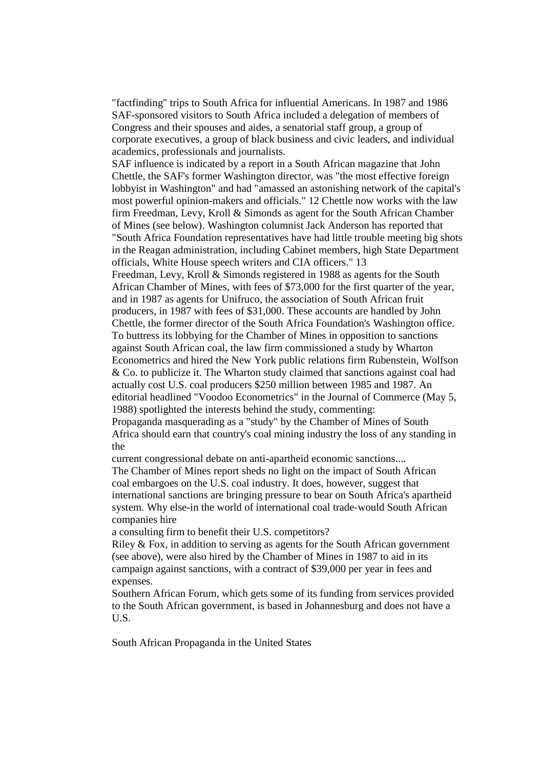"factfinding" trips to South Africa for influential Americans. In 1987 and 1986 SAF-sponsored visitors to South Africa included a delegation of members of Congress and their spouses and aides, a senatorial staff group, a group of corporate executives, a group of black business and civic leaders, and individual academics, professionals and journalists.

SAF influence is indicated by a report in a South African magazine that John Chettle, the SAF's former Washington director, was "the most effective foreign lobbyist in Washington" and had "amassed an astonishing network of the capital's most powerful opinion-makers and officials." 12 Chettle now works with the law firm Freedman, Levy, Kroll & Simonds as agent for the South African Chamber of Mines (see below). Washington columnist Jack Anderson has reported that "South Africa Foundation representatives have had little trouble meeting big shots in the Reagan administration, including Cabinet members, high State Department officials, White House speech writers and CIA officers." 13

Freedman, Levy, Kroll & Simonds registered in 1988 as agents for the South African Chamber of Mines, with fees of $73,000 for the first quarter of the year, and in 1987 as agents for Unifruco, the association of South African fruit producers, in 1987 with fees of $31,000. These accounts are handled by John Chettle, the former director of the South Africa Foundation's Washington office. To buttress its lobbying for the Chamber of Mines in opposition to sanctions against South African coal, the law firm commissioned a study by Wharton Econometrics and hired the New York public relations firm Rubenstein, Wolfson & Co. to publicize it. The Wharton study claimed that sanctions against coal had actually cost U.S. coal producers $250 million between 1985 and 1987. An editorial headlined "Voodoo Econometrics" in the Journal of Commerce (May 5, 1988) spotlighted the interests behind the study, commenting:

Propaganda masquerading as a "study" by the Chamber of Mines of South Africa should earn that country's coal mining industry the loss of any standing in the current congressional debate on anti-apartheid economic sanctions....

The Chamber of Mines report sheds no light on the impact of South African coal embargoes on the U.S. coal industry. It does, however, suggest that international sanctions are bringing pressure to bear on South Africa's apartheid system. Why else-in the world of international coal trade-would South African companies hire a consulting firm to benefit their U.S. competitors?

Riley & Fox, in addition to serving as agents for the South African government (see above), were also hired by the Chamber of Mines in 1987 to aid in its campaign against sanctions, with a contract of $39,000 per year in fees and expenses.

Southern African Forum, which gets some of its funding from services provided to the South African government, is based in Johannesburg and does not have a U.S.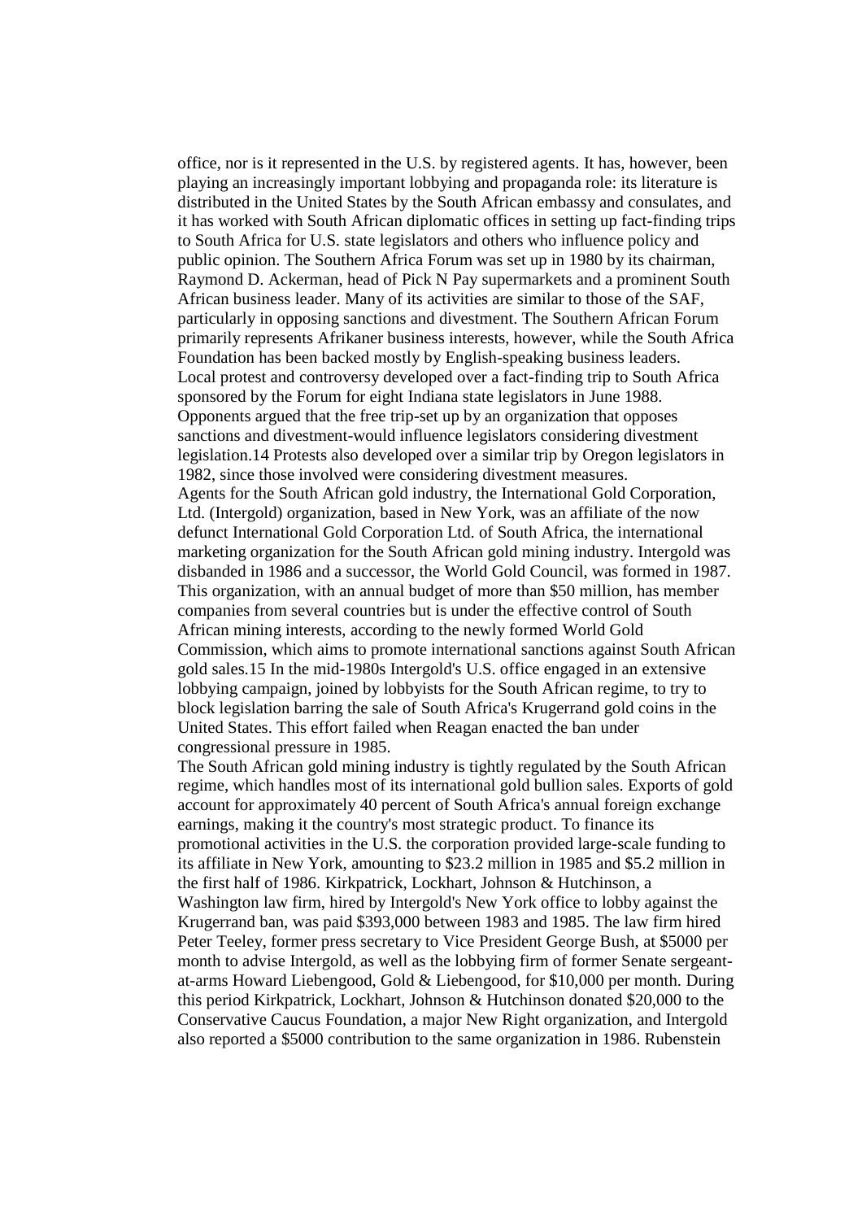office, nor is it represented in the U.S. by registered agents. It has, however, been playing an increasingly important lobbying and propaganda role: its literature is distributed in the United States by the South African embassy and consulates, and it has worked with South African diplomatic offices in setting up fact-finding trips to South Africa for U.S. state legislators and others who influence policy and public opinion. The Southern Africa Forum was set up in 1980 by its chairman, Raymond D. Ackerman, head of Pick N Pay supermarkets and a prominent South African business leader. Many of its activities are similar to those of the SAF, particularly in opposing sanctions and divestment. The Southern African Forum primarily represents Afrikaner business interests, however, while the South Africa Foundation has been backed mostly by English-speaking business leaders.

Local protest and controversy developed over a fact-finding trip to South Africa sponsored by the Forum for eight Indiana state legislators in June 1988. Opponents argued that the free trip-set up by an organization that opposes sanctions and divestment-would influence legislators considering divestment legislation.14 Protests also developed over a similar trip by Oregon legislators in 1982, since those involved were considering divestment measures.

Agents for the South African gold industry, the International Gold Corporation, Ltd. (Intergold) organization, based in New York, was an affiliate of the now defunct International Gold Corporation Ltd. of South Africa, the international marketing organization for the South African gold mining industry. Intergold was disbanded in 1986 and a successor, the World Gold Council, was formed in 1987. This organization, with an annual budget of more than $50 million, has member companies from several countries but is under the effective control of South African mining interests, according to the newly formed World Gold Commission, which aims to promote international sanctions against South African gold sales.15 In the mid-1980s Intergold's U.S. office engaged in an extensive lobbying campaign, joined by lobbyists for the South African regime, to try to block legislation barring the sale of South Africa's Krugerrand gold coins in the United States. This effort failed when Reagan enacted the ban under congressional pressure in 1985.

The South African gold mining industry is tightly regulated by the South African regime, which handles most of its international gold bullion sales. Exports of gold account for approximately 40 percent of South Africa's annual foreign exchange earnings, making it the country's most strategic product. To finance its promotional activities in the U.S. the corporation provided large-scale funding to its affiliate in New York, amounting to $23.2 million in 1985 and $5.2 million in the first half of 1986. Kirkpatrick, Lockhart, Johnson & Hutchinson, a Washington law firm, hired by Intergold's New York office to lobby against the Krugerrand ban, was paid $393,000 between 1983 and 1985. The law firm hired Peter Teeley, former press secretary to Vice President George Bush, at $5000 per month to advise Intergold, as well as the lobbying firm of former Senate sergeant-at-arms Howard Liebengood, Gold & Liebengood, for $10,000 per month. During this period Kirkpatrick, Lockhart, Johnson & Hutchinson donated $20,000 to the Conservative Caucus Foundation, a major New Right organization, and Intergold also reported a $5000 contribution to the same organization in 1986. Rubenstein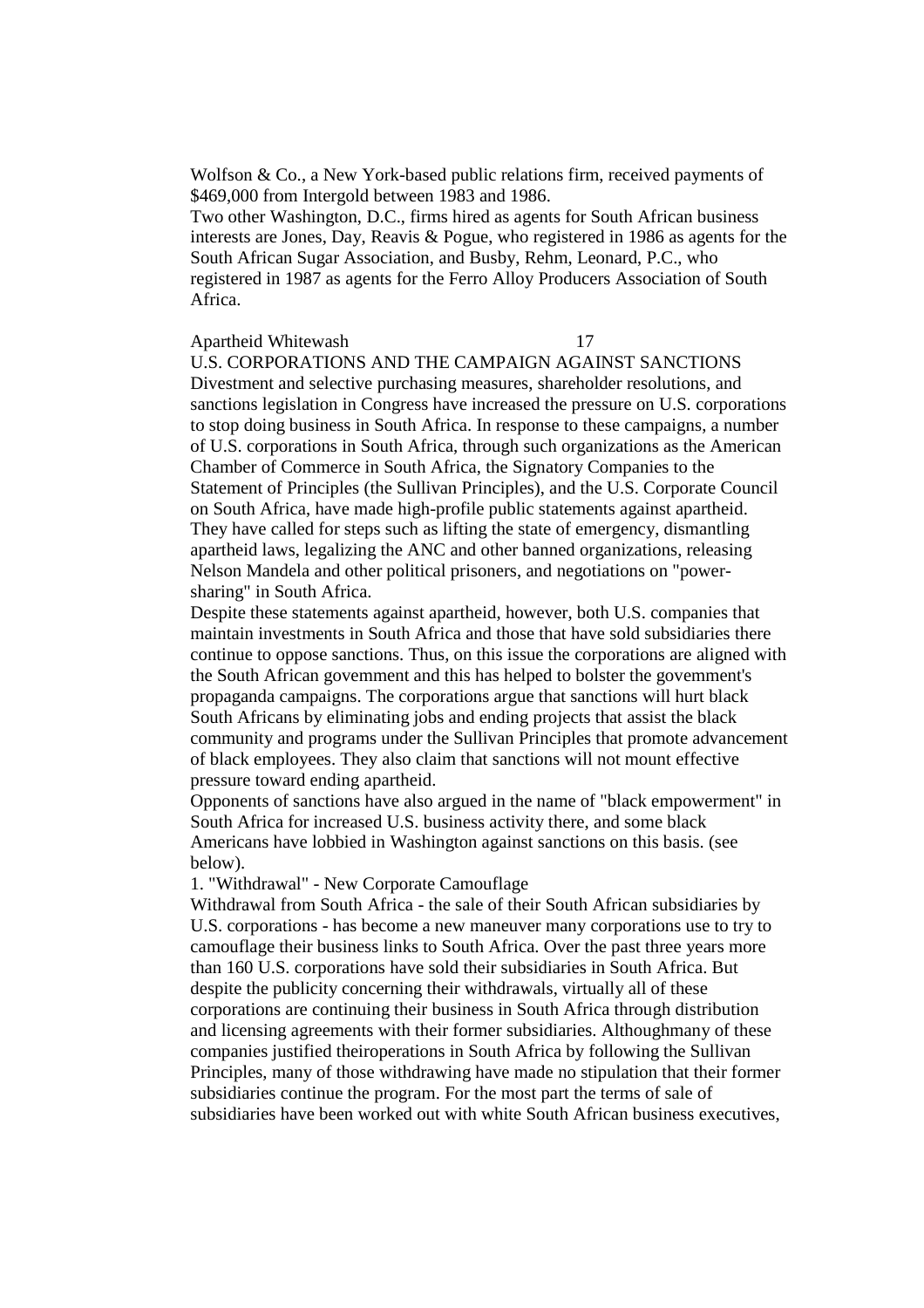Wolfson & Co., a New York-based public relations firm, received payments of $469,000 from Intergold between 1983 and 1986.

Two other Washington, D.C., firms hired as agents for South African business interests are Jones, Day, Reavis & Pogue, who registered in 1986 as agents for the South African Sugar Association, and Busby, Rehm, Leonard, P.C., who registered in 1987 as agents for the Ferro Alloy Producers Association of South Africa.

## U.S. CORPORATIONS AND THE CAMPAIGN AGAINST SANCTIONS

Divestment and selective purchasing measures, shareholder resolutions, and sanctions legislation in Congress have increased the pressure on U.S. corporations to stop doing business in South Africa. In response to these campaigns, a number of U.S. corporations in South Africa, through such organizations as the American Chamber of Commerce in South Africa, the Signatory Companies to the Statement of Principles (the Sullivan Principles), and the U.S. Corporate Council on South Africa, have made high-profile public statements against apartheid. They have called for steps such as lifting the state of emergency, dismantling apartheid laws, legalizing the ANC and other banned organizations, releasing Nelson Mandela and other political prisoners, and negotiations on "power-sharing" in South Africa.

Despite these statements against apartheid, however, both U.S. companies that maintain investments in South Africa and those that have sold subsidiaries there continue to oppose sanctions. Thus, on this issue the corporations are aligned with the South African govemment and this has helped to bolster the govemment's propaganda campaigns. The corporations argue that sanctions will hurt black South Africans by eliminating jobs and ending projects that assist the black community and programs under the Sullivan Principles that promote advancement of black employees. They also claim that sanctions will not mount effective pressure toward ending apartheid.

Opponents of sanctions have also argued in the name of "black empowerment" in South Africa for increased U.S. business activity there, and some black Americans have lobbied in Washington against sanctions on this basis. (see below).

### 1. "Withdrawal" - New Corporate Camouflage

Withdrawal from South Africa - the sale of their South African subsidiaries by U.S. corporations - has become a new maneuver many corporations use to try to camouflage their business links to South Africa. Over the past three years more than 160 U.S. corporations have sold their subsidiaries in South Africa. But despite the publicity concerning their withdrawals, virtually all of these corporations are continuing their business in South Africa through distribution and licensing agreements with their former subsidiaries. Althoughmany of these companies justified theiroperations in South Africa by following the Sullivan Principles, many of those withdrawing have made no stipulation that their former subsidiaries continue the program. For the most part the terms of sale of subsidiaries have been worked out with white South African business executives,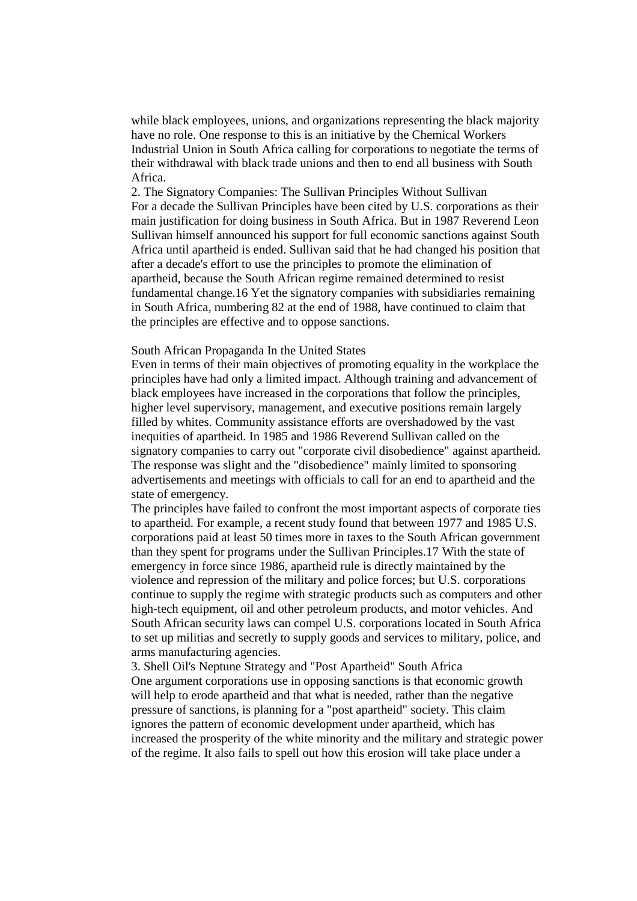while black employees, unions, and organizations representing the black majority have no role. One response to this is an initiative by the Chemical Workers Industrial Union in South Africa calling for corporations to negotiate the terms of their withdrawal with black trade unions and then to end all business with South Africa.

## 2. The Signatory Companies: The Sullivan Principles Without Sullivan

For a decade the Sullivan Principles have been cited by U.S. corporations as their main justification for doing business in South Africa. But in 1987 Reverend Leon Sullivan himself announced his support for full economic sanctions against South Africa until apartheid is ended. Sullivan said that he had changed his position that after a decade's effort to use the principles to promote the elimination of apartheid, because the South African regime remained determined to resist fundamental change.16 Yet the signatory companies with subsidiaries remaining in South Africa, numbering 82 at the end of 1988, have continued to claim that the principles are effective and to oppose sanctions.

South African Propaganda In the United States

Even in terms of their main objectives of promoting equality in the workplace the principles have had only a limited impact. Although training and advancement of black employees have increased in the corporations that follow the principles, higher level supervisory, management, and executive positions remain largely filled by whites. Community assistance efforts are overshadowed by the vast inequities of apartheid. In 1985 and 1986 Reverend Sullivan called on the signatory companies to carry out "corporate civil disobedience" against apartheid. The response was slight and the "disobedience" mainly limited to sponsoring advertisements and meetings with officials to call for an end to apartheid and the state of emergency.

The principles have failed to confront the most important aspects of corporate ties to apartheid. For example, a recent study found that between 1977 and 1985 U.S. corporations paid at least 50 times more in taxes to the South African government than they spent for programs under the Sullivan Principles.17 With the state of emergency in force since 1986, apartheid rule is directly maintained by the violence and repression of the military and police forces; but U.S. corporations continue to supply the regime with strategic products such as computers and other high-tech equipment, oil and other petroleum products, and motor vehicles. And South African security laws can compel U.S. corporations located in South Africa to set up militias and secretly to supply goods and services to military, police, and arms manufacturing agencies.

## 3. Shell Oil's Neptune Strategy and "Post Apartheid" South Africa

One argument corporations use in opposing sanctions is that economic growth will help to erode apartheid and that what is needed, rather than the negative pressure of sanctions, is planning for a "post apartheid" society. This claim ignores the pattern of economic development under apartheid, which has increased the prosperity of the white minority and the military and strategic power of the regime. It also fails to spell out how this erosion will take place under a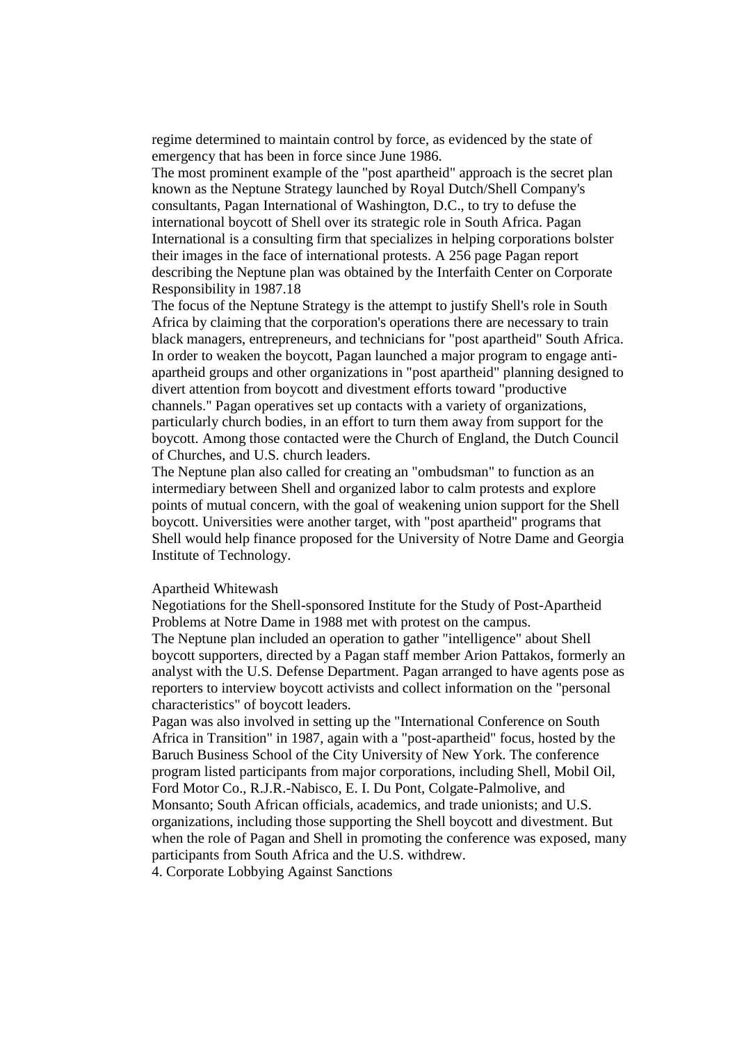regime determined to maintain control by force, as evidenced by the state of emergency that has been in force since June 1986.

The most prominent example of the "post apartheid" approach is the secret plan known as the Neptune Strategy launched by Royal Dutch/Shell Company's consultants, Pagan International of Washington, D.C., to try to defuse the international boycott of Shell over its strategic role in South Africa. Pagan International is a consulting firm that specializes in helping corporations bolster their images in the face of international protests. A 256 page Pagan report describing the Neptune plan was obtained by the Interfaith Center on Corporate Responsibility in 1987.18

The focus of the Neptune Strategy is the attempt to justify Shell's role in South Africa by claiming that the corporation's operations there are necessary to train black managers, entrepreneurs, and technicians for "post apartheid" South Africa. In order to weaken the boycott, Pagan launched a major program to engage anti-apartheid groups and other organizations in "post apartheid" planning designed to divert attention from boycott and divestment efforts toward "productive channels." Pagan operatives set up contacts with a variety of organizations, particularly church bodies, in an effort to turn them away from support for the boycott. Among those contacted were the Church of England, the Dutch Council of Churches, and U.S. church leaders.

The Neptune plan also called for creating an "ombudsman" to function as an intermediary between Shell and organized labor to calm protests and explore points of mutual concern, with the goal of weakening union support for the Shell boycott. Universities were another target, with "post apartheid" programs that Shell would help finance proposed for the University of Notre Dame and Georgia Institute of Technology.

### Apartheid Whitewash

Negotiations for the Shell-sponsored Institute for the Study of Post-Apartheid Problems at Notre Dame in 1988 met with protest on the campus.

The Neptune plan included an operation to gather "intelligence" about Shell boycott supporters, directed by a Pagan staff member Arion Pattakos, formerly an analyst with the U.S. Defense Department. Pagan arranged to have agents pose as reporters to interview boycott activists and collect information on the "personal characteristics" of boycott leaders.

Pagan was also involved in setting up the "International Conference on South Africa in Transition" in 1987, again with a "post-apartheid" focus, hosted by the Baruch Business School of the City University of New York. The conference program listed participants from major corporations, including Shell, Mobil Oil, Ford Motor Co., R.J.R.-Nabisco, E. I. Du Pont, Colgate-Palmolive, and Monsanto; South African officials, academics, and trade unionists; and U.S. organizations, including those supporting the Shell boycott and divestment. But when the role of Pagan and Shell in promoting the conference was exposed, many participants from South Africa and the U.S. withdrew.

## 4. Corporate Lobbying Against Sanctions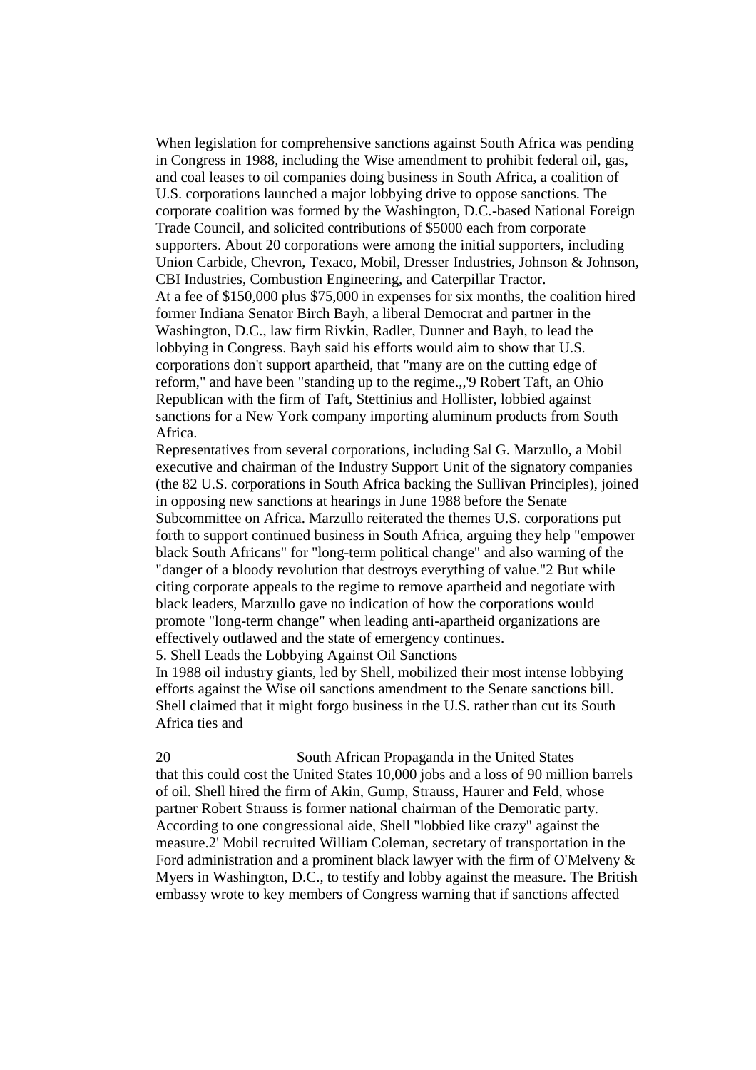When legislation for comprehensive sanctions against South Africa was pending in Congress in 1988, including the Wise amendment to prohibit federal oil, gas, and coal leases to oil companies doing business in South Africa, a coalition of U.S. corporations launched a major lobbying drive to oppose sanctions. The corporate coalition was formed by the Washington, D.C.-based National Foreign Trade Council, and solicited contributions of $5000 each from corporate supporters. About 20 corporations were among the initial supporters, including Union Carbide, Chevron, Texaco, Mobil, Dresser Industries, Johnson & Johnson, CBI Industries, Combustion Engineering, and Caterpillar Tractor.

At a fee of $150,000 plus $75,000 in expenses for six months, the coalition hired former Indiana Senator Birch Bayh, a liberal Democrat and partner in the Washington, D.C., law firm Rivkin, Radler, Dunner and Bayh, to lead the lobbying in Congress. Bayh said his efforts would aim to show that U.S. corporations don't support apartheid, that "many are on the cutting edge of reform," and have been "standing up to the regime.,,'9 Robert Taft, an Ohio Republican with the firm of Taft, Stettinius and Hollister, lobbied against sanctions for a New York company importing aluminum products from South Africa.

Representatives from several corporations, including Sal G. Marzullo, a Mobil executive and chairman of the Industry Support Unit of the signatory companies (the 82 U.S. corporations in South Africa backing the Sullivan Principles), joined in opposing new sanctions at hearings in June 1988 before the Senate Subcommittee on Africa. Marzullo reiterated the themes U.S. corporations put forth to support continued business in South Africa, arguing they help "empower black South Africans" for "long-term political change" and also warning of the "danger of a bloody revolution that destroys everything of value."2 But while citing corporate appeals to the regime to remove apartheid and negotiate with black leaders, Marzullo gave no indication of how the corporations would promote "long-term change" when leading anti-apartheid organizations are effectively outlawed and the state of emergency continues.

## 5. Shell Leads the Lobbying Against Oil Sanctions

In 1988 oil industry giants, led by Shell, mobilized their most intense lobbying efforts against the Wise oil sanctions amendment to the Senate sanctions bill. Shell claimed that it might forgo business in the U.S. rather than cut its South Africa ties and that this could cost the United States 10,000 jobs and a loss of 90 million barrels of oil. Shell hired the firm of Akin, Gump, Strauss, Haurer and Feld, whose partner Robert Strauss is former national chairman of the Demoratic party. According to one congressional aide, Shell "lobbied like crazy" against the measure.2' Mobil recruited William Coleman, secretary of transportation in the Ford administration and a prominent black lawyer with the firm of O'Melveny & Myers in Washington, D.C., to testify and lobby against the measure. The British embassy wrote to key members of Congress warning that if sanctions affected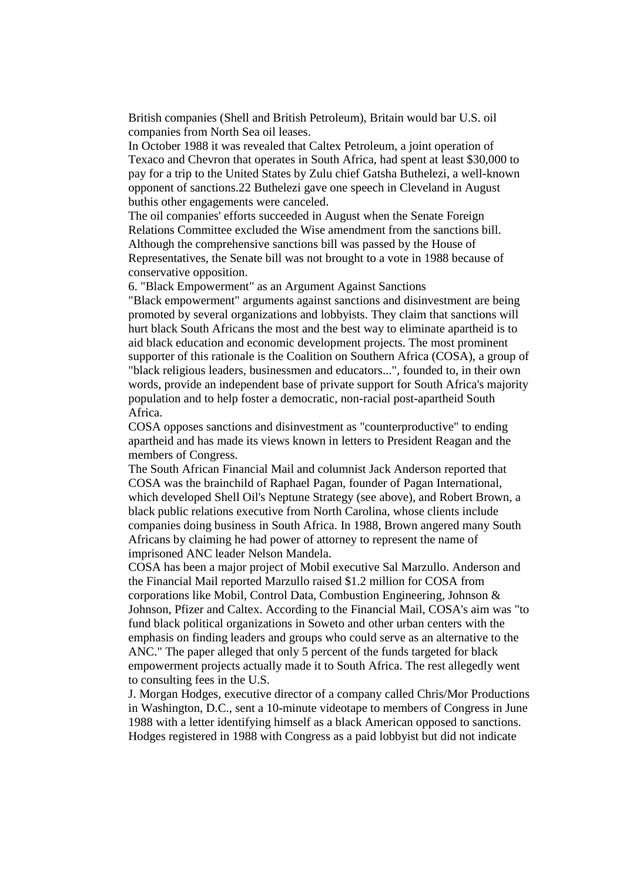British companies (Shell and British Petroleum), Britain would bar U.S. oil companies from North Sea oil leases.

In October 1988 it was revealed that Caltex Petroleum, a joint operation of Texaco and Chevron that operates in South Africa, had spent at least $30,000 to pay for a trip to the United States by Zulu chief Gatsha Buthelezi, a well-known opponent of sanctions.22 Buthelezi gave one speech in Cleveland in August buthis other engagements were canceled.

The oil companies' efforts succeeded in August when the Senate Foreign Relations Committee excluded the Wise amendment from the sanctions bill. Although the comprehensive sanctions bill was passed by the House of Representatives, the Senate bill was not brought to a vote in 1988 because of conservative opposition.

## 6. "Black Empowerment" as an Argument Against Sanctions

"Black empowerment" arguments against sanctions and disinvestment are being promoted by several organizations and lobbyists. They claim that sanctions will hurt black South Africans the most and the best way to eliminate apartheid is to aid black education and economic development projects. The most prominent supporter of this rationale is the Coalition on Southern Africa (COSA), a group of "black religious leaders, businessmen and educators...", founded to, in their own words, provide an independent base of private support for South Africa's majority population and to help foster a democratic, non-racial post-apartheid South Africa.

COSA opposes sanctions and disinvestment as "counterproductive" to ending apartheid and has made its views known in letters to President Reagan and the members of Congress.

The South African Financial Mail and columnist Jack Anderson reported that COSA was the brainchild of Raphael Pagan, founder of Pagan International, which developed Shell Oil's Neptune Strategy (see above), and Robert Brown, a black public relations executive from North Carolina, whose clients include companies doing business in South Africa. In 1988, Brown angered many South Africans by claiming he had power of attorney to represent the name of imprisoned ANC leader Nelson Mandela.

COSA has been a major project of Mobil executive Sal Marzullo. Anderson and the Financial Mail reported Marzullo raised $1.2 million for COSA from corporations like Mobil, Control Data, Combustion Engineering, Johnson & Johnson, Pfizer and Caltex. According to the Financial Mail, COSA's aim was "to fund black political organizations in Soweto and other urban centers with the emphasis on finding leaders and groups who could serve as an alternative to the ANC." The paper alleged that only 5 percent of the funds targeted for black empowerment projects actually made it to South Africa. The rest allegedly went to consulting fees in the U.S.

J. Morgan Hodges, executive director of a company called Chris/Mor Productions in Washington, D.C., sent a 10-minute videotape to members of Congress in June 1988 with a letter identifying himself as a black American opposed to sanctions. Hodges registered in 1988 with Congress as a paid lobbyist but did not indicate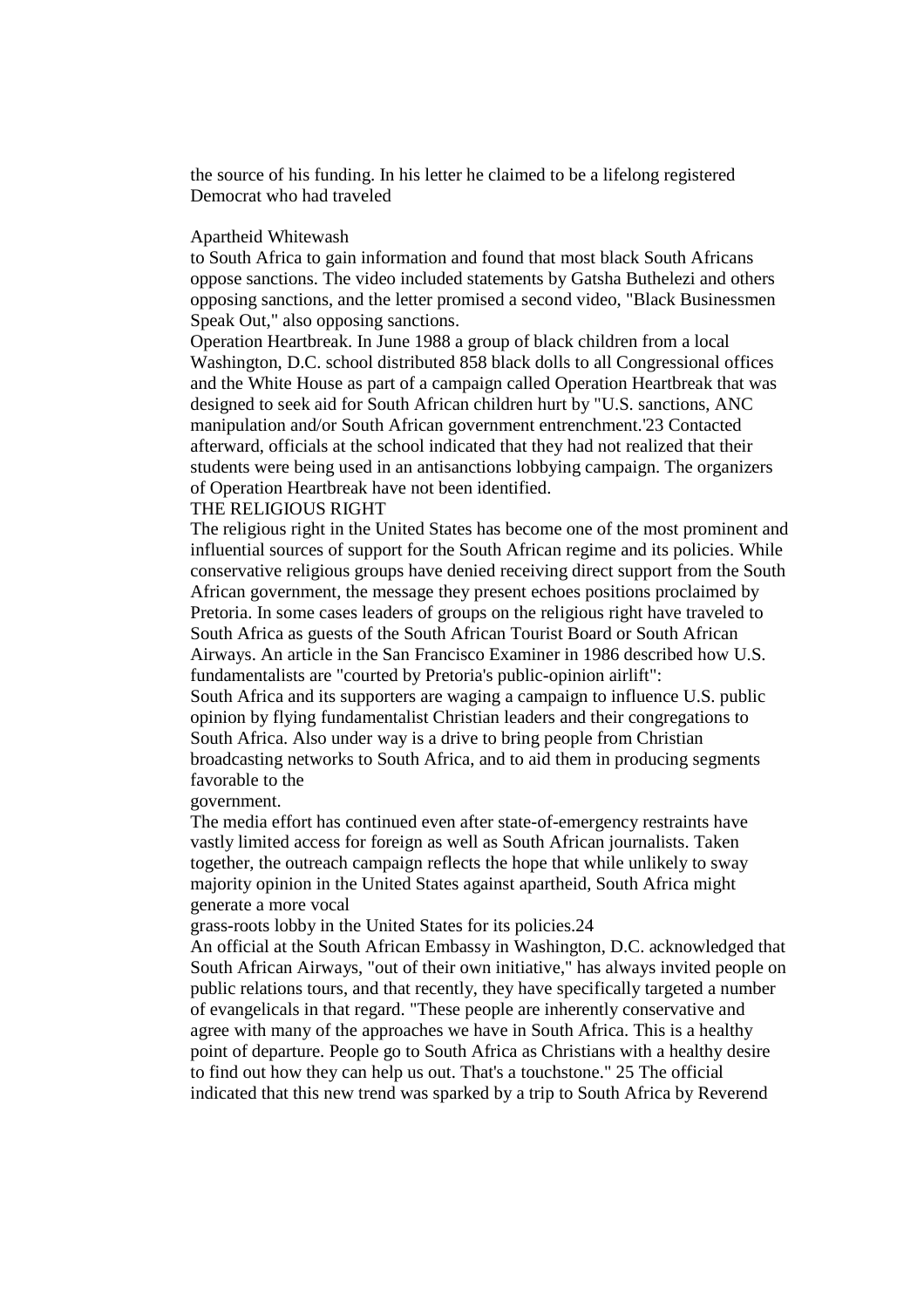the source of his funding. In his letter he claimed to be a lifelong registered Democrat who had traveled

to South Africa to gain information and found that most black South Africans oppose sanctions. The video included statements by Gatsha Buthelezi and others opposing sanctions, and the letter promised a second video, "Black Businessmen Speak Out," also opposing sanctions.

Operation Heartbreak. In June 1988 a group of black children from a local Washington, D.C. school distributed 858 black dolls to all Congressional offices and the White House as part of a campaign called Operation Heartbreak that was designed to seek aid for South African children hurt by "U.S. sanctions, ANC manipulation and/or South African government entrenchment.'[23] Contacted afterward, officials at the school indicated that they had not realized that their students were being used in an antisanctions lobbying campaign. The organizers of Operation Heartbreak have not been identified.

## THE RELIGIOUS RIGHT

The religious right in the United States has become one of the most prominent and influential sources of support for the South African regime and its policies. While conservative religious groups have denied receiving direct support from the South African government, the message they present echoes positions proclaimed by Pretoria. In some cases leaders of groups on the religious right have traveled to South Africa as guests of the South African Tourist Board or South African Airways. An article in the San Francisco Examiner in 1986 described how U.S. fundamentalists are "courted by Pretoria's public-opinion airlift":

South Africa and its supporters are waging a campaign to influence U.S. public opinion by flying fundamentalist Christian leaders and their congregations to South Africa. Also under way is a drive to bring people from Christian broadcasting networks to South Africa, and to aid them in producing segments favorable to the government.

The media effort has continued even after state-of-emergency restraints have vastly limited access for foreign as well as South African journalists. Taken together, the outreach campaign reflects the hope that while unlikely to sway majority opinion in the United States against apartheid, South Africa might generate a more vocal grass-roots lobby in the United States for its policies.[24]

An official at the South African Embassy in Washington, D.C. acknowledged that South African Airways, "out of their own initiative," has always invited people on public relations tours, and that recently, they have specifically targeted a number of evangelicals in that regard. "These people are inherently conservative and agree with many of the approaches we have in South Africa. This is a healthy point of departure. People go to South Africa as Christians with a healthy desire to find out how they can help us out. That's a touchstone." [25] The official indicated that this new trend was sparked by a trip to South Africa by Reverend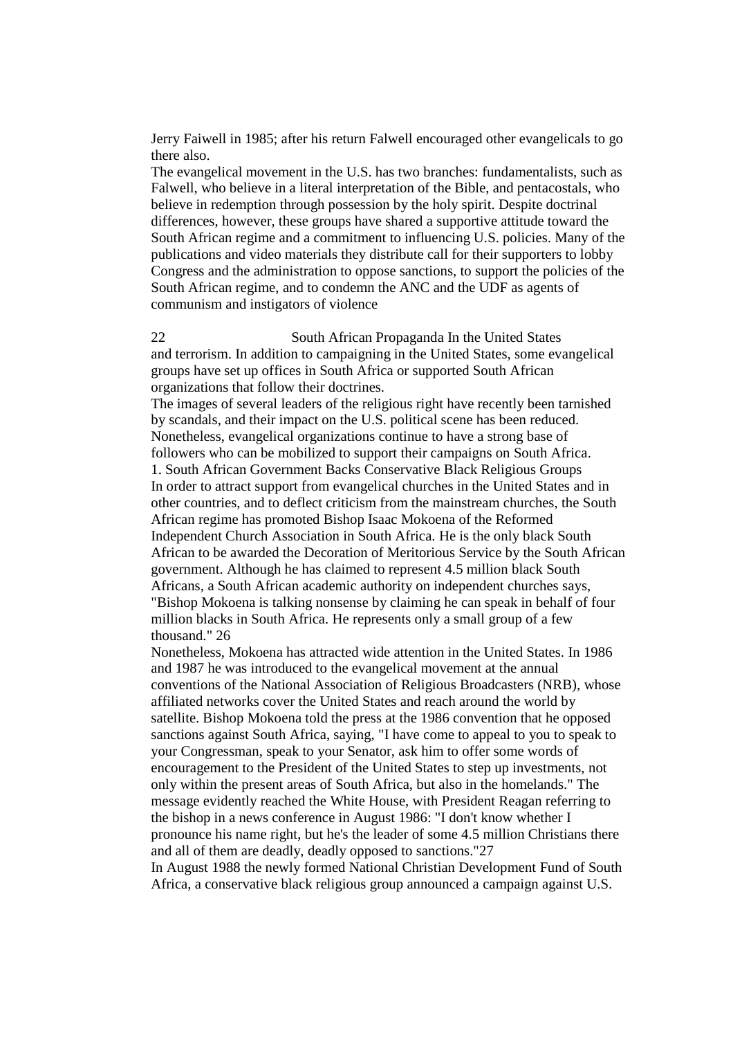Jerry Faiwell in 1985; after his return Falwell encouraged other evangelicals to go there also.

The evangelical movement in the U.S. has two branches: fundamentalists, such as Falwell, who believe in a literal interpretation of the Bible, and pentacostals, who believe in redemption through possession by the holy spirit. Despite doctrinal differences, however, these groups have shared a supportive attitude toward the South African regime and a commitment to influencing U.S. policies. Many of the publications and video materials they distribute call for their supporters to lobby Congress and the administration to oppose sanctions, to support the policies of the South African regime, and to condemn the ANC and the UDF as agents of communism and instigators of violence and terrorism. In addition to campaigning in the United States, some evangelical groups have set up offices in South Africa or supported South African organizations that follow their doctrines.

The images of several leaders of the religious right have recently been tarnished by scandals, and their impact on the U.S. political scene has been reduced. Nonetheless, evangelical organizations continue to have a strong base of followers who can be mobilized to support their campaigns on South Africa.

### 1. South African Government Backs Conservative Black Religious Groups

In order to attract support from evangelical churches in the United States and in other countries, and to deflect criticism from the mainstream churches, the South African regime has promoted Bishop Isaac Mokoena of the Reformed Independent Church Association in South Africa. He is the only black South African to be awarded the Decoration of Meritorious Service by the South African government. Although he has claimed to represent 4.5 million black South Africans, a South African academic authority on independent churches says, "Bishop Mokoena is talking nonsense by claiming he can speak in behalf of four million blacks in South Africa. He represents only a small group of a few thousand." [26]

Nonetheless, Mokoena has attracted wide attention in the United States. In 1986 and 1987 he was introduced to the evangelical movement at the annual conventions of the National Association of Religious Broadcasters (NRB), whose affiliated networks cover the United States and reach around the world by satellite. Bishop Mokoena told the press at the 1986 convention that he opposed sanctions against South Africa, saying, "I have come to appeal to you to speak to your Congressman, speak to your Senator, ask him to offer some words of encouragement to the President of the United States to step up investments, not only within the present areas of South Africa, but also in the homelands." The message evidently reached the White House, with President Reagan referring to the bishop in a news conference in August 1986: "I don't know whether I pronounce his name right, but he's the leader of some 4.5 million Christians there and all of them are deadly, deadly opposed to sanctions."[27]

In August 1988 the newly formed National Christian Development Fund of South Africa, a conservative black religious group announced a campaign against U.S.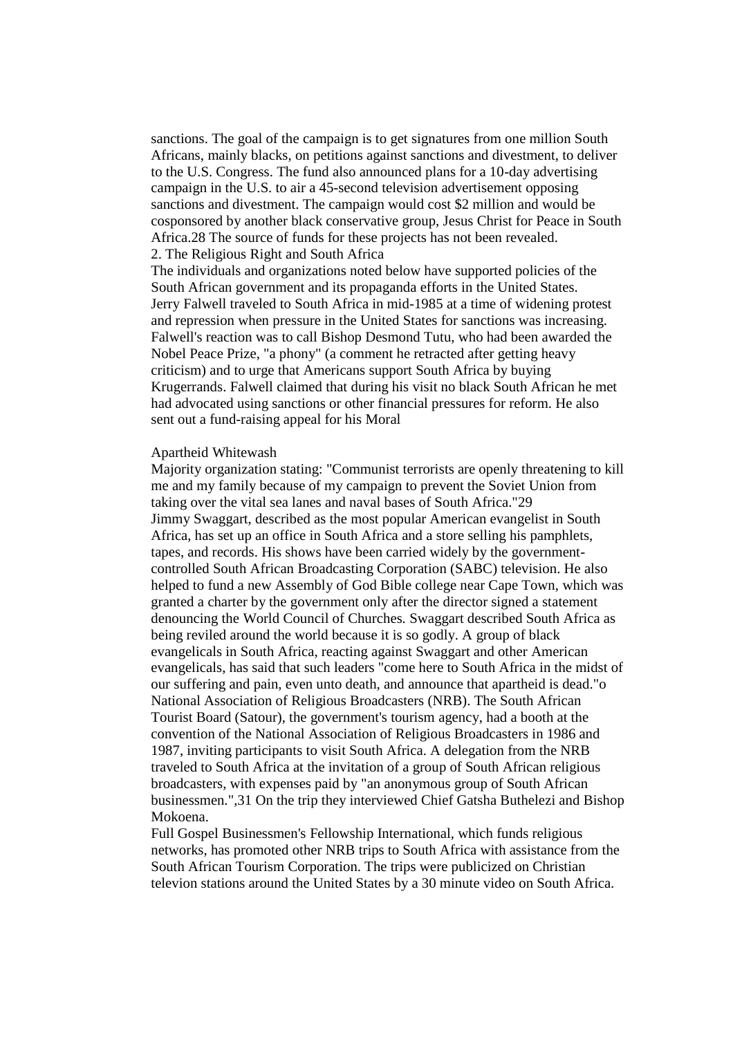sanctions. The goal of the campaign is to get signatures from one million South Africans, mainly blacks, on petitions against sanctions and divestment, to deliver to the U.S. Congress. The fund also announced plans for a 10-day advertising campaign in the U.S. to air a 45-second television advertisement opposing sanctions and divestment. The campaign would cost $2 million and would be cosponsored by another black conservative group, Jesus Christ for Peace in South Africa.28 The source of funds for these projects has not been revealed.

## 2. The Religious Right and South Africa

The individuals and organizations noted below have supported policies of the South African government and its propaganda efforts in the United States.

Jerry Falwell traveled to South Africa in mid-1985 at a time of widening protest and repression when pressure in the United States for sanctions was increasing. Falwell's reaction was to call Bishop Desmond Tutu, who had been awarded the Nobel Peace Prize, "a phony" (a comment he retracted after getting heavy criticism) and to urge that Americans support South Africa by buying Krugerrands. Falwell claimed that during his visit no black South African he met had advocated using sanctions or other financial pressures for reform. He also sent out a fund-raising appeal for his Moral

Apartheid Whitewash

Majority organization stating: "Communist terrorists are openly threatening to kill me and my family because of my campaign to prevent the Soviet Union from taking over the vital sea lanes and naval bases of South Africa."29

Jimmy Swaggart, described as the most popular American evangelist in South Africa, has set up an office in South Africa and a store selling his pamphlets, tapes, and records. His shows have been carried widely by the government-controlled South African Broadcasting Corporation (SABC) television. He also helped to fund a new Assembly of God Bible college near Cape Town, which was granted a charter by the government only after the director signed a statement denouncing the World Council of Churches. Swaggart described South Africa as being reviled around the world because it is so godly. A group of black evangelicals in South Africa, reacting against Swaggart and other American evangelicals, has said that such leaders "come here to South Africa in the midst of our suffering and pain, even unto death, and announce that apartheid is dead."o

National Association of Religious Broadcasters (NRB). The South African Tourist Board (Satour), the government's tourism agency, had a booth at the convention of the National Association of Religious Broadcasters in 1986 and 1987, inviting participants to visit South Africa. A delegation from the NRB traveled to South Africa at the invitation of a group of South African religious broadcasters, with expenses paid by "an anonymous group of South African businessmen.",31 On the trip they interviewed Chief Gatsha Buthelezi and Bishop Mokoena.

Full Gospel Businessmen's Fellowship International, which funds religious networks, has promoted other NRB trips to South Africa with assistance from the South African Tourism Corporation. The trips were publicized on Christian televion stations around the United States by a 30 minute video on South Africa.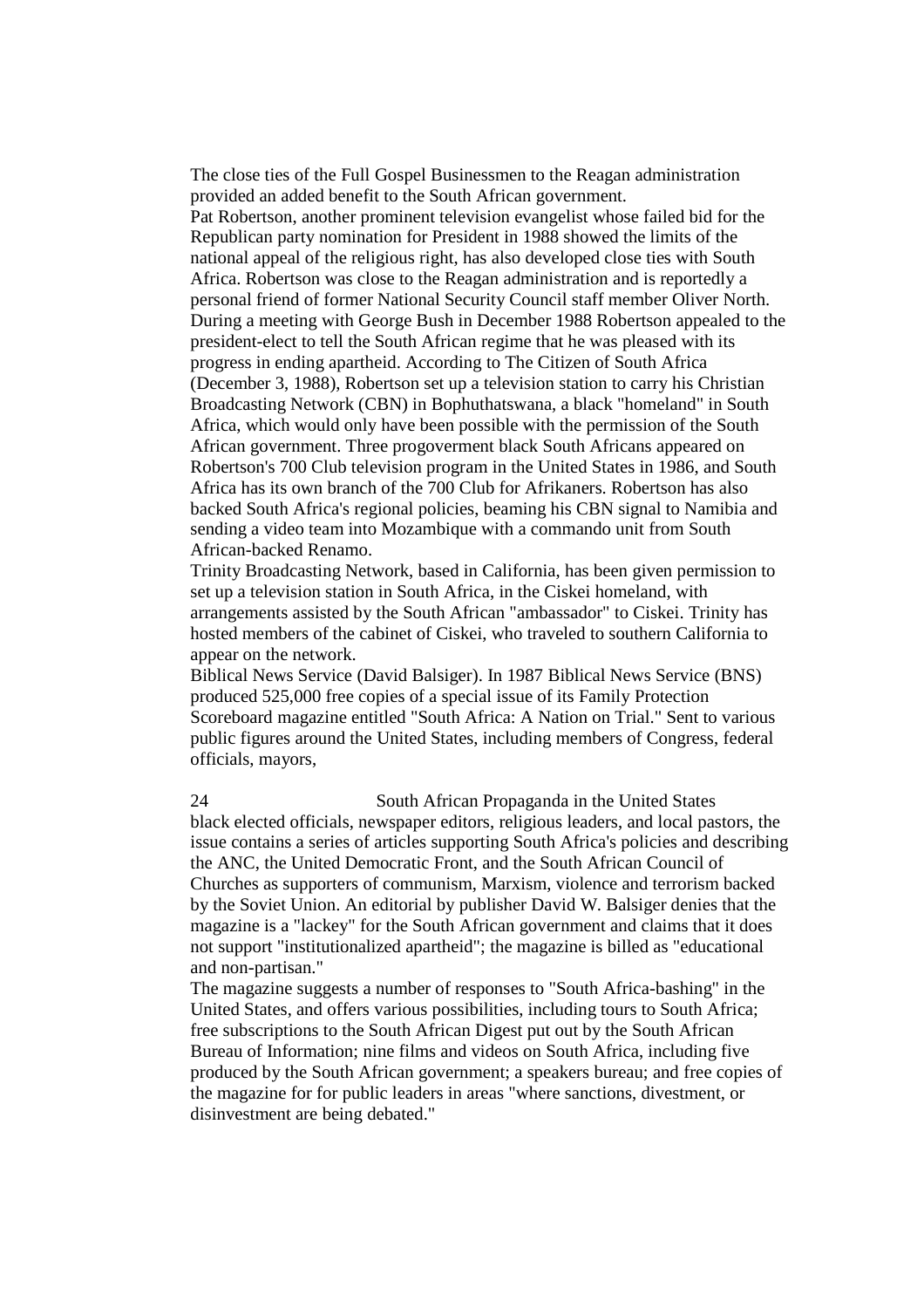The close ties of the Full Gospel Businessmen to the Reagan administration provided an added benefit to the South African government.

Pat Robertson, another prominent television evangelist whose failed bid for the Republican party nomination for President in 1988 showed the limits of the national appeal of the religious right, has also developed close ties with South Africa. Robertson was close to the Reagan administration and is reportedly a personal friend of former National Security Council staff member Oliver North. During a meeting with George Bush in December 1988 Robertson appealed to the president-elect to tell the South African regime that he was pleased with its progress in ending apartheid. According to The Citizen of South Africa (December 3, 1988), Robertson set up a television station to carry his Christian Broadcasting Network (CBN) in Bophuthatswana, a black "homeland" in South Africa, which would only have been possible with the permission of the South African government. Three progoverment black South Africans appeared on Robertson's 700 Club television program in the United States in 1986, and South Africa has its own branch of the 700 Club for Afrikaners. Robertson has also backed South Africa's regional policies, beaming his CBN signal to Namibia and sending a video team into Mozambique with a commando unit from South African-backed Renamo.

Trinity Broadcasting Network, based in California, has been given permission to set up a television station in South Africa, in the Ciskei homeland, with arrangements assisted by the South African "ambassador" to Ciskei. Trinity has hosted members of the cabinet of Ciskei, who traveled to southern California to appear on the network.

Biblical News Service (David Balsiger). In 1987 Biblical News Service (BNS) produced 525,000 free copies of a special issue of its Family Protection Scoreboard magazine entitled "South Africa: A Nation on Trial." Sent to various public figures around the United States, including members of Congress, federal officials, mayors, black elected officials, newspaper editors, religious leaders, and local pastors, the issue contains a series of articles supporting South Africa's policies and describing the ANC, the United Democratic Front, and the South African Council of Churches as supporters of communism, Marxism, violence and terrorism backed by the Soviet Union. An editorial by publisher David W. Balsiger denies that the magazine is a "lackey" for the South African government and claims that it does not support "institutionalized apartheid"; the magazine is billed as "educational and non-partisan."

The magazine suggests a number of responses to "South Africa-bashing" in the United States, and offers various possibilities, including tours to South Africa; free subscriptions to the South African Digest put out by the South African Bureau of Information; nine films and videos on South Africa, including five produced by the South African government; a speakers bureau; and free copies of the magazine for for public leaders in areas "where sanctions, divestment, or disinvestment are being debated."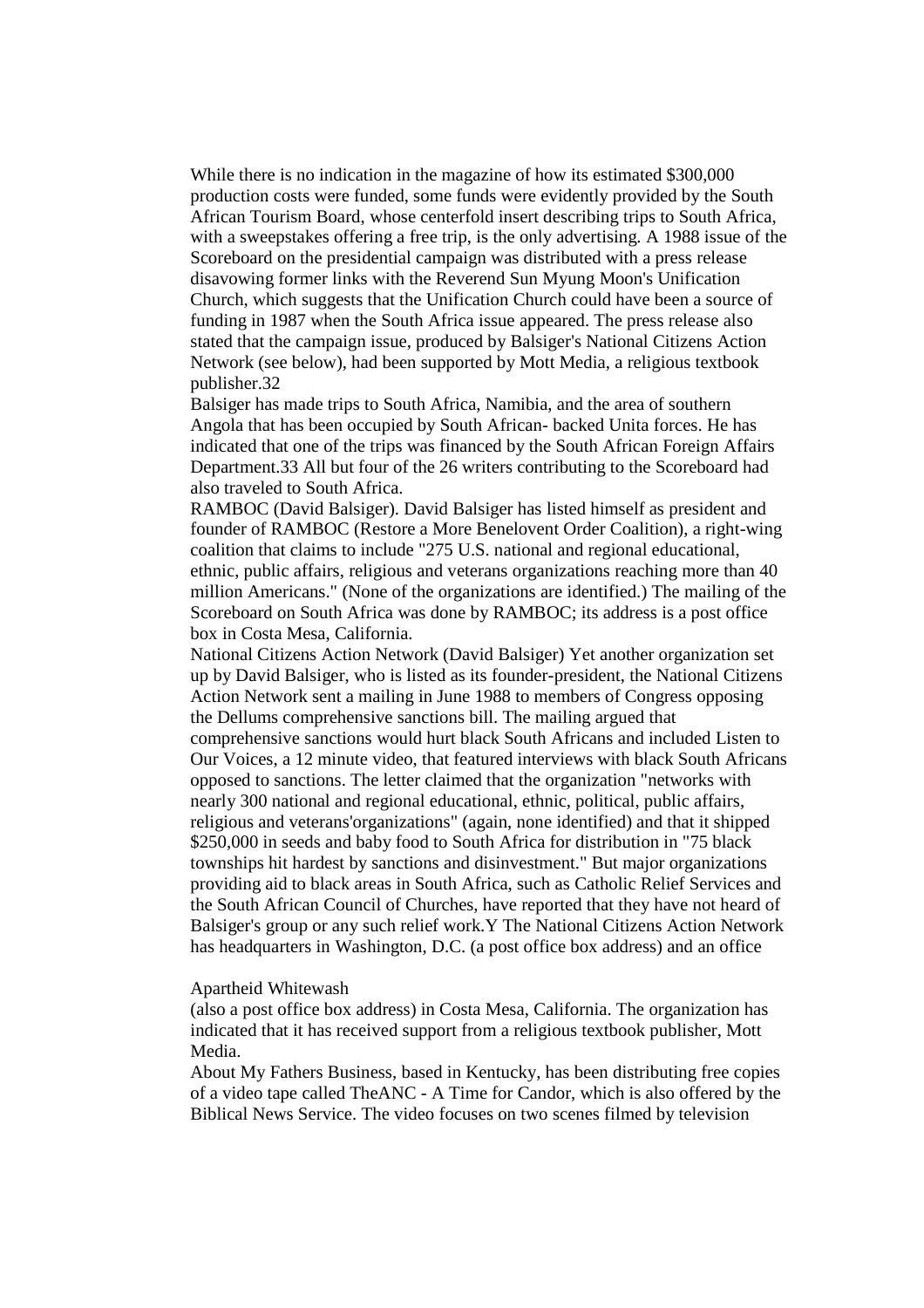While there is no indication in the magazine of how its estimated $300,000 production costs were funded, some funds were evidently provided by the South African Tourism Board, whose centerfold insert describing trips to South Africa, with a sweepstakes offering a free trip, is the only advertising. A 1988 issue of the Scoreboard on the presidential campaign was distributed with a press release disavowing former links with the Reverend Sun Myung Moon's Unification Church, which suggests that the Unification Church could have been a source of funding in 1987 when the South Africa issue appeared. The press release also stated that the campaign issue, produced by Balsiger's National Citizens Action Network (see below), had been supported by Mott Media, a religious textbook publisher.32

Balsiger has made trips to South Africa, Namibia, and the area of southern Angola that has been occupied by South African- backed Unita forces. He has indicated that one of the trips was financed by the South African Foreign Affairs Department.33 All but four of the 26 writers contributing to the Scoreboard had also traveled to South Africa.

RAMBOC (David Balsiger). David Balsiger has listed himself as president and founder of RAMBOC (Restore a More Benelovent Order Coalition), a right-wing coalition that claims to include "275 U.S. national and regional educational, ethnic, public affairs, religious and veterans organizations reaching more than 40 million Americans." (None of the organizations are identified.) The mailing of the Scoreboard on South Africa was done by RAMBOC; its address is a post office box in Costa Mesa, California.

National Citizens Action Network (David Balsiger) Yet another organization set up by David Balsiger, who is listed as its founder-president, the National Citizens Action Network sent a mailing in June 1988 to members of Congress opposing the Dellums comprehensive sanctions bill. The mailing argued that comprehensive sanctions would hurt black South Africans and included Listen to Our Voices, a 12 minute video, that featured interviews with black South Africans opposed to sanctions. The letter claimed that the organization "networks with nearly 300 national and regional educational, ethnic, political, public affairs, religious and veterans'organizations" (again, none identified) and that it shipped $250,000 in seeds and baby food to South Africa for distribution in "75 black townships hit hardest by sanctions and disinvestment." But major organizations providing aid to black areas in South Africa, such as Catholic Relief Services and the South African Council of Churches, have reported that they have not heard of Balsiger's group or any such relief work.Y The National Citizens Action Network has headquarters in Washington, D.C. (a post office box address) and an office (also a post office box address) in Costa Mesa, California. The organization has indicated that it has received support from a religious textbook publisher, Mott Media.

About My Fathers Business, based in Kentucky, has been distributing free copies of a video tape called TheANC - A Time for Candor, which is also offered by the Biblical News Service. The video focuses on two scenes filmed by television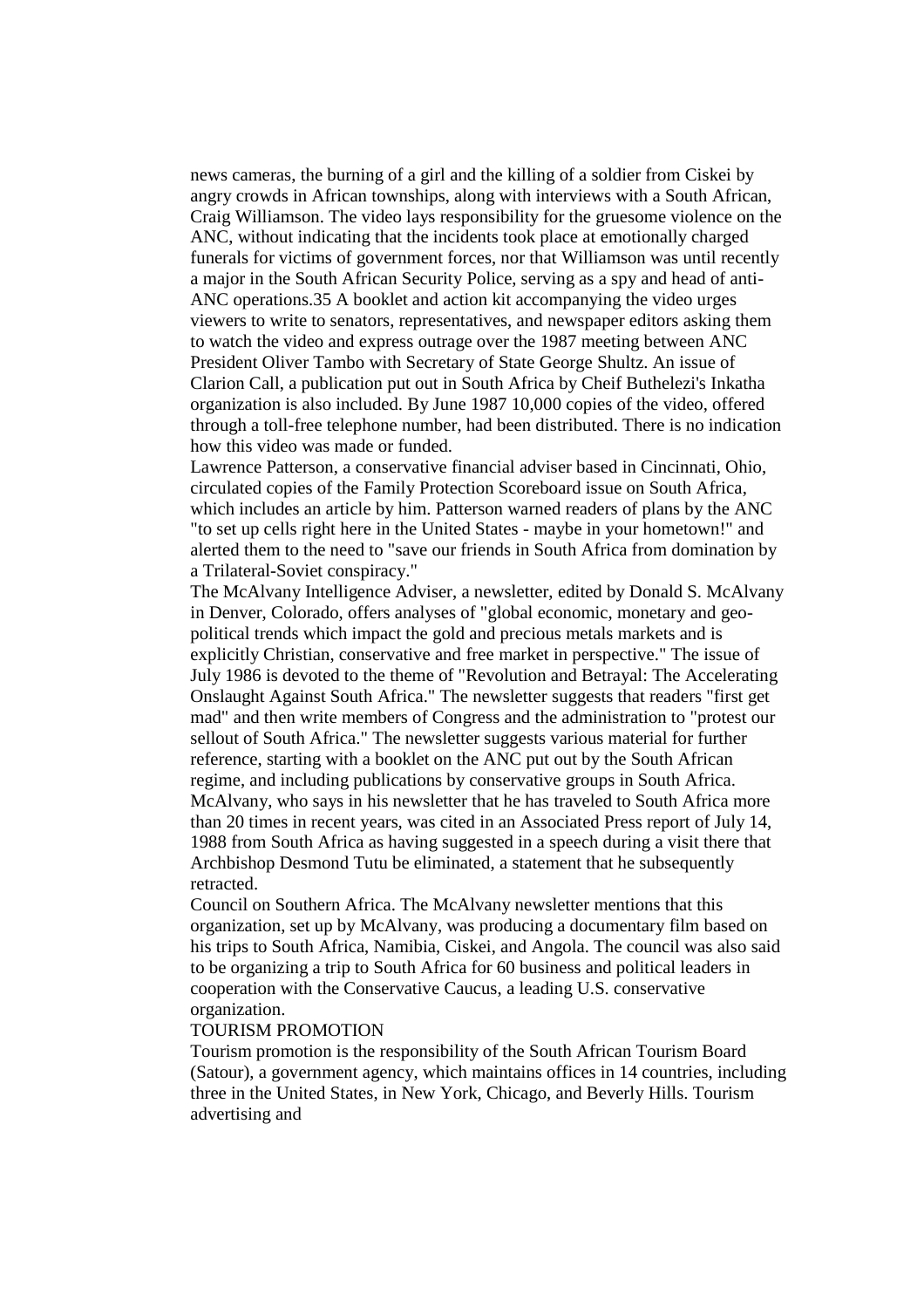news cameras, the burning of a girl and the killing of a soldier from Ciskei by angry crowds in African townships, along with interviews with a South African, Craig Williamson. The video lays responsibility for the gruesome violence on the ANC, without indicating that the incidents took place at emotionally charged funerals for victims of government forces, nor that Williamson was until recently a major in the South African Security Police, serving as a spy and head of anti-ANC operations.35 A booklet and action kit accompanying the video urges viewers to write to senators, representatives, and newspaper editors asking them to watch the video and express outrage over the 1987 meeting between ANC President Oliver Tambo with Secretary of State George Shultz. An issue of Clarion Call, a publication put out in South Africa by Cheif Buthelezi's Inkatha organization is also included. By June 1987 10,000 copies of the video, offered through a toll-free telephone number, had been distributed. There is no indication how this video was made or funded.

Lawrence Patterson, a conservative financial adviser based in Cincinnati, Ohio, circulated copies of the Family Protection Scoreboard issue on South Africa, which includes an article by him. Patterson warned readers of plans by the ANC "to set up cells right here in the United States - maybe in your hometown!" and alerted them to the need to "save our friends in South Africa from domination by a Trilateral-Soviet conspiracy."

The McAlvany Intelligence Adviser, a newsletter, edited by Donald S. McAlvany in Denver, Colorado, offers analyses of "global economic, monetary and geo-political trends which impact the gold and precious metals markets and is explicitly Christian, conservative and free market in perspective." The issue of July 1986 is devoted to the theme of "Revolution and Betrayal: The Accelerating Onslaught Against South Africa." The newsletter suggests that readers "first get mad" and then write members of Congress and the administration to "protest our sellout of South Africa." The newsletter suggests various material for further reference, starting with a booklet on the ANC put out by the South African regime, and including publications by conservative groups in South Africa. McAlvany, who says in his newsletter that he has traveled to South Africa more than 20 times in recent years, was cited in an Associated Press report of July 14, 1988 from South Africa as having suggested in a speech during a visit there that Archbishop Desmond Tutu be eliminated, a statement that he subsequently retracted.

Council on Southern Africa. The McAlvany newsletter mentions that this organization, set up by McAlvany, was producing a documentary film based on his trips to South Africa, Namibia, Ciskei, and Angola. The council was also said to be organizing a trip to South Africa for 60 business and political leaders in cooperation with the Conservative Caucus, a leading U.S. conservative organization.

## TOURISM PROMOTION

Tourism promotion is the responsibility of the South African Tourism Board (Satour), a government agency, which maintains offices in 14 countries, including three in the United States, in New York, Chicago, and Beverly Hills. Tourism advertising and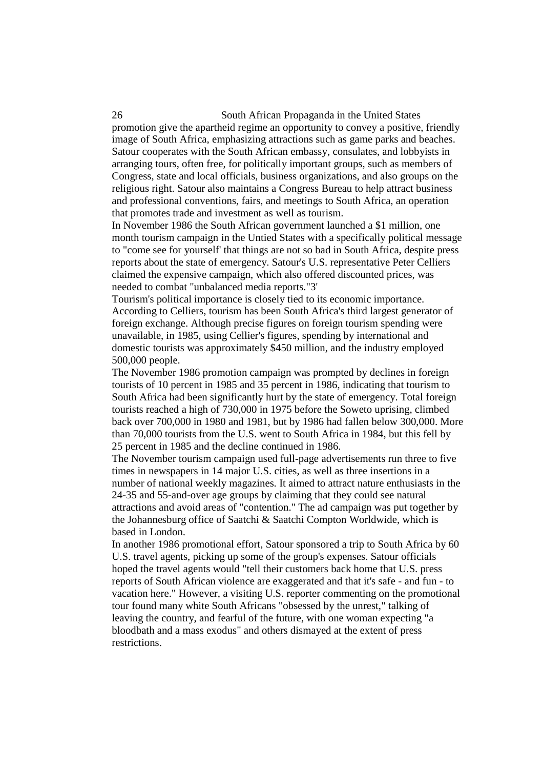promotion give the apartheid regime an opportunity to convey a positive, friendly image of South Africa, emphasizing attractions such as game parks and beaches. Satour cooperates with the South African embassy, consulates, and lobbyists in arranging tours, often free, for politically important groups, such as members of Congress, state and local officials, business organizations, and also groups on the religious right. Satour also maintains a Congress Bureau to help attract business and professional conventions, fairs, and meetings to South Africa, an operation that promotes trade and investment as well as tourism.

In November 1986 the South African government launched a $1 million, one month tourism campaign in the Untied States with a specifically political message to "come see for yourself' that things are not so bad in South Africa, despite press reports about the state of emergency. Satour's U.S. representative Peter Celliers claimed the expensive campaign, which also offered discounted prices, was needed to combat "unbalanced media reports."3'

Tourism's political importance is closely tied to its economic importance. According to Celliers, tourism has been South Africa's third largest generator of foreign exchange. Although precise figures on foreign tourism spending were unavailable, in 1985, using Cellier's figures, spending by international and domestic tourists was approximately $450 million, and the industry employed 500,000 people.

The November 1986 promotion campaign was prompted by declines in foreign tourists of 10 percent in 1985 and 35 percent in 1986, indicating that tourism to South Africa had been significantly hurt by the state of emergency. Total foreign tourists reached a high of 730,000 in 1975 before the Soweto uprising, climbed back over 700,000 in 1980 and 1981, but by 1986 had fallen below 300,000. More than 70,000 tourists from the U.S. went to South Africa in 1984, but this fell by 25 percent in 1985 and the decline continued in 1986.

The November tourism campaign used full-page advertisements run three to five times in newspapers in 14 major U.S. cities, as well as three insertions in a number of national weekly magazines. It aimed to attract nature enthusiasts in the 24-35 and 55-and-over age groups by claiming that they could see natural attractions and avoid areas of "contention." The ad campaign was put together by the Johannesburg office of Saatchi & Saatchi Compton Worldwide, which is based in London.

In another 1986 promotional effort, Satour sponsored a trip to South Africa by 60 U.S. travel agents, picking up some of the group's expenses. Satour officials hoped the travel agents would "tell their customers back home that U.S. press reports of South African violence are exaggerated and that it's safe - and fun - to vacation here." However, a visiting U.S. reporter commenting on the promotional tour found many white South Africans "obsessed by the unrest," talking of leaving the country, and fearful of the future, with one woman expecting "a bloodbath and a mass exodus" and others dismayed at the extent of press restrictions.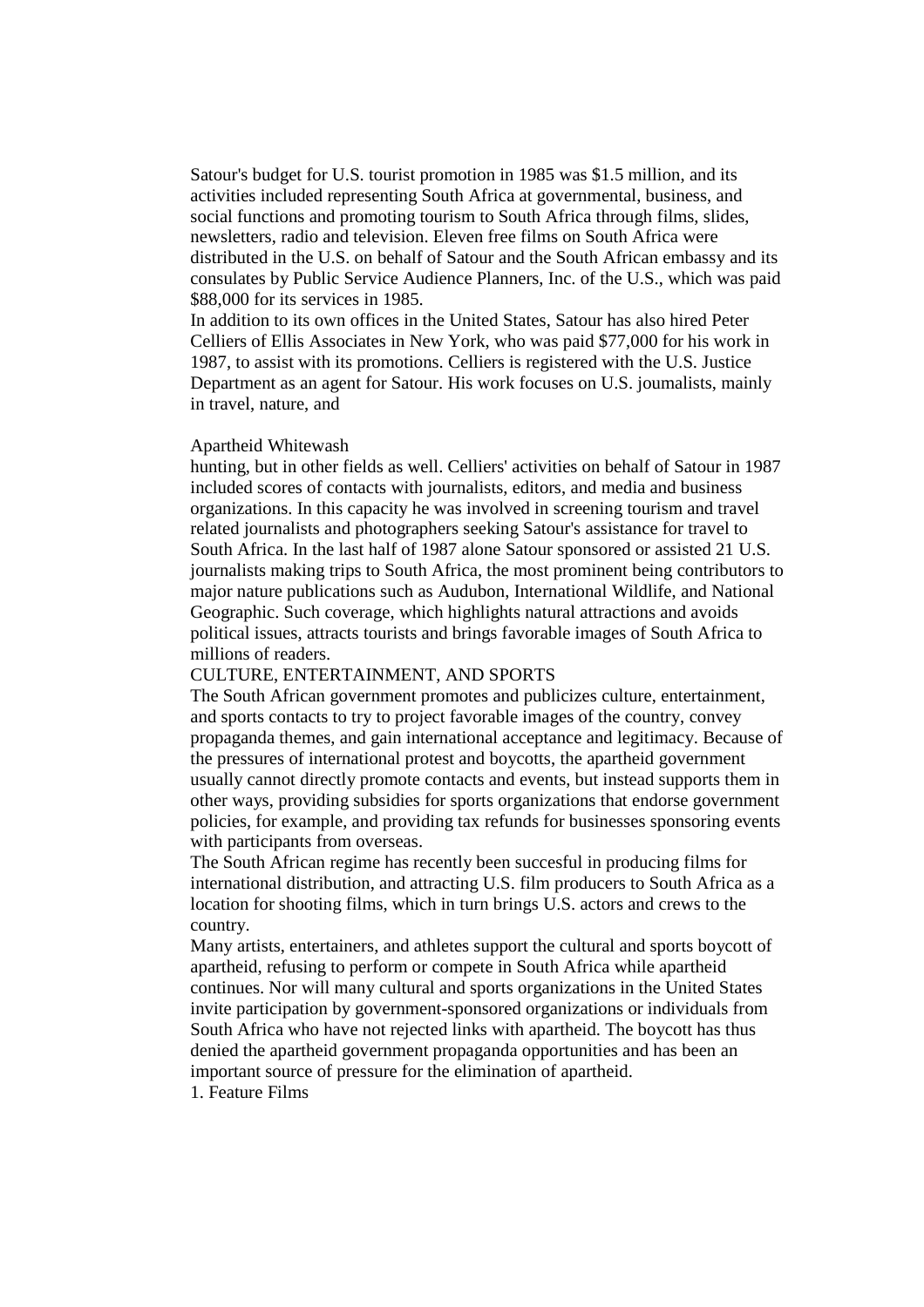Satour's budget for U.S. tourist promotion in 1985 was $1.5 million, and its activities included representing South Africa at governmental, business, and social functions and promoting tourism to South Africa through films, slides, newsletters, radio and television. Eleven free films on South Africa were distributed in the U.S. on behalf of Satour and the South African embassy and its consulates by Public Service Audience Planners, Inc. of the U.S., which was paid $88,000 for its services in 1985.

In addition to its own offices in the United States, Satour has also hired Peter Celliers of Ellis Associates in New York, who was paid $77,000 for his work in 1987, to assist with its promotions. Celliers is registered with the U.S. Justice Department as an agent for Satour. His work focuses on U.S. joumalists, mainly in travel, nature, and hunting, but in other fields as well. Celliers' activities on behalf of Satour in 1987 included scores of contacts with journalists, editors, and media and business organizations. In this capacity he was involved in screening tourism and travel related journalists and photographers seeking Satour's assistance for travel to South Africa. In the last half of 1987 alone Satour sponsored or assisted 21 U.S. journalists making trips to South Africa, the most prominent being contributors to major nature publications such as Audubon, International Wildlife, and National Geographic. Such coverage, which highlights natural attractions and avoids political issues, attracts tourists and brings favorable images of South Africa to millions of readers.

## CULTURE, ENTERTAINMENT, AND SPORTS

The South African government promotes and publicizes culture, entertainment, and sports contacts to try to project favorable images of the country, convey propaganda themes, and gain international acceptance and legitimacy. Because of the pressures of international protest and boycotts, the apartheid government usually cannot directly promote contacts and events, but instead supports them in other ways, providing subsidies for sports organizations that endorse government policies, for example, and providing tax refunds for businesses sponsoring events with participants from overseas.

The South African regime has recently been succesful in producing films for international distribution, and attracting U.S. film producers to South Africa as a location for shooting films, which in turn brings U.S. actors and crews to the country.

Many artists, entertainers, and athletes support the cultural and sports boycott of apartheid, refusing to perform or compete in South Africa while apartheid continues. Nor will many cultural and sports organizations in the United States invite participation by government-sponsored organizations or individuals from South Africa who have not rejected links with apartheid. The boycott has thus denied the apartheid government propaganda opportunities and has been an important source of pressure for the elimination of apartheid.

### 1. Feature Films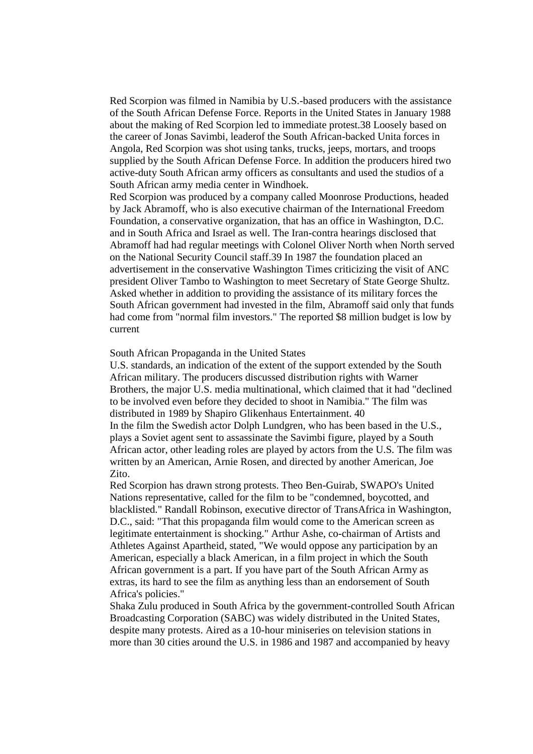Red Scorpion was filmed in Namibia by U.S.-based producers with the assistance of the South African Defense Force. Reports in the United States in January 1988 about the making of Red Scorpion led to immediate protest.[38] Loosely based on the career of Jonas Savimbi, leaderof the South African-backed Unita forces in Angola, Red Scorpion was shot using tanks, trucks, jeeps, mortars, and troops supplied by the South African Defense Force. In addition the producers hired two active-duty South African army officers as consultants and used the studios of a South African army media center in Windhoek.

Red Scorpion was produced by a company called Moonrose Productions, headed by Jack Abramoff, who is also executive chairman of the International Freedom Foundation, a conservative organization, that has an office in Washington, D.C. and in South Africa and Israel as well. The Iran-contra hearings disclosed that Abramoff had had regular meetings with Colonel Oliver North when North served on the National Security Council staff.[39] In 1987 the foundation placed an advertisement in the conservative Washington Times criticizing the visit of ANC president Oliver Tambo to Washington to meet Secretary of State George Shultz. Asked whether in addition to providing the assistance of its military forces the South African government had invested in the film, Abramoff said only that funds had come from "normal film investors." The reported $8 million budget is low by current U.S. standards, an indication of the extent of the support extended by the South African military. The producers discussed distribution rights with Warner Brothers, the major U.S. media multinational, which claimed that it had "declined to be involved even before they decided to shoot in Namibia." The film was distributed in 1989 by Shapiro Glikenhaus Entertainment. [40]

In the film the Swedish actor Dolph Lundgren, who has been based in the U.S., plays a Soviet agent sent to assassinate the Savimbi figure, played by a South African actor, other leading roles are played by actors from the U.S. The film was written by an American, Arnie Rosen, and directed by another American, Joe Zito.

Red Scorpion has drawn strong protests. Theo Ben-Guirab, SWAPO's United Nations representative, called for the film to be "condemned, boycotted, and blacklisted." Randall Robinson, executive director of TransAfrica in Washington, D.C., said: "That this propaganda film would come to the American screen as legitimate entertainment is shocking." Arthur Ashe, co-chairman of Artists and Athletes Against Apartheid, stated, "We would oppose any participation by an American, especially a black American, in a film project in which the South African government is a part. If you have part of the South African Army as extras, its hard to see the film as anything less than an endorsement of South Africa's policies."

Shaka Zulu produced in South Africa by the government-controlled South African Broadcasting Corporation (SABC) was widely distributed in the United States, despite many protests. Aired as a 10-hour miniseries on television stations in more than 30 cities around the U.S. in 1986 and 1987 and accompanied by heavy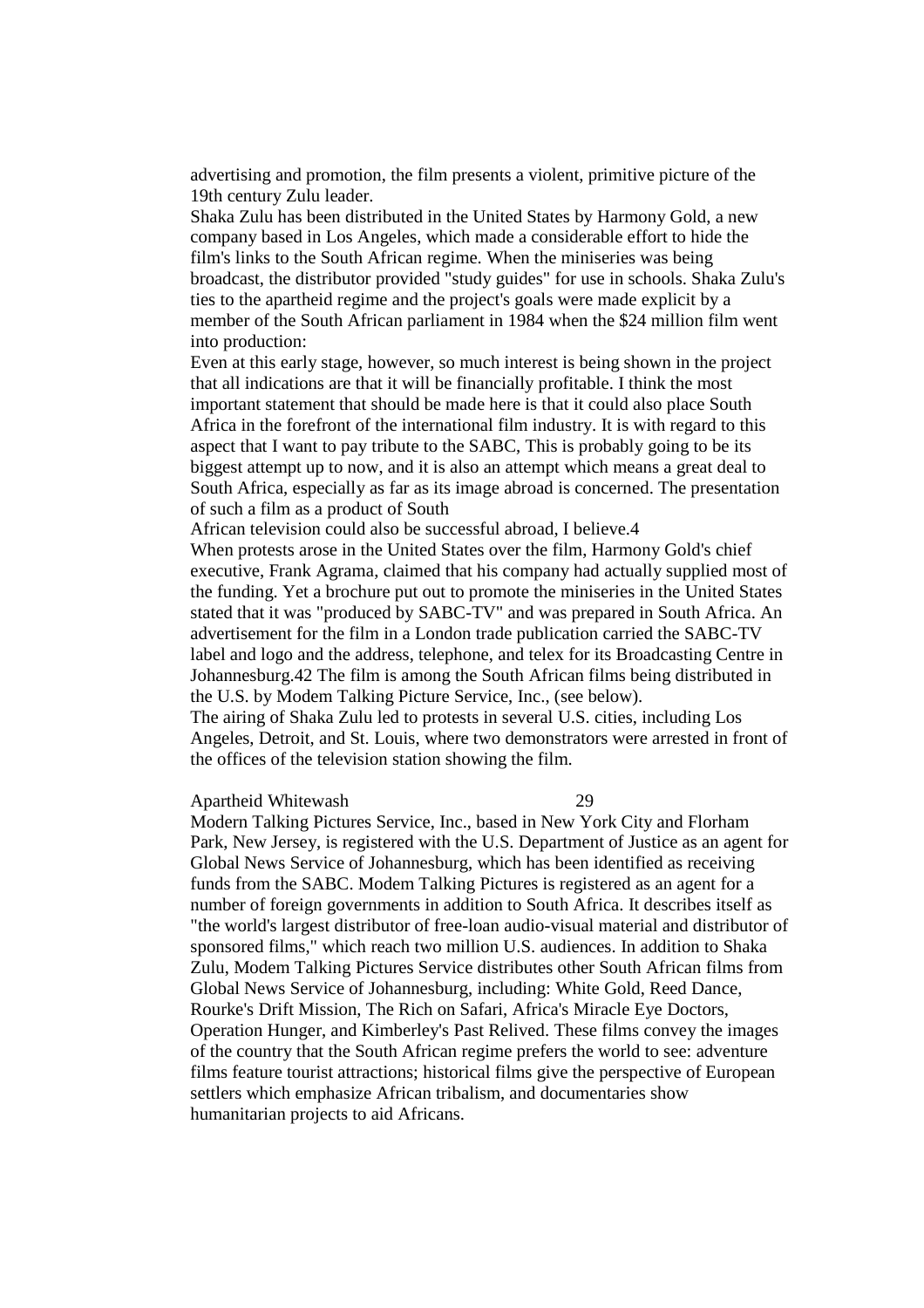advertising and promotion, the film presents a violent, primitive picture of the 19th century Zulu leader.

Shaka Zulu has been distributed in the United States by Harmony Gold, a new company based in Los Angeles, which made a considerable effort to hide the film's links to the South African regime. When the miniseries was being broadcast, the distributor provided "study guides" for use in schools. Shaka Zulu's ties to the apartheid regime and the project's goals were made explicit by a member of the South African parliament in 1984 when the $24 million film went into production:

Even at this early stage, however, so much interest is being shown in the project that all indications are that it will be financially profitable. I think the most important statement that should be made here is that it could also place South Africa in the forefront of the international film industry. It is with regard to this aspect that I want to pay tribute to the SABC, This is probably going to be its biggest attempt up to now, and it is also an attempt which means a great deal to South Africa, especially as far as its image abroad is concerned. The presentation of such a film as a product of South African television could also be successful abroad, I believe.4

When protests arose in the United States over the film, Harmony Gold's chief executive, Frank Agrama, claimed that his company had actually supplied most of the funding. Yet a brochure put out to promote the miniseries in the United States stated that it was "produced by SABC-TV" and was prepared in South Africa. An advertisement for the film in a London trade publication carried the SABC-TV label and logo and the address, telephone, and telex for its Broadcasting Centre in Johannesburg.42 The film is among the South African films being distributed in the U.S. by Modem Talking Picture Service, Inc., (see below).

The airing of Shaka Zulu led to protests in several U.S. cities, including Los Angeles, Detroit, and St. Louis, where two demonstrators were arrested in front of the offices of the television station showing the film.

Modern Talking Pictures Service, Inc., based in New York City and Florham Park, New Jersey, is registered with the U.S. Department of Justice as an agent for Global News Service of Johannesburg, which has been identified as receiving funds from the SABC. Modem Talking Pictures is registered as an agent for a number of foreign governments in addition to South Africa. It describes itself as "the world's largest distributor of free-loan audio-visual material and distributor of sponsored films," which reach two million U.S. audiences. In addition to Shaka Zulu, Modem Talking Pictures Service distributes other South African films from Global News Service of Johannesburg, including: White Gold, Reed Dance, Rourke's Drift Mission, The Rich on Safari, Africa's Miracle Eye Doctors, Operation Hunger, and Kimberley's Past Relived. These films convey the images of the country that the South African regime prefers the world to see: adventure films feature tourist attractions; historical films give the perspective of European settlers which emphasize African tribalism, and documentaries show humanitarian projects to aid Africans.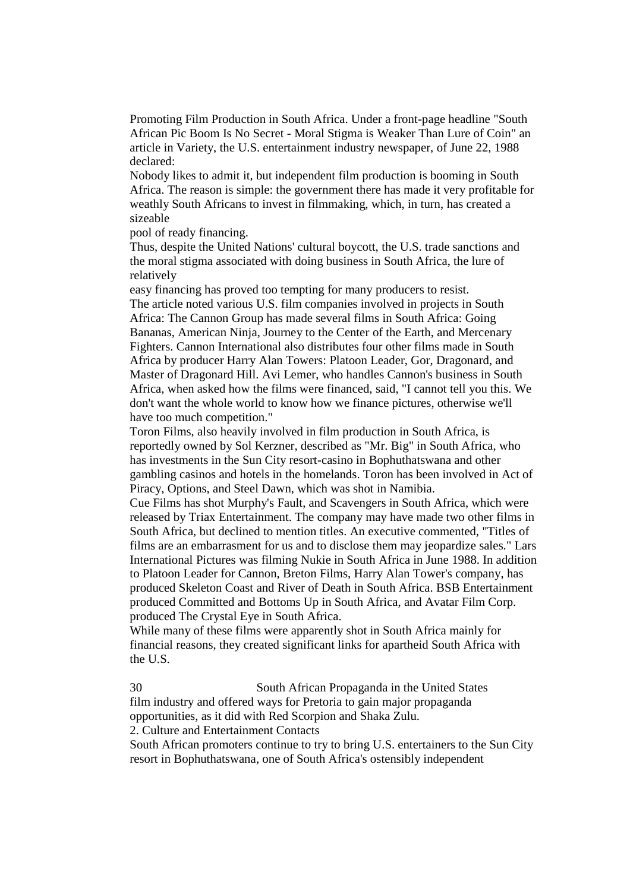Promoting Film Production in South Africa. Under a front-page headline "South African Pic Boom Is No Secret - Moral Stigma is Weaker Than Lure of Coin" an article in Variety, the U.S. entertainment industry newspaper, of June 22, 1988 declared:

Nobody likes to admit it, but independent film production is booming in South Africa. The reason is simple: the government there has made it very profitable for weathly South Africans to invest in filmmaking, which, in turn, has created a sizeable pool of ready financing.

Thus, despite the United Nations' cultural boycott, the U.S. trade sanctions and the moral stigma associated with doing business in South Africa, the lure of relatively easy financing has proved too tempting for many producers to resist.

The article noted various U.S. film companies involved in projects in South Africa: The Cannon Group has made several films in South Africa: Going Bananas, American Ninja, Journey to the Center of the Earth, and Mercenary Fighters. Cannon International also distributes four other films made in South Africa by producer Harry Alan Towers: Platoon Leader, Gor, Dragonard, and Master of Dragonard Hill. Avi Lemer, who handles Cannon's business in South Africa, when asked how the films were financed, said, "I cannot tell you this. We don't want the whole world to know how we finance pictures, otherwise we'll have too much competition."

Toron Films, also heavily involved in film production in South Africa, is reportedly owned by Sol Kerzner, described as "Mr. Big" in South Africa, who has investments in the Sun City resort-casino in Bophuthatswana and other gambling casinos and hotels in the homelands. Toron has been involved in Act of Piracy, Options, and Steel Dawn, which was shot in Namibia.

Cue Films has shot Murphy's Fault, and Scavengers in South Africa, which were released by Triax Entertainment. The company may have made two other films in South Africa, but declined to mention titles. An executive commented, "Titles of films are an embarrasment for us and to disclose them may jeopardize sales." Lars International Pictures was filming Nukie in South Africa in June 1988. In addition to Platoon Leader for Cannon, Breton Films, Harry Alan Tower's company, has produced Skeleton Coast and River of Death in South Africa. BSB Entertainment produced Committed and Bottoms Up in South Africa, and Avatar Film Corp. produced The Crystal Eye in South Africa.

While many of these films were apparently shot in South Africa mainly for financial reasons, they created significant links for apartheid South Africa with the U.S. film industry and offered ways for Pretoria to gain major propaganda opportunities, as it did with Red Scorpion and Shaka Zulu.

2. Culture and Entertainment Contacts

South African promoters continue to try to bring U.S. entertainers to the Sun City resort in Bophuthatswana, one of South Africa's ostensibly independent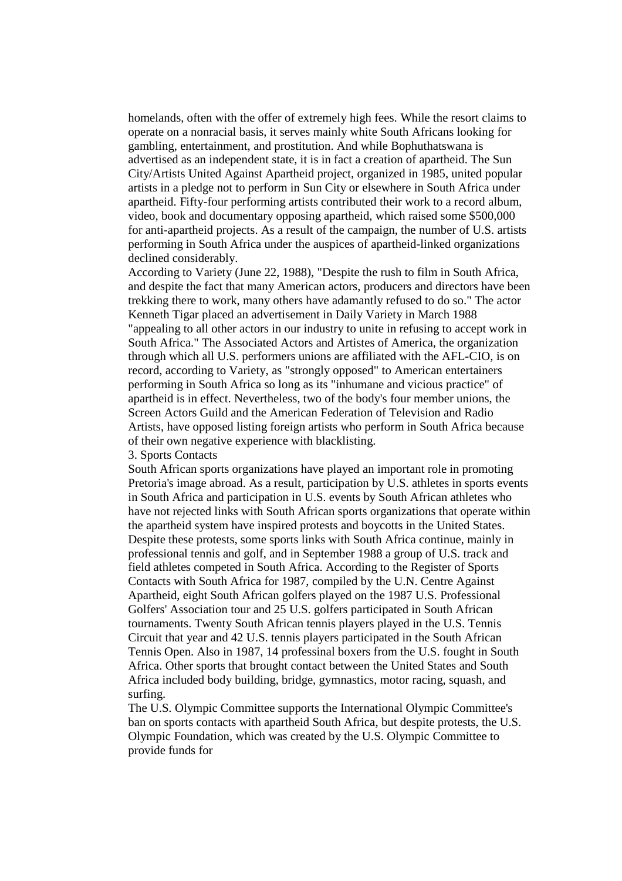homelands, often with the offer of extremely high fees. While the resort claims to operate on a nonracial basis, it serves mainly white South Africans looking for gambling, entertainment, and prostitution. And while Bophuthatswana is advertised as an independent state, it is in fact a creation of apartheid. The Sun City/Artists United Against Apartheid project, organized in 1985, united popular artists in a pledge not to perform in Sun City or elsewhere in South Africa under apartheid. Fifty-four performing artists contributed their work to a record album, video, book and documentary opposing apartheid, which raised some $500,000 for anti-apartheid projects. As a result of the campaign, the number of U.S. artists performing in South Africa under the auspices of apartheid-linked organizations declined considerably.

According to Variety (June 22, 1988), "Despite the rush to film in South Africa, and despite the fact that many American actors, producers and directors have been trekking there to work, many others have adamantly refused to do so." The actor Kenneth Tigar placed an advertisement in Daily Variety in March 1988 "appealing to all other actors in our industry to unite in refusing to accept work in South Africa." The Associated Actors and Artistes of America, the organization through which all U.S. performers unions are affiliated with the AFL-CIO, is on record, according to Variety, as "strongly opposed" to American entertainers performing in South Africa so long as its "inhumane and vicious practice" of apartheid is in effect. Nevertheless, two of the body's four member unions, the Screen Actors Guild and the American Federation of Television and Radio Artists, have opposed listing foreign artists who perform in South Africa because of their own negative experience with blacklisting.

### 3. Sports Contacts

South African sports organizations have played an important role in promoting Pretoria's image abroad. As a result, participation by U.S. athletes in sports events in South Africa and participation in U.S. events by South African athletes who have not rejected links with South African sports organizations that operate within the apartheid system have inspired protests and boycotts in the United States. Despite these protests, some sports links with South Africa continue, mainly in professional tennis and golf, and in September 1988 a group of U.S. track and field athletes competed in South Africa. According to the Register of Sports Contacts with South Africa for 1987, compiled by the U.N. Centre Against Apartheid, eight South African golfers played on the 1987 U.S. Professional Golfers' Association tour and 25 U.S. golfers participated in South African tournaments. Twenty South African tennis players played in the U.S. Tennis Circuit that year and 42 U.S. tennis players participated in the South African Tennis Open. Also in 1987, 14 professinal boxers from the U.S. fought in South Africa. Other sports that brought contact between the United States and South Africa included body building, bridge, gymnastics, motor racing, squash, and surfing.

The U.S. Olympic Committee supports the International Olympic Committee's ban on sports contacts with apartheid South Africa, but despite protests, the U.S. Olympic Foundation, which was created by the U.S. Olympic Committee to provide funds for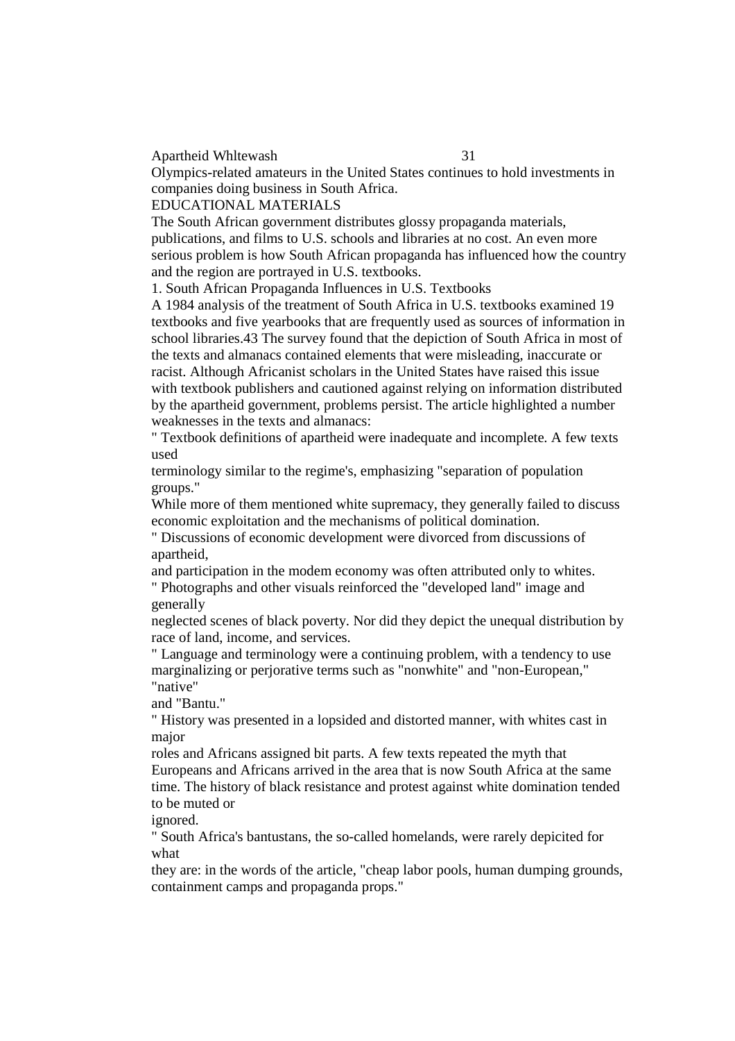Olympics-related amateurs in the United States continues to hold investments in companies doing business in South Africa.

## EDUCATIONAL MATERIALS

The South African government distributes glossy propaganda materials, publications, and films to U.S. schools and libraries at no cost. An even more serious problem is how South African propaganda has influenced how the country and the region are portrayed in U.S. textbooks.

### 1. South African Propaganda Influences in U.S. Textbooks

A 1984 analysis of the treatment of South Africa in U.S. textbooks examined 19 textbooks and five yearbooks that are frequently used as sources of information in school libraries.43 The survey found that the depiction of South Africa in most of the texts and almanacs contained elements that were misleading, inaccurate or racist. Although Africanist scholars in the United States have raised this issue with textbook publishers and cautioned against relying on information distributed by the apartheid government, problems persist. The article highlighted a number weaknesses in the texts and almanacs:

" Textbook definitions of apartheid were inadequate and incomplete. A few texts used terminology similar to the regime's, emphasizing "separation of population groups." While more of them mentioned white supremacy, they generally failed to discuss economic exploitation and the mechanisms of political domination.

" Discussions of economic development were divorced from discussions of apartheid, and participation in the modem economy was often attributed only to whites.

" Photographs and other visuals reinforced the "developed land" image and generally neglected scenes of black poverty. Nor did they depict the unequal distribution by race of land, income, and services.

" Language and terminology were a continuing problem, with a tendency to use marginalizing or perjorative terms such as "nonwhite" and "non-European," "native" and "Bantu."

" History was presented in a lopsided and distorted manner, with whites cast in major roles and Africans assigned bit parts. A few texts repeated the myth that Europeans and Africans arrived in the area that is now South Africa at the same time. The history of black resistance and protest against white domination tended to be muted or ignored.

" South Africa's bantustans, the so-called homelands, were rarely depicited for what they are: in the words of the article, "cheap labor pools, human dumping grounds, containment camps and propaganda props."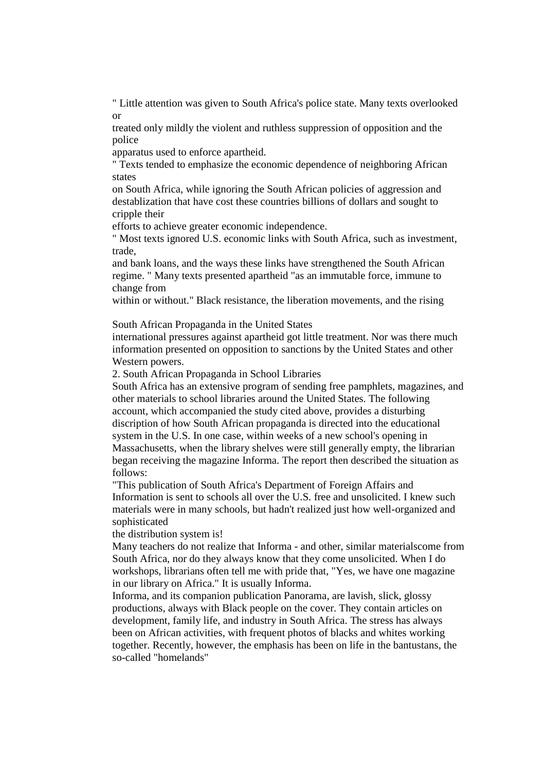" Little attention was given to South Africa's police state. Many texts overlooked or treated only mildly the violent and ruthless suppression of opposition and the police apparatus used to enforce apartheid.

" Texts tended to emphasize the economic dependence of neighboring African states on South Africa, while ignoring the South African policies of aggression and destablization that have cost these countries billions of dollars and sought to cripple their efforts to achieve greater economic independence.

" Most texts ignored U.S. economic links with South Africa, such as investment, trade, and bank loans, and the ways these links have strengthened the South African regime. " Many texts presented apartheid "as an immutable force, immune to change from within or without." Black resistance, the liberation movements, and the rising international pressures against apartheid got little treatment. Nor was there much information presented on opposition to sanctions by the United States and other Western powers.

## 2. South African Propaganda in School Libraries

South Africa has an extensive program of sending free pamphlets, magazines, and other materials to school libraries around the United States. The following account, which accompanied the study cited above, provides a disturbing discription of how South African propaganda is directed into the educational system in the U.S. In one case, within weeks of a new school's opening in Massachusetts, when the library shelves were still generally empty, the librarian began receiving the magazine Informa. The report then described the situation as follows:

"This publication of South Africa's Department of Foreign Affairs and Information is sent to schools all over the U.S. free and unsolicited. I knew such materials were in many schools, but hadn't realized just how well-organized and sophisticated the distribution system is!

Many teachers do not realize that Informa - and other, similar materialscome from South Africa, nor do they always know that they come unsolicited. When I do workshops, librarians often tell me with pride that, "Yes, we have one magazine in our library on Africa." It is usually Informa.

Informa, and its companion publication Panorama, are lavish, slick, glossy productions, always with Black people on the cover. They contain articles on development, family life, and industry in South Africa. The stress has always been on African activities, with frequent photos of blacks and whites working together. Recently, however, the emphasis has been on life in the bantustans, the so-called "homelands"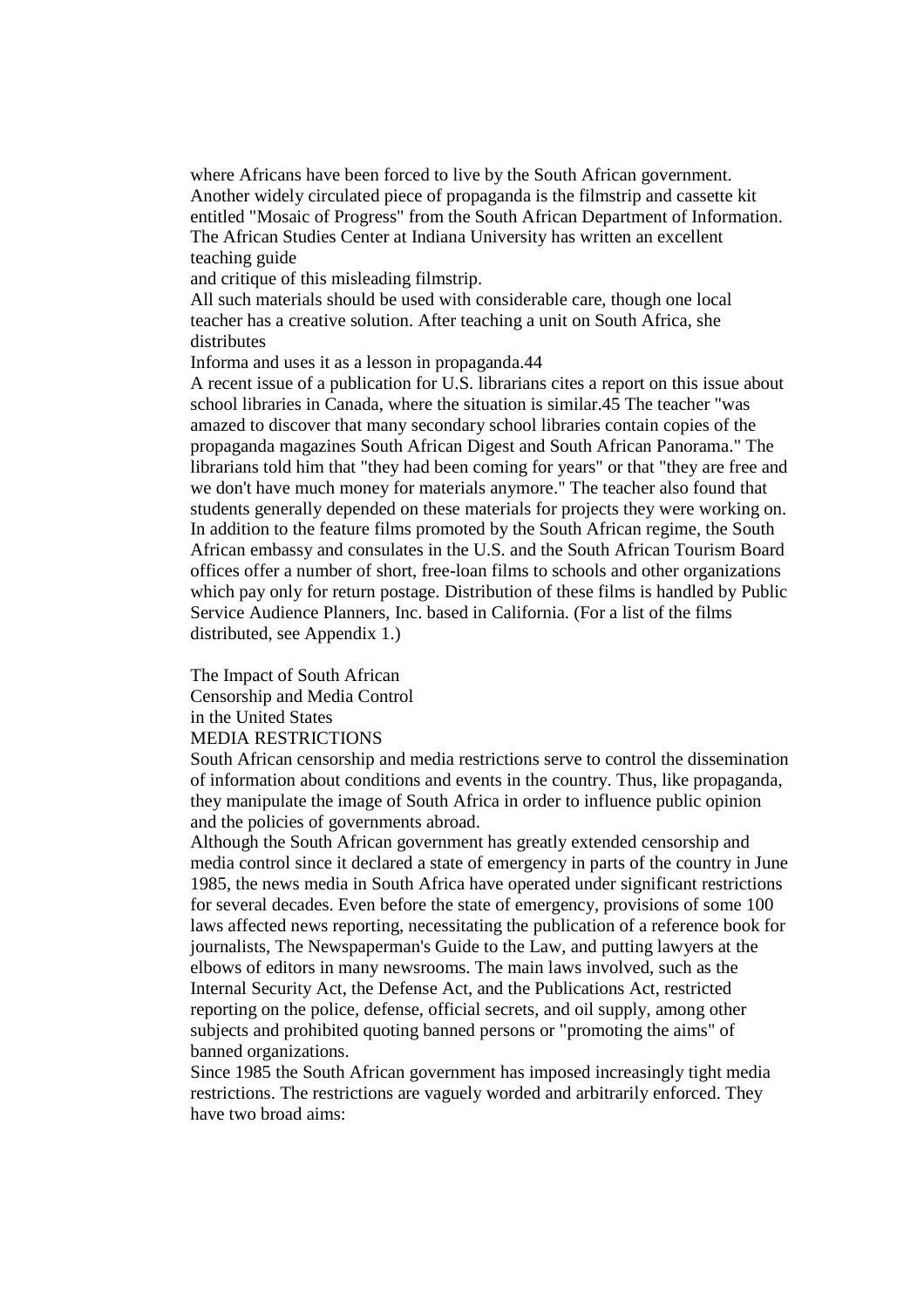where Africans have been forced to live by the South African government. Another widely circulated piece of propaganda is the filmstrip and cassette kit entitled "Mosaic of Progress" from the South African Department of Information. The African Studies Center at Indiana University has written an excellent teaching guide and critique of this misleading filmstrip.

All such materials should be used with considerable care, though one local teacher has a creative solution. After teaching a unit on South Africa, she distributes Informa and uses it as a lesson in propaganda.44

A recent issue of a publication for U.S. librarians cites a report on this issue about school libraries in Canada, where the situation is similar.45 The teacher "was amazed to discover that many secondary school libraries contain copies of the propaganda magazines South African Digest and South African Panorama." The librarians told him that "they had been coming for years" or that "they are free and we don't have much money for materials anymore." The teacher also found that students generally depended on these materials for projects they were working on.

In addition to the feature films promoted by the South African regime, the South African embassy and consulates in the U.S. and the South African Tourism Board offices offer a number of short, free-loan films to schools and other organizations which pay only for return postage. Distribution of these films is handled by Public Service Audience Planners, Inc. based in California. (For a list of the films distributed, see Appendix 1.)

## The Impact of South African Censorship and Media Control in the United States

### MEDIA RESTRICTIONS

South African censorship and media restrictions serve to control the dissemination of information about conditions and events in the country. Thus, like propaganda, they manipulate the image of South Africa in order to influence public opinion and the policies of governments abroad.

Although the South African government has greatly extended censorship and media control since it declared a state of emergency in parts of the country in June 1985, the news media in South Africa have operated under significant restrictions for several decades. Even before the state of emergency, provisions of some 100 laws affected news reporting, necessitating the publication of a reference book for journalists, The Newspaperman's Guide to the Law, and putting lawyers at the elbows of editors in many newsrooms. The main laws involved, such as the Internal Security Act, the Defense Act, and the Publications Act, restricted reporting on the police, defense, official secrets, and oil supply, among other subjects and prohibited quoting banned persons or "promoting the aims" of banned organizations.

Since 1985 the South African government has imposed increasingly tight media restrictions. The restrictions are vaguely worded and arbitrarily enforced. They have two broad aims: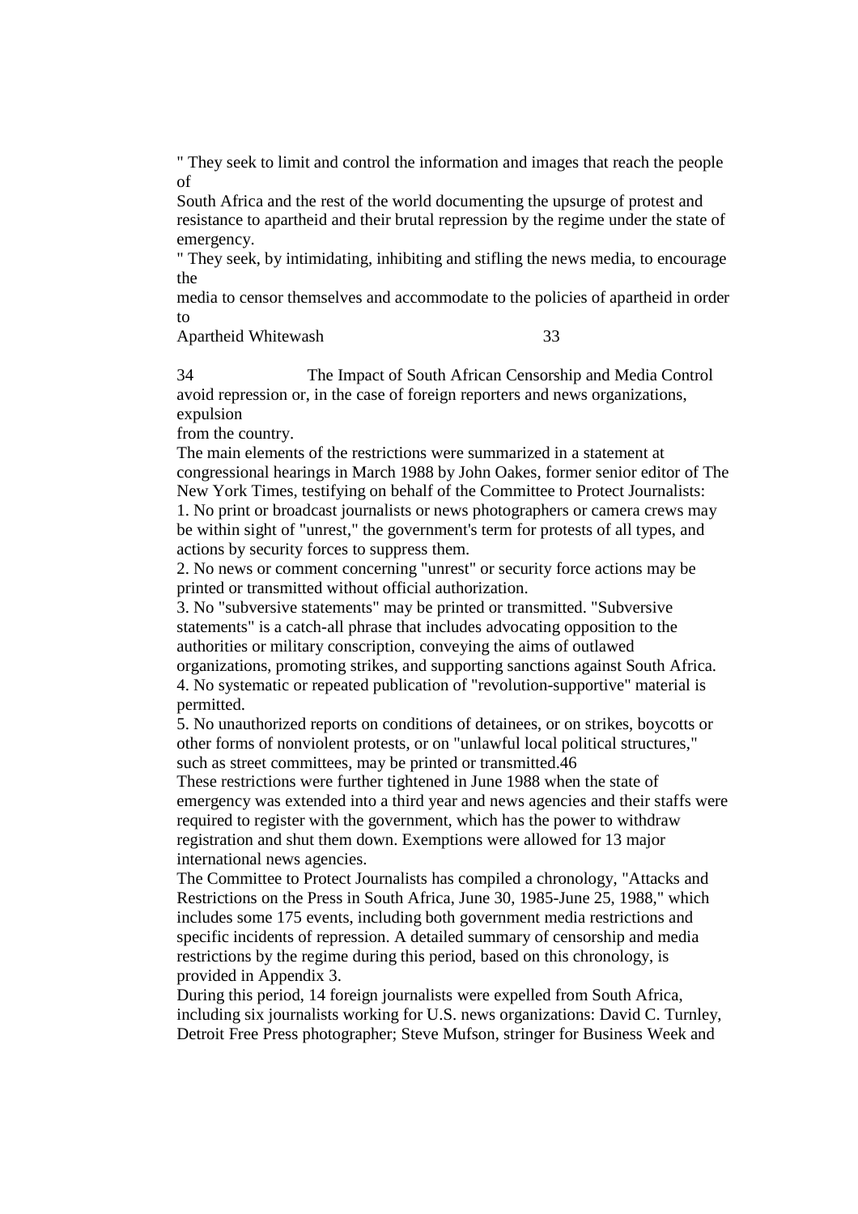" They seek to limit and control the information and images that reach the people of South Africa and the rest of the world documenting the upsurge of protest and resistance to apartheid and their brutal repression by the regime under the state of emergency.

" They seek, by intimidating, inhibiting and stifling the news media, to encourage the media to censor themselves and accommodate to the policies of apartheid in order to avoid repression or, in the case of foreign reporters and news organizations, expulsion from the country.

The main elements of the restrictions were summarized in a statement at congressional hearings in March 1988 by John Oakes, former senior editor of The New York Times, testifying on behalf of the Committee to Protect Journalists:

1. No print or broadcast journalists or news photographers or camera crews may be within sight of "unrest," the government's term for protests of all types, and actions by security forces to suppress them.
2. No news or comment concerning "unrest" or security force actions may be printed or transmitted without official authorization.
3. No "subversive statements" may be printed or transmitted. "Subversive statements" is a catch-all phrase that includes advocating opposition to the authorities or military conscription, conveying the aims of outlawed organizations, promoting strikes, and supporting sanctions against South Africa.
4. No systematic or repeated publication of "revolution-supportive" material is permitted.
5. No unauthorized reports on conditions of detainees, or on strikes, boycotts or other forms of nonviolent protests, or on "unlawful local political structures," such as street committees, may be printed or transmitted.46

These restrictions were further tightened in June 1988 when the state of emergency was extended into a third year and news agencies and their staffs were required to register with the government, which has the power to withdraw registration and shut them down. Exemptions were allowed for 13 major international news agencies.

The Committee to Protect Journalists has compiled a chronology, "Attacks and Restrictions on the Press in South Africa, June 30, 1985-June 25, 1988," which includes some 175 events, including both government media restrictions and specific incidents of repression. A detailed summary of censorship and media restrictions by the regime during this period, based on this chronology, is provided in Appendix 3.

During this period, 14 foreign journalists were expelled from South Africa, including six journalists working for U.S. news organizations: David C. Turnley, Detroit Free Press photographer; Steve Mufson, stringer for Business Week and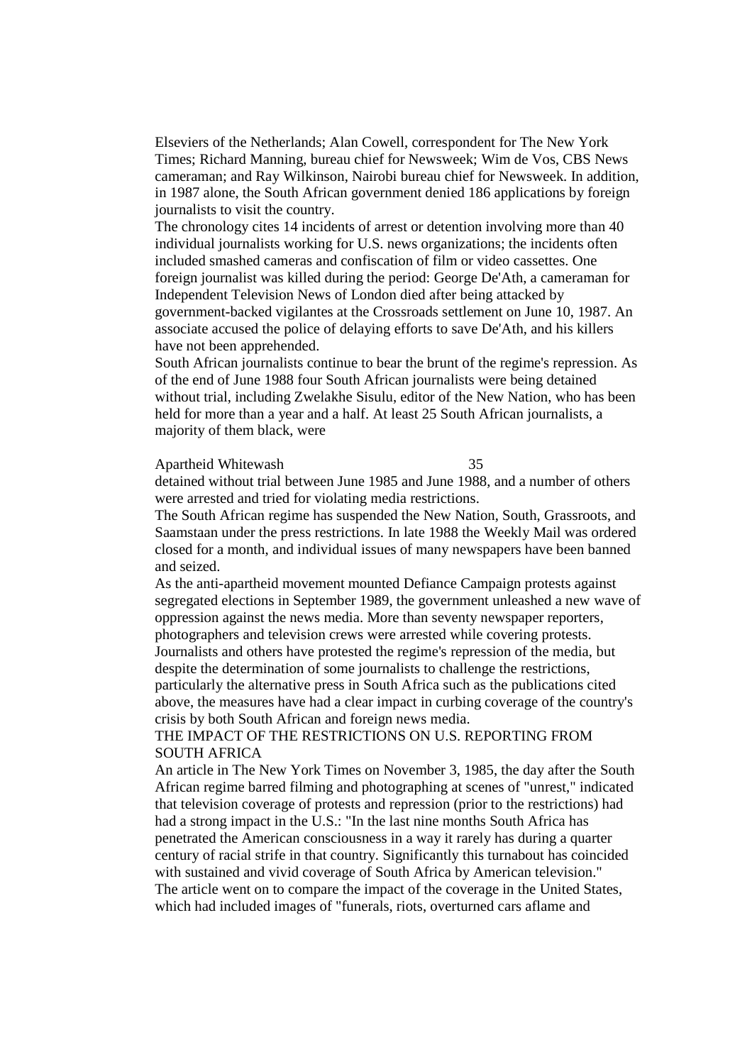Elseviers of the Netherlands; Alan Cowell, correspondent for The New York Times; Richard Manning, bureau chief for Newsweek; Wim de Vos, CBS News cameraman; and Ray Wilkinson, Nairobi bureau chief for Newsweek. In addition, in 1987 alone, the South African government denied 186 applications by foreign journalists to visit the country.

The chronology cites 14 incidents of arrest or detention involving more than 40 individual journalists working for U.S. news organizations; the incidents often included smashed cameras and confiscation of film or video cassettes. One foreign journalist was killed during the period: George De'Ath, a cameraman for Independent Television News of London died after being attacked by government-backed vigilantes at the Crossroads settlement on June 10, 1987. An associate accused the police of delaying efforts to save De'Ath, and his killers have not been apprehended.

South African journalists continue to bear the brunt of the regime's repression. As of the end of June 1988 four South African journalists were being detained without trial, including Zwelakhe Sisulu, editor of the New Nation, who has been held for more than a year and a half. At least 25 South African journalists, a majority of them black, were detained without trial between June 1985 and June 1988, and a number of others were arrested and tried for violating media restrictions.

The South African regime has suspended the New Nation, South, Grassroots, and Saamstaan under the press restrictions. In late 1988 the Weekly Mail was ordered closed for a month, and individual issues of many newspapers have been banned and seized.

As the anti-apartheid movement mounted Defiance Campaign protests against segregated elections in September 1989, the government unleashed a new wave of oppression against the news media. More than seventy newspaper reporters, photographers and television crews were arrested while covering protests. Journalists and others have protested the regime's repression of the media, but despite the determination of some journalists to challenge the restrictions, particularly the alternative press in South Africa such as the publications cited above, the measures have had a clear impact in curbing coverage of the country's crisis by both South African and foreign news media.

## THE IMPACT OF THE RESTRICTIONS ON U.S. REPORTING FROM SOUTH AFRICA

An article in The New York Times on November 3, 1985, the day after the South African regime barred filming and photographing at scenes of "unrest," indicated that television coverage of protests and repression (prior to the restrictions) had had a strong impact in the U.S.: "In the last nine months South Africa has penetrated the American consciousness in a way it rarely has during a quarter century of racial strife in that country. Significantly this turnabout has coincided with sustained and vivid coverage of South Africa by American television."

The article went on to compare the impact of the coverage in the United States, which had included images of "funerals, riots, overturned cars aflame and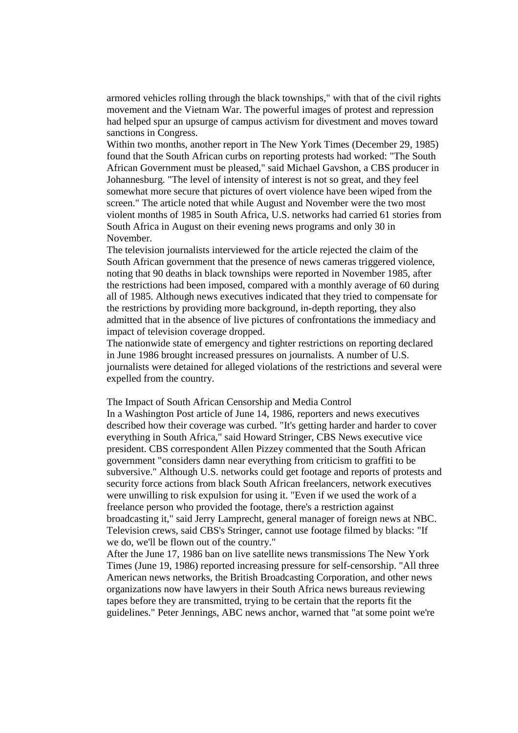armored vehicles rolling through the black townships," with that of the civil rights movement and the Vietnam War. The powerful images of protest and repression had helped spur an upsurge of campus activism for divestment and moves toward sanctions in Congress.

Within two months, another report in The New York Times (December 29, 1985) found that the South African curbs on reporting protests had worked: "The South African Government must be pleased," said Michael Gavshon, a CBS producer in Johannesburg. "The level of intensity of interest is not so great, and they feel somewhat more secure that pictures of overt violence have been wiped from the screen." The article noted that while August and November were the two most violent months of 1985 in South Africa, U.S. networks had carried 61 stories from South Africa in August on their evening news programs and only 30 in November.

The television journalists interviewed for the article rejected the claim of the South African government that the presence of news cameras triggered violence, noting that 90 deaths in black townships were reported in November 1985, after the restrictions had been imposed, compared with a monthly average of 60 during all of 1985. Although news executives indicated that they tried to compensate for the restrictions by providing more background, in-depth reporting, they also admitted that in the absence of live pictures of confrontations the immediacy and impact of television coverage dropped.

The nationwide state of emergency and tighter restrictions on reporting declared in June 1986 brought increased pressures on journalists. A number of U.S. journalists were detained for alleged violations of the restrictions and several were expelled from the country.

## The Impact of South African Censorship and Media Control

In a Washington Post article of June 14, 1986, reporters and news executives described how their coverage was curbed. "It's getting harder and harder to cover everything in South Africa," said Howard Stringer, CBS News executive vice president. CBS correspondent Allen Pizzey commented that the South African government "considers damn near everything from criticism to graffiti to be subversive." Although U.S. networks could get footage and reports of protests and security force actions from black South African freelancers, network executives were unwilling to risk expulsion for using it. "Even if we used the work of a freelance person who provided the footage, there's a restriction against broadcasting it," said Jerry Lamprecht, general manager of foreign news at NBC. Television crews, said CBS's Stringer, cannot use footage filmed by blacks: "If we do, we'll be flown out of the country."

After the June 17, 1986 ban on live satellite news transmissions The New York Times (June 19, 1986) reported increasing pressure for self-censorship. "All three American news networks, the British Broadcasting Corporation, and other news organizations now have lawyers in their South Africa news bureaus reviewing tapes before they are transmitted, trying to be certain that the reports fit the guidelines." Peter Jennings, ABC news anchor, warned that "at some point we're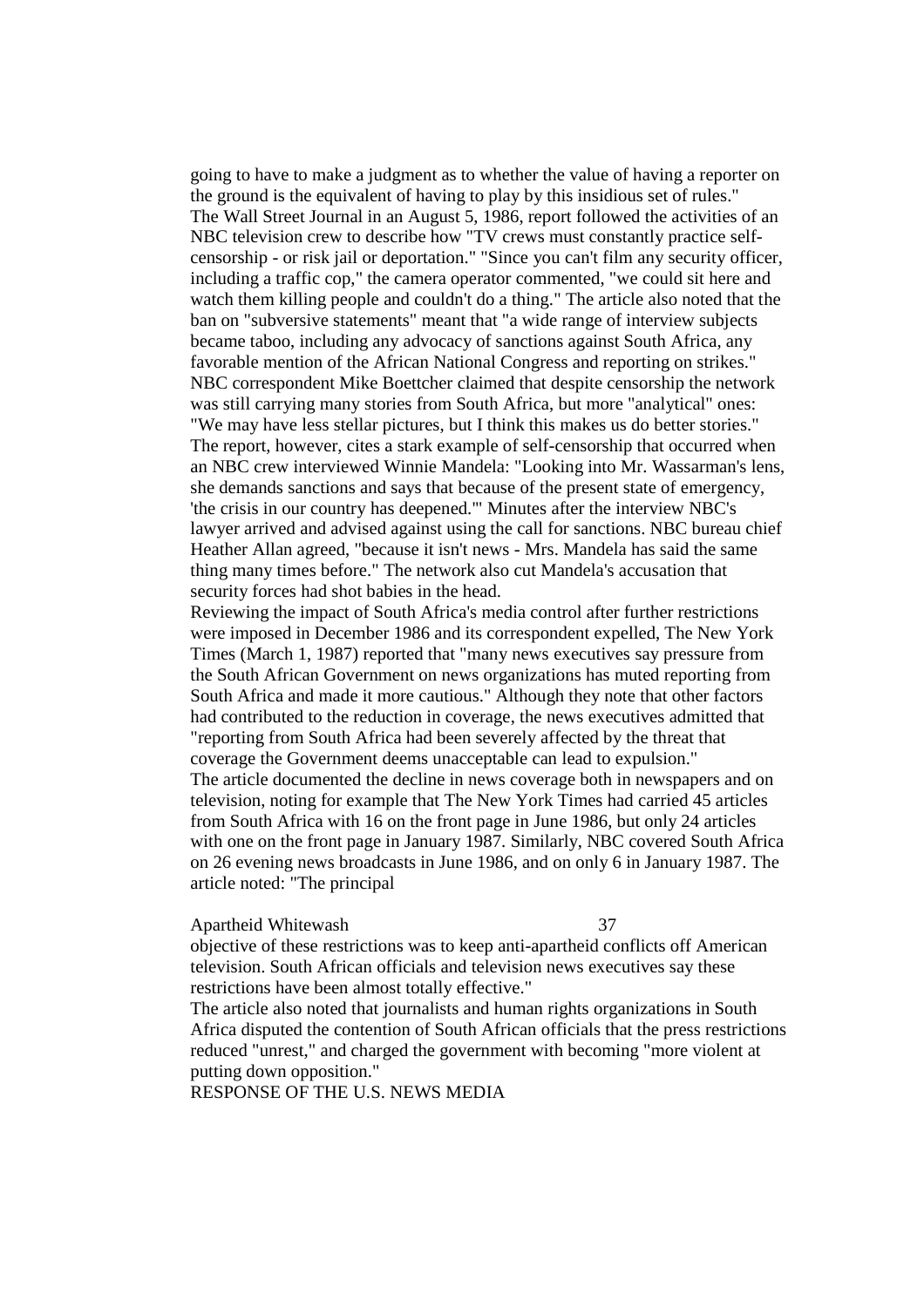going to have to make a judgment as to whether the value of having a reporter on the ground is the equivalent of having to play by this insidious set of rules."

The Wall Street Journal in an August 5, 1986, report followed the activities of an NBC television crew to describe how "TV crews must constantly practice self-censorship - or risk jail or deportation." "Since you can't film any security officer, including a traffic cop," the camera operator commented, "we could sit here and watch them killing people and couldn't do a thing." The article also noted that the ban on "subversive statements" meant that "a wide range of interview subjects became taboo, including any advocacy of sanctions against South Africa, any favorable mention of the African National Congress and reporting on strikes."

NBC correspondent Mike Boettcher claimed that despite censorship the network was still carrying many stories from South Africa, but more "analytical" ones: "We may have less stellar pictures, but I think this makes us do better stories." The report, however, cites a stark example of self-censorship that occurred when an NBC crew interviewed Winnie Mandela: "Looking into Mr. Wassarman's lens, she demands sanctions and says that because of the present state of emergency, 'the crisis in our country has deepened.'" Minutes after the interview NBC's lawyer arrived and advised against using the call for sanctions. NBC bureau chief Heather Allan agreed, "because it isn't news - Mrs. Mandela has said the same thing many times before." The network also cut Mandela's accusation that security forces had shot babies in the head.

Reviewing the impact of South Africa's media control after further restrictions were imposed in December 1986 and its correspondent expelled, The New York Times (March 1, 1987) reported that "many news executives say pressure from the South African Government on news organizations has muted reporting from South Africa and made it more cautious." Although they note that other factors had contributed to the reduction in coverage, the news executives admitted that "reporting from South Africa had been severely affected by the threat that coverage the Government deems unacceptable can lead to expulsion."

The article documented the decline in news coverage both in newspapers and on television, noting for example that The New York Times had carried 45 articles from South Africa with 16 on the front page in June 1986, but only 24 articles with one on the front page in January 1987. Similarly, NBC covered South Africa on 26 evening news broadcasts in June 1986, and on only 6 in January 1987. The article noted: "The principal objective of these restrictions was to keep anti-apartheid conflicts off American television. South African officials and television news executives say these restrictions have been almost totally effective."

The article also noted that journalists and human rights organizations in South Africa disputed the contention of South African officials that the press restrictions reduced "unrest," and charged the government with becoming "more violent at putting down opposition."

## RESPONSE OF THE U.S. NEWS MEDIA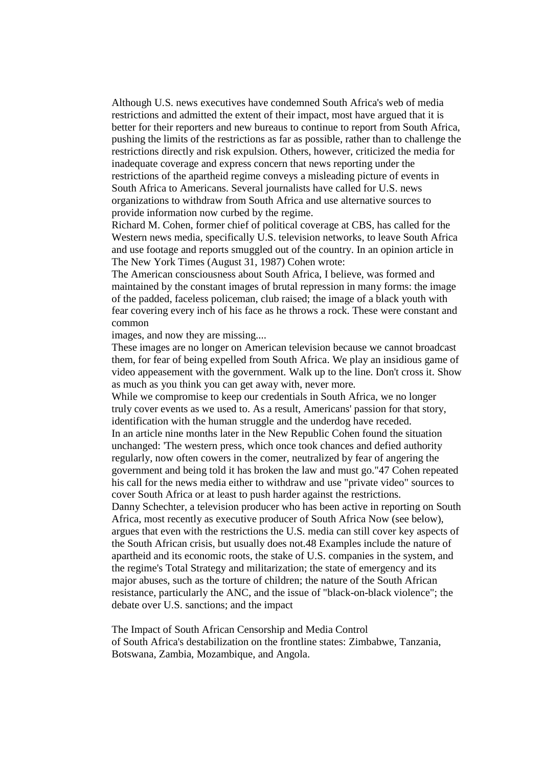Although U.S. news executives have condemned South Africa's web of media restrictions and admitted the extent of their impact, most have argued that it is better for their reporters and new bureaus to continue to report from South Africa, pushing the limits of the restrictions as far as possible, rather than to challenge the restrictions directly and risk expulsion. Others, however, criticized the media for inadequate coverage and express concern that news reporting under the restrictions of the apartheid regime conveys a misleading picture of events in South Africa to Americans. Several journalists have called for U.S. news organizations to withdraw from South Africa and use alternative sources to provide information now curbed by the regime.

Richard M. Cohen, former chief of political coverage at CBS, has called for the Western news media, specifically U.S. television networks, to leave South Africa and use footage and reports smuggled out of the country. In an opinion article in The New York Times (August 31, 1987) Cohen wrote:

The American consciousness about South Africa, I believe, was formed and maintained by the constant images of brutal repression in many forms: the image of the padded, faceless policeman, club raised; the image of a black youth with fear covering every inch of his face as he throws a rock. These were constant and common images, and now they are missing....

These images are no longer on American television because we cannot broadcast them, for fear of being expelled from South Africa. We play an insidious game of video appeasement with the government. Walk up to the line. Don't cross it. Show as much as you think you can get away with, never more.

While we compromise to keep our credentials in South Africa, we no longer truly cover events as we used to. As a result, Americans' passion for that story, identification with the human struggle and the underdog have receded.

In an article nine months later in the New Republic Cohen found the situation unchanged: 'The western press, which once took chances and defied authority regularly, now often cowers in the comer, neutralized by fear of angering the government and being told it has broken the law and must go."47 Cohen repeated his call for the news media either to withdraw and use "private video" sources to cover South Africa or at least to push harder against the restrictions.

Danny Schechter, a television producer who has been active in reporting on South Africa, most recently as executive producer of South Africa Now (see below), argues that even with the restrictions the U.S. media can still cover key aspects of the South African crisis, but usually does not.48 Examples include the nature of apartheid and its economic roots, the stake of U.S. companies in the system, and the regime's Total Strategy and militarization; the state of emergency and its major abuses, such as the torture of children; the nature of the South African resistance, particularly the ANC, and the issue of "black-on-black violence"; the debate over U.S. sanctions; and the impact of South Africa's destabilization on the frontline states: Zimbabwe, Tanzania, Botswana, Zambia, Mozambique, and Angola.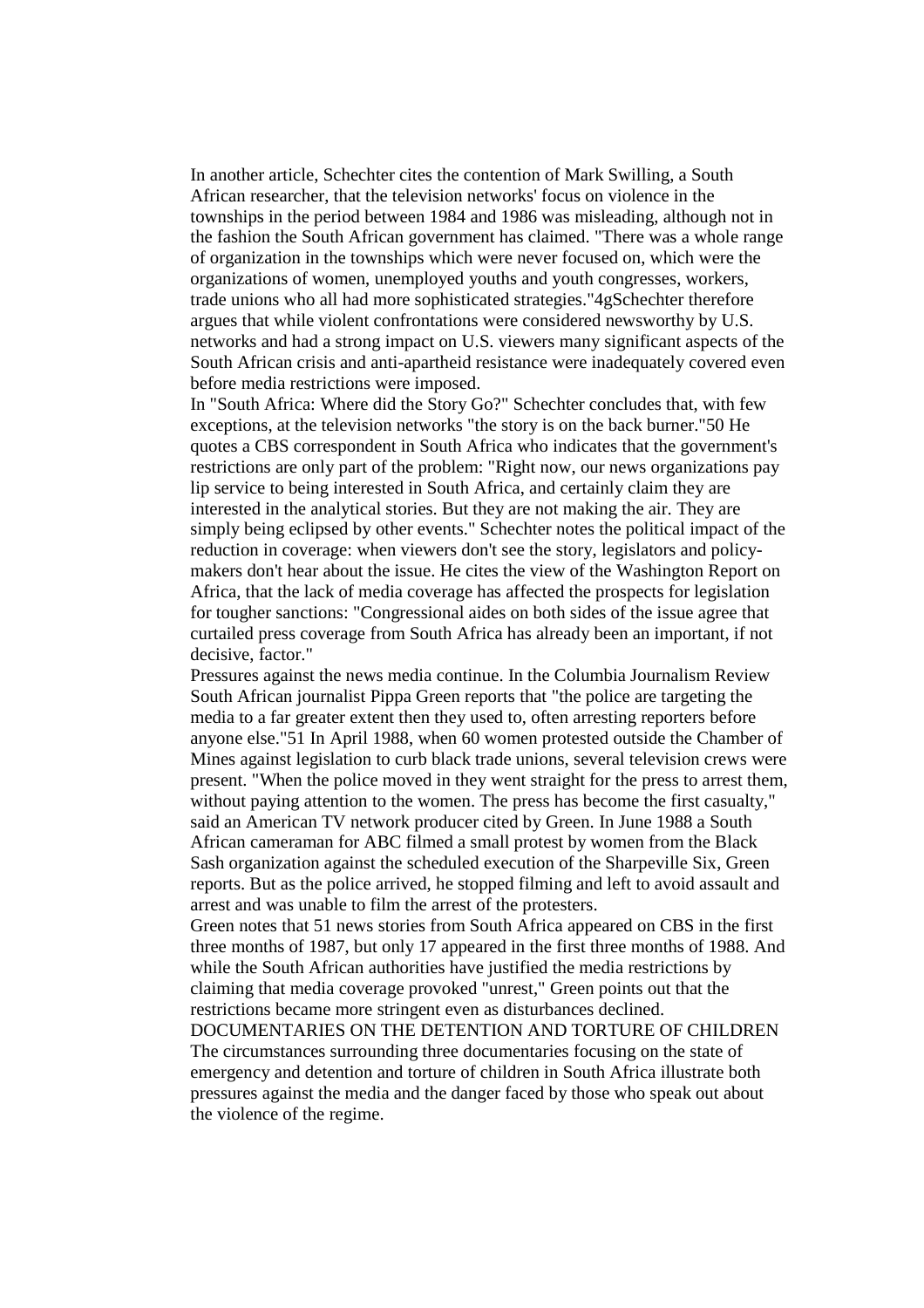In another article, Schechter cites the contention of Mark Swilling, a South African researcher, that the television networks' focus on violence in the townships in the period between 1984 and 1986 was misleading, although not in the fashion the South African government has claimed. "There was a whole range of organization in the townships which were never focused on, which were the organizations of women, unemployed youths and youth congresses, workers, trade unions who all had more sophisticated strategies."4gSchechter therefore argues that while violent confrontations were considered newsworthy by U.S. networks and had a strong impact on U.S. viewers many significant aspects of the South African crisis and anti-apartheid resistance were inadequately covered even before media restrictions were imposed.

In "South Africa: Where did the Story Go?" Schechter concludes that, with few exceptions, at the television networks "the story is on the back burner."50 He quotes a CBS correspondent in South Africa who indicates that the government's restrictions are only part of the problem: "Right now, our news organizations pay lip service to being interested in South Africa, and certainly claim they are interested in the analytical stories. But they are not making the air. They are simply being eclipsed by other events." Schechter notes the political impact of the reduction in coverage: when viewers don't see the story, legislators and policy-makers don't hear about the issue. He cites the view of the Washington Report on Africa, that the lack of media coverage has affected the prospects for legislation for tougher sanctions: "Congressional aides on both sides of the issue agree that curtailed press coverage from South Africa has already been an important, if not decisive, factor."

Pressures against the news media continue. In the Columbia Journalism Review South African journalist Pippa Green reports that "the police are targeting the media to a far greater extent then they used to, often arresting reporters before anyone else."51 In April 1988, when 60 women protested outside the Chamber of Mines against legislation to curb black trade unions, several television crews were present. "When the police moved in they went straight for the press to arrest them, without paying attention to the women. The press has become the first casualty," said an American TV network producer cited by Green. In June 1988 a South African cameraman for ABC filmed a small protest by women from the Black Sash organization against the scheduled execution of the Sharpeville Six, Green reports. But as the police arrived, he stopped filming and left to avoid assault and arrest and was unable to film the arrest of the protesters.

Green notes that 51 news stories from South Africa appeared on CBS in the first three months of 1987, but only 17 appeared in the first three months of 1988. And while the South African authorities have justified the media restrictions by claiming that media coverage provoked "unrest," Green points out that the restrictions became more stringent even as disturbances declined.

## DOCUMENTARIES ON THE DETENTION AND TORTURE OF CHILDREN

The circumstances surrounding three documentaries focusing on the state of emergency and detention and torture of children in South Africa illustrate both pressures against the media and the danger faced by those who speak out about the violence of the regime.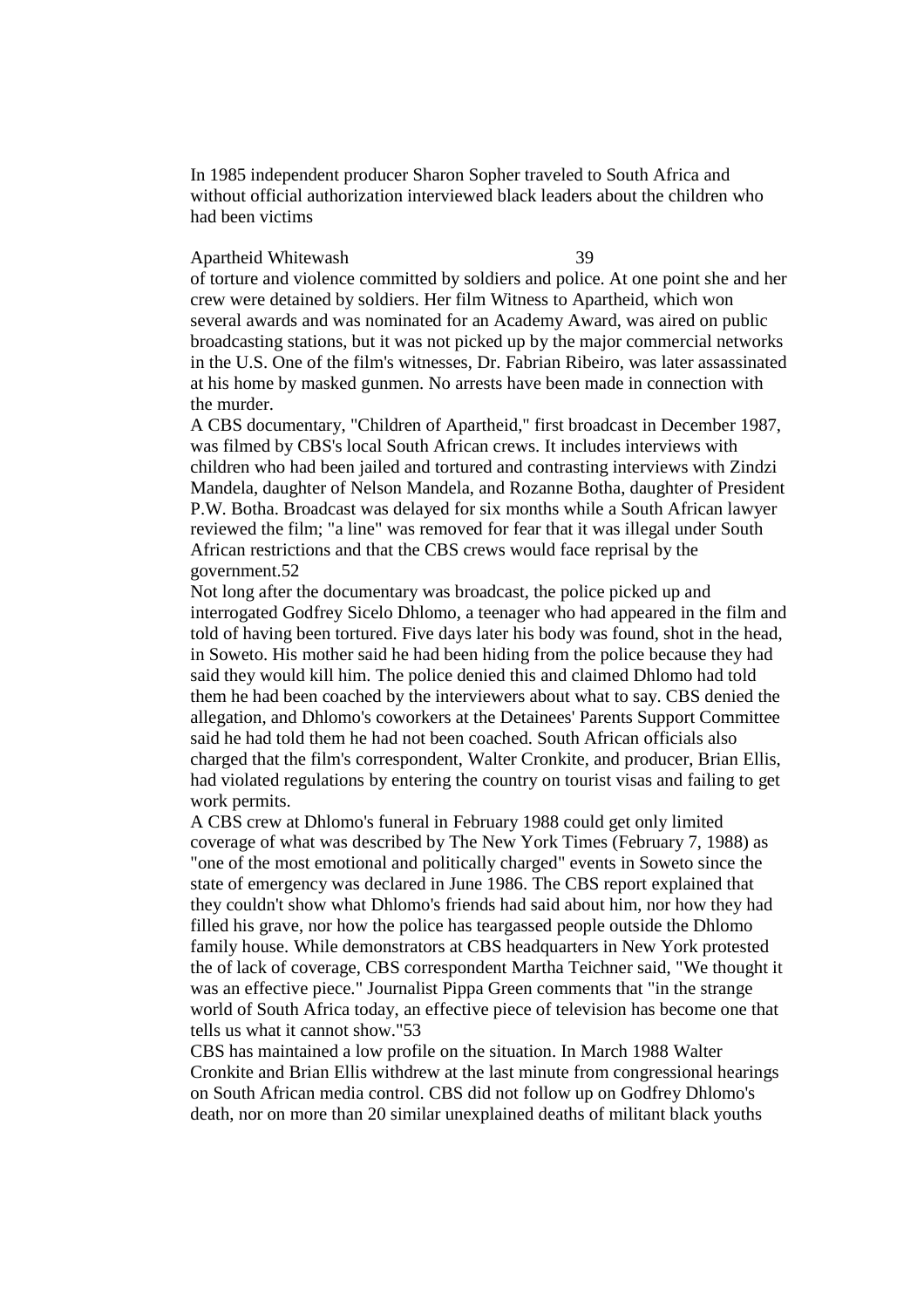In 1985 independent producer Sharon Sopher traveled to South Africa and without official authorization interviewed black leaders about the children who had been victims of torture and violence committed by soldiers and police. At one point she and her crew were detained by soldiers. Her film Witness to Apartheid, which won several awards and was nominated for an Academy Award, was aired on public broadcasting stations, but it was not picked up by the major commercial networks in the U.S. One of the film's witnesses, Dr. Fabrian Ribeiro, was later assassinated at his home by masked gunmen. No arrests have been made in connection with the murder.

A CBS documentary, "Children of Apartheid," first broadcast in December 1987, was filmed by CBS's local South African crews. It includes interviews with children who had been jailed and tortured and contrasting interviews with Zindzi Mandela, daughter of Nelson Mandela, and Rozanne Botha, daughter of President P.W. Botha. Broadcast was delayed for six months while a South African lawyer reviewed the film; "a line" was removed for fear that it was illegal under South African restrictions and that the CBS crews would face reprisal by the government.52

Not long after the documentary was broadcast, the police picked up and interrogated Godfrey Sicelo Dhlomo, a teenager who had appeared in the film and told of having been tortured. Five days later his body was found, shot in the head, in Soweto. His mother said he had been hiding from the police because they had said they would kill him. The police denied this and claimed Dhlomo had told them he had been coached by the interviewers about what to say. CBS denied the allegation, and Dhlomo's coworkers at the Detainees' Parents Support Committee said he had told them he had not been coached. South African officials also charged that the film's correspondent, Walter Cronkite, and producer, Brian Ellis, had violated regulations by entering the country on tourist visas and failing to get work permits.

A CBS crew at Dhlomo's funeral in February 1988 could get only limited coverage of what was described by The New York Times (February 7, 1988) as "one of the most emotional and politically charged" events in Soweto since the state of emergency was declared in June 1986. The CBS report explained that they couldn't show what Dhlomo's friends had said about him, nor how they had filled his grave, nor how the police has teargassed people outside the Dhlomo family house. While demonstrators at CBS headquarters in New York protested the of lack of coverage, CBS correspondent Martha Teichner said, "We thought it was an effective piece." Journalist Pippa Green comments that "in the strange world of South Africa today, an effective piece of television has become one that tells us what it cannot show."53

CBS has maintained a low profile on the situation. In March 1988 Walter Cronkite and Brian Ellis withdrew at the last minute from congressional hearings on South African media control. CBS did not follow up on Godfrey Dhlomo's death, nor on more than 20 similar unexplained deaths of militant black youths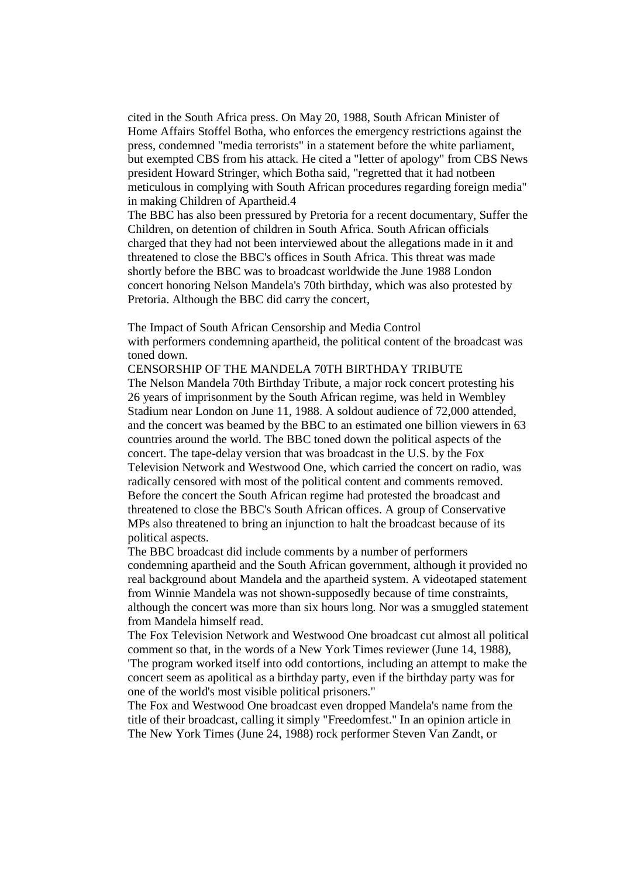cited in the South Africa press. On May 20, 1988, South African Minister of Home Affairs Stoffel Botha, who enforces the emergency restrictions against the press, condemned "media terrorists" in a statement before the white parliament, but exempted CBS from his attack. He cited a "letter of apology" from CBS News president Howard Stringer, which Botha said, "regretted that it had notbeen meticulous in complying with South African procedures regarding foreign media" in making Children of Apartheid.4

The BBC has also been pressured by Pretoria for a recent documentary, Suffer the Children, on detention of children in South Africa. South African officials charged that they had not been interviewed about the allegations made in it and threatened to close the BBC's offices in South Africa. This threat was made shortly before the BBC was to broadcast worldwide the June 1988 London concert honoring Nelson Mandela's 70th birthday, which was also protested by Pretoria. Although the BBC did carry the concert,

The Impact of South African Censorship and Media Control

with performers condemning apartheid, the political content of the broadcast was toned down.

## CENSORSHIP OF THE MANDELA 70TH BIRTHDAY TRIBUTE

The Nelson Mandela 70th Birthday Tribute, a major rock concert protesting his 26 years of imprisonment by the South African regime, was held in Wembley Stadium near London on June 11, 1988. A soldout audience of 72,000 attended, and the concert was beamed by the BBC to an estimated one billion viewers in 63 countries around the world. The BBC toned down the political aspects of the concert. The tape-delay version that was broadcast in the U.S. by the Fox Television Network and Westwood One, which carried the concert on radio, was radically censored with most of the political content and comments removed. Before the concert the South African regime had protested the broadcast and threatened to close the BBC's South African offices. A group of Conservative MPs also threatened to bring an injunction to halt the broadcast because of its political aspects.

The BBC broadcast did include comments by a number of performers condemning apartheid and the South African government, although it provided no real background about Mandela and the apartheid system. A videotaped statement from Winnie Mandela was not shown-supposedly because of time constraints, although the concert was more than six hours long. Nor was a smuggled statement from Mandela himself read.

The Fox Television Network and Westwood One broadcast cut almost all political comment so that, in the words of a New York Times reviewer (June 14, 1988), 'The program worked itself into odd contortions, including an attempt to make the concert seem as apolitical as a birthday party, even if the birthday party was for one of the world's most visible political prisoners."

The Fox and Westwood One broadcast even dropped Mandela's name from the title of their broadcast, calling it simply "Freedomfest." In an opinion article in The New York Times (June 24, 1988) rock performer Steven Van Zandt, or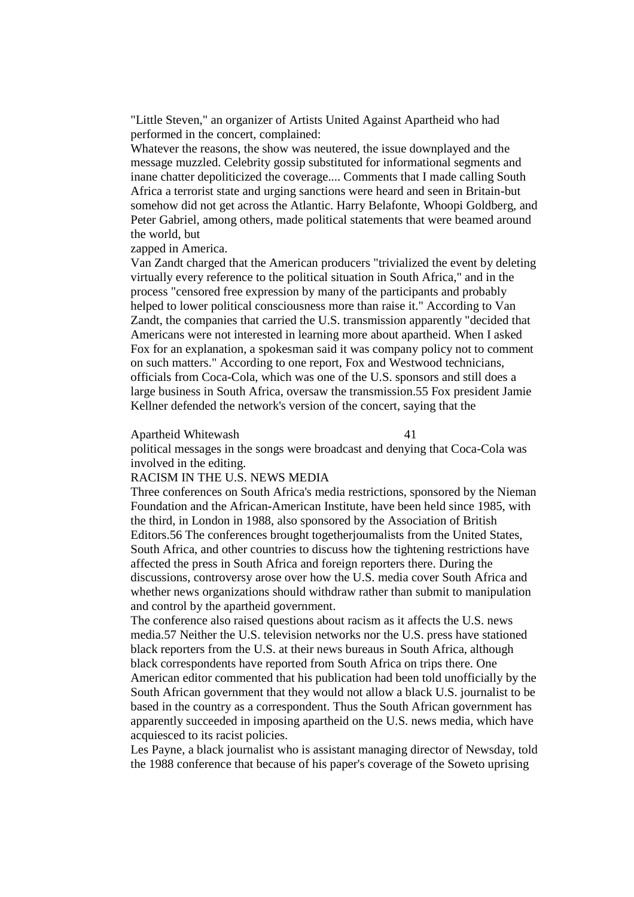"Little Steven," an organizer of Artists United Against Apartheid who had performed in the concert, complained:

Whatever the reasons, the show was neutered, the issue downplayed and the message muzzled. Celebrity gossip substituted for informational segments and inane chatter depoliticized the coverage.... Comments that I made calling South Africa a terrorist state and urging sanctions were heard and seen in Britain-but somehow did not get across the Atlantic. Harry Belafonte, Whoopi Goldberg, and Peter Gabriel, among others, made political statements that were beamed around the world, but zapped in America.

Van Zandt charged that the American producers "trivialized the event by deleting virtually every reference to the political situation in South Africa," and in the process "censored free expression by many of the participants and probably helped to lower political consciousness more than raise it." According to Van Zandt, the companies that carried the U.S. transmission apparently "decided that Americans were not interested in learning more about apartheid. When I asked Fox for an explanation, a spokesman said it was company policy not to comment on such matters." According to one report, Fox and Westwood technicians, officials from Coca-Cola, which was one of the U.S. sponsors and still does a large business in South Africa, oversaw the transmission.55 Fox president Jamie Kellner defended the network's version of the concert, saying that the political messages in the songs were broadcast and denying that Coca-Cola was involved in the editing.

## RACISM IN THE U.S. NEWS MEDIA

Three conferences on South Africa's media restrictions, sponsored by the Nieman Foundation and the African-American Institute, have been held since 1985, with the third, in London in 1988, also sponsored by the Association of British Editors.56 The conferences brought togetherjoumalists from the United States, South Africa, and other countries to discuss how the tightening restrictions have affected the press in South Africa and foreign reporters there. During the discussions, controversy arose over how the U.S. media cover South Africa and whether news organizations should withdraw rather than submit to manipulation and control by the apartheid government.

The conference also raised questions about racism as it affects the U.S. news media.57 Neither the U.S. television networks nor the U.S. press have stationed black reporters from the U.S. at their news bureaus in South Africa, although black correspondents have reported from South Africa on trips there. One American editor commented that his publication had been told unofficially by the South African government that they would not allow a black U.S. journalist to be based in the country as a correspondent. Thus the South African government has apparently succeeded in imposing apartheid on the U.S. news media, which have acquiesced to its racist policies.

Les Payne, a black journalist who is assistant managing director of Newsday, told the 1988 conference that because of his paper's coverage of the Soweto uprising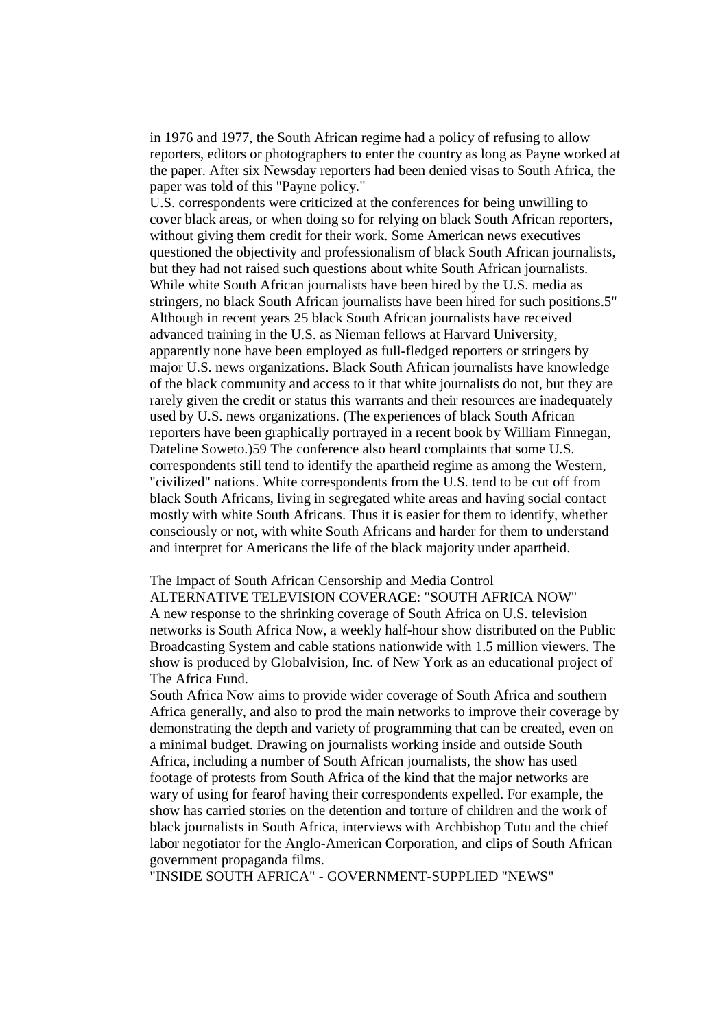in 1976 and 1977, the South African regime had a policy of refusing to allow reporters, editors or photographers to enter the country as long as Payne worked at the paper. After six Newsday reporters had been denied visas to South Africa, the paper was told of this "Payne policy."

U.S. correspondents were criticized at the conferences for being unwilling to cover black areas, or when doing so for relying on black South African reporters, without giving them credit for their work. Some American news executives questioned the objectivity and professionalism of black South African journalists, but they had not raised such questions about white South African journalists. While white South African journalists have been hired by the U.S. media as stringers, no black South African journalists have been hired for such positions.5" Although in recent years 25 black South African journalists have received advanced training in the U.S. as Nieman fellows at Harvard University, apparently none have been employed as full-fledged reporters or stringers by major U.S. news organizations. Black South African journalists have knowledge of the black community and access to it that white journalists do not, but they are rarely given the credit or status this warrants and their resources are inadequately used by U.S. news organizations. (The experiences of black South African reporters have been graphically portrayed in a recent book by William Finnegan, Dateline Soweto.)59 The conference also heard complaints that some U.S. correspondents still tend to identify the apartheid regime as among the Western, "civilized" nations. White correspondents from the U.S. tend to be cut off from black South Africans, living in segregated white areas and having social contact mostly with white South Africans. Thus it is easier for them to identify, whether consciously or not, with white South Africans and harder for them to understand and interpret for Americans the life of the black majority under apartheid.

## The Impact of South African Censorship and Media Control

### ALTERNATIVE TELEVISION COVERAGE: "SOUTH AFRICA NOW"

A new response to the shrinking coverage of South Africa on U.S. television networks is South Africa Now, a weekly half-hour show distributed on the Public Broadcasting System and cable stations nationwide with 1.5 million viewers. The show is produced by Globalvision, Inc. of New York as an educational project of The Africa Fund.

South Africa Now aims to provide wider coverage of South Africa and southern Africa generally, and also to prod the main networks to improve their coverage by demonstrating the depth and variety of programming that can be created, even on a minimal budget. Drawing on journalists working inside and outside South Africa, including a number of South African journalists, the show has used footage of protests from South Africa of the kind that the major networks are wary of using for fearof having their correspondents expelled. For example, the show has carried stories on the detention and torture of children and the work of black journalists in South Africa, interviews with Archbishop Tutu and the chief labor negotiator for the Anglo-American Corporation, and clips of South African government propaganda films.

### "INSIDE SOUTH AFRICA" - GOVERNMENT-SUPPLIED "NEWS"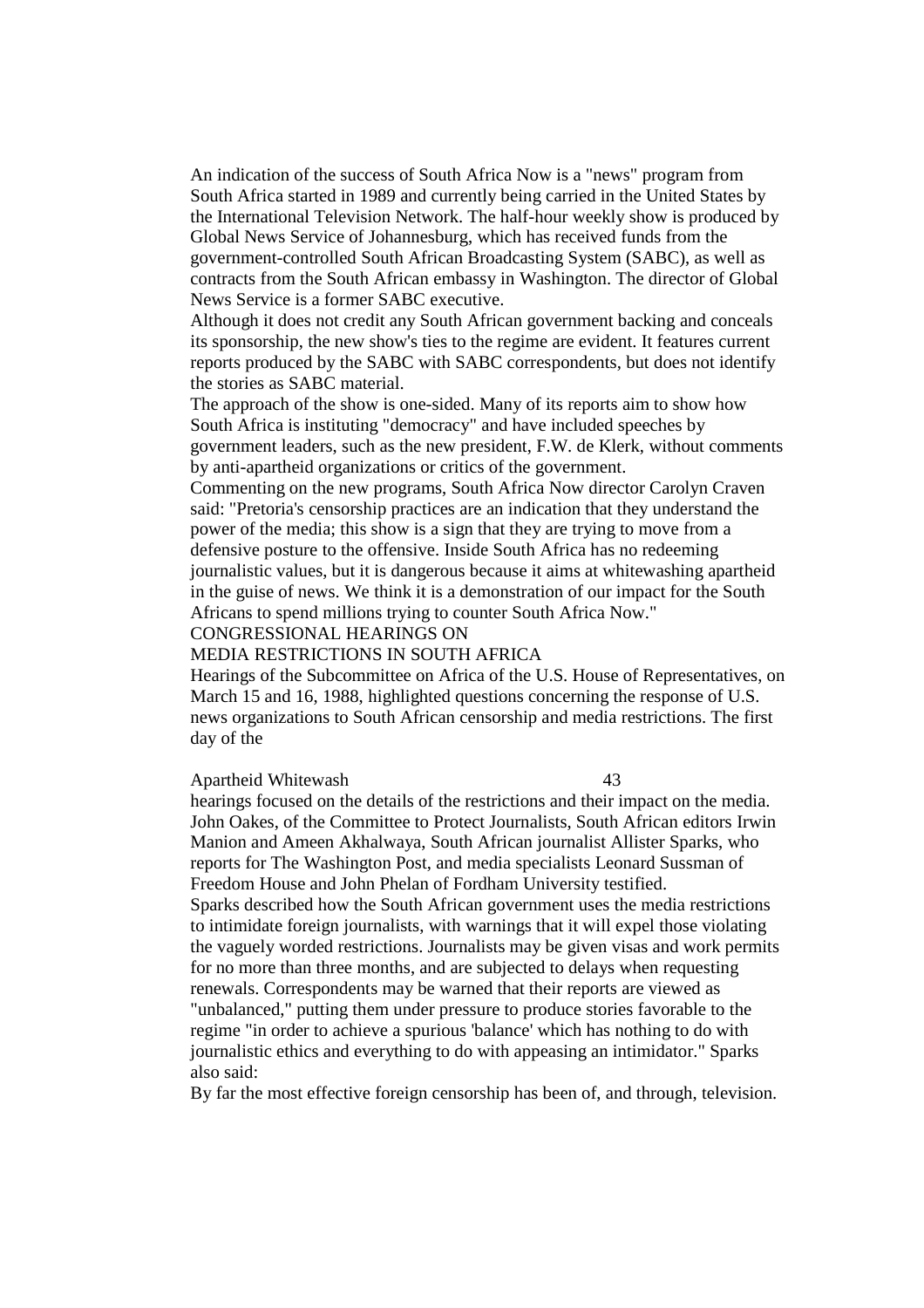An indication of the success of South Africa Now is a "news" program from South Africa started in 1989 and currently being carried in the United States by the International Television Network. The half-hour weekly show is produced by Global News Service of Johannesburg, which has received funds from the government-controlled South African Broadcasting System (SABC), as well as contracts from the South African embassy in Washington. The director of Global News Service is a former SABC executive.

Although it does not credit any South African government backing and conceals its sponsorship, the new show's ties to the regime are evident. It features current reports produced by the SABC with SABC correspondents, but does not identify the stories as SABC material.

The approach of the show is one-sided. Many of its reports aim to show how South Africa is instituting "democracy" and have included speeches by government leaders, such as the new president, F.W. de Klerk, without comments by anti-apartheid organizations or critics of the government.

Commenting on the new programs, South Africa Now director Carolyn Craven said: "Pretoria's censorship practices are an indication that they understand the power of the media; this show is a sign that they are trying to move from a defensive posture to the offensive. Inside South Africa has no redeeming journalistic values, but it is dangerous because it aims at whitewashing apartheid in the guise of news. We think it is a demonstration of our impact for the South Africans to spend millions trying to counter South Africa Now."

## CONGRESSIONAL HEARINGS ON MEDIA RESTRICTIONS IN SOUTH AFRICA

Hearings of the Subcommittee on Africa of the U.S. House of Representatives, on March 15 and 16, 1988, highlighted questions concerning the response of U.S. news organizations to South African censorship and media restrictions. The first day of the hearings focused on the details of the restrictions and their impact on the media. John Oakes, of the Committee to Protect Journalists, South African editors Irwin Manion and Ameen Akhalwaya, South African journalist Allister Sparks, who reports for The Washington Post, and media specialists Leonard Sussman of Freedom House and John Phelan of Fordham University testified.

Sparks described how the South African government uses the media restrictions to intimidate foreign journalists, with warnings that it will expel those violating the vaguely worded restrictions. Journalists may be given visas and work permits for no more than three months, and are subjected to delays when requesting renewals. Correspondents may be warned that their reports are viewed as "unbalanced," putting them under pressure to produce stories favorable to the regime "in order to achieve a spurious 'balance' which has nothing to do with journalistic ethics and everything to do with appeasing an intimidator." Sparks also said:

By far the most effective foreign censorship has been of, and through, television.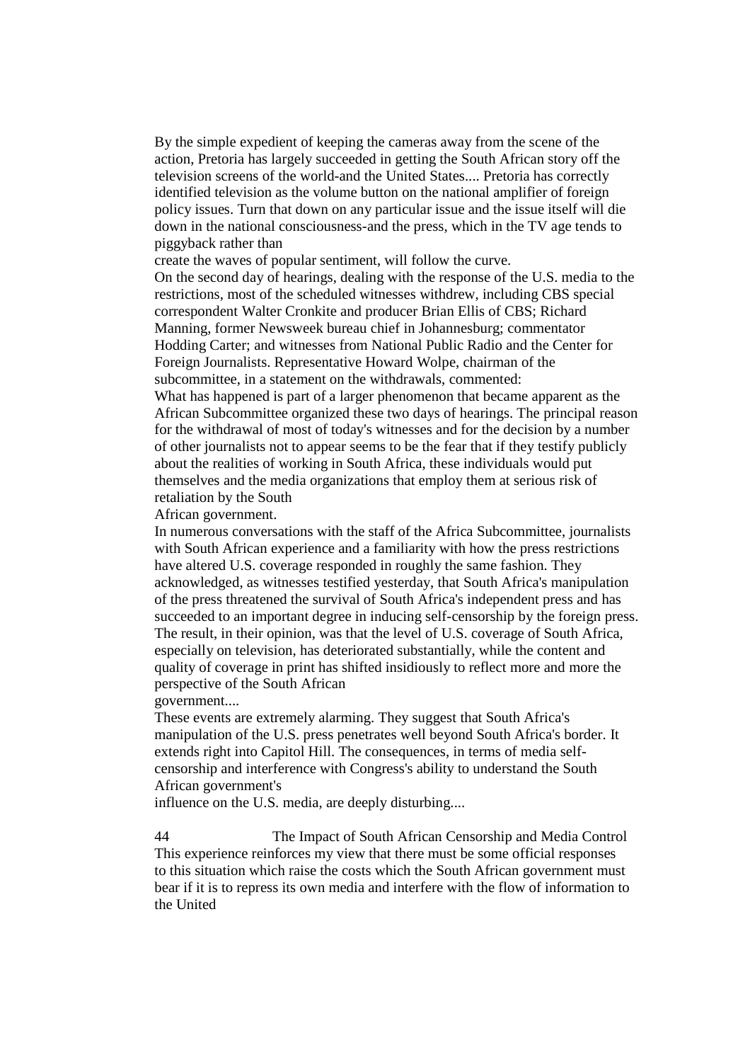By the simple expedient of keeping the cameras away from the scene of the action, Pretoria has largely succeeded in getting the South African story off the television screens of the world-and the United States.... Pretoria has correctly identified television as the volume button on the national amplifier of foreign policy issues. Turn that down on any particular issue and the issue itself will die down in the national consciousness-and the press, which in the TV age tends to piggyback rather than create the waves of popular sentiment, will follow the curve.

On the second day of hearings, dealing with the response of the U.S. media to the restrictions, most of the scheduled witnesses withdrew, including CBS special correspondent Walter Cronkite and producer Brian Ellis of CBS; Richard Manning, former Newsweek bureau chief in Johannesburg; commentator Hodding Carter; and witnesses from National Public Radio and the Center for Foreign Journalists. Representative Howard Wolpe, chairman of the subcommittee, in a statement on the withdrawals, commented:

What has happened is part of a larger phenomenon that became apparent as the African Subcommittee organized these two days of hearings. The principal reason for the withdrawal of most of today's witnesses and for the decision by a number of other journalists not to appear seems to be the fear that if they testify publicly about the realities of working in South Africa, these individuals would put themselves and the media organizations that employ them at serious risk of retaliation by the South African government.

In numerous conversations with the staff of the Africa Subcommittee, journalists with South African experience and a familiarity with how the press restrictions have altered U.S. coverage responded in roughly the same fashion. They acknowledged, as witnesses testified yesterday, that South Africa's manipulation of the press threatened the survival of South Africa's independent press and has succeeded to an important degree in inducing self-censorship by the foreign press. The result, in their opinion, was that the level of U.S. coverage of South Africa, especially on television, has deteriorated substantially, while the content and quality of coverage in print has shifted insidiously to reflect more and more the perspective of the South African government....

These events are extremely alarming. They suggest that South Africa's manipulation of the U.S. press penetrates well beyond South Africa's border. It extends right into Capitol Hill. The consequences, in terms of media self-censorship and interference with Congress's ability to understand the South African government's influence on the U.S. media, are deeply disturbing....

This experience reinforces my view that there must be some official responses to this situation which raise the costs which the South African government must bear if it is to repress its own media and interfere with the flow of information to the United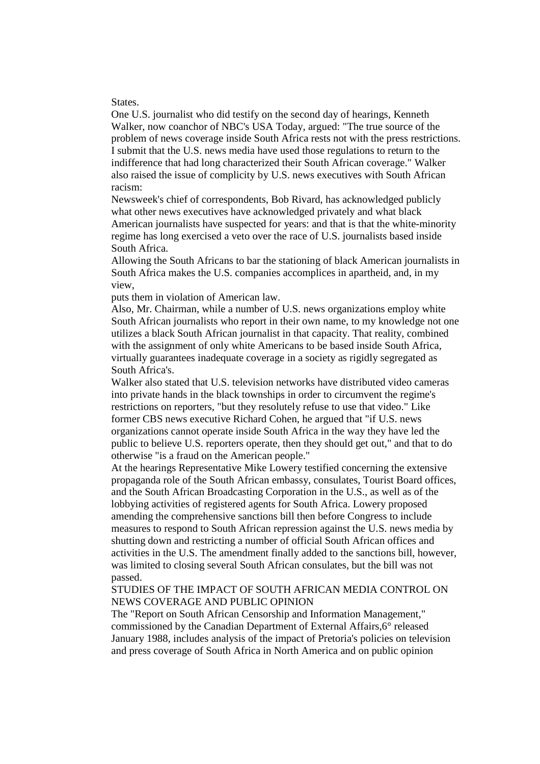States.

One U.S. journalist who did testify on the second day of hearings, Kenneth Walker, now coanchor of NBC's USA Today, argued: "The true source of the problem of news coverage inside South Africa rests not with the press restrictions. I submit that the U.S. news media have used those regulations to return to the indifference that had long characterized their South African coverage." Walker also raised the issue of complicity by U.S. news executives with South African racism:

Newsweek's chief of correspondents, Bob Rivard, has acknowledged publicly what other news executives have acknowledged privately and what black American journalists have suspected for years: and that is that the white-minority regime has long exercised a veto over the race of U.S. journalists based inside South Africa.

Allowing the South Africans to bar the stationing of black American journalists in South Africa makes the U.S. companies accomplices in apartheid, and, in my view,
puts them in violation of American law.

Also, Mr. Chairman, while a number of U.S. news organizations employ white South African journalists who report in their own name, to my knowledge not one utilizes a black South African journalist in that capacity. That reality, combined with the assignment of only white Americans to be based inside South Africa, virtually guarantees inadequate coverage in a society as rigidly segregated as South Africa's.

Walker also stated that U.S. television networks have distributed video cameras into private hands in the black townships in order to circumvent the regime's restrictions on reporters, "but they resolutely refuse to use that video." Like former CBS news executive Richard Cohen, he argued that "if U.S. news organizations cannot operate inside South Africa in the way they have led the public to believe U.S. reporters operate, then they should get out," and that to do otherwise "is a fraud on the American people."

At the hearings Representative Mike Lowery testified concerning the extensive propaganda role of the South African embassy, consulates, Tourist Board offices, and the South African Broadcasting Corporation in the U.S., as well as of the lobbying activities of registered agents for South Africa. Lowery proposed amending the comprehensive sanctions bill then before Congress to include measures to respond to South African repression against the U.S. news media by shutting down and restricting a number of official South African offices and activities in the U.S. The amendment finally added to the sanctions bill, however, was limited to closing several South African consulates, but the bill was not passed.

## STUDIES OF THE IMPACT OF SOUTH AFRICAN MEDIA CONTROL ON NEWS COVERAGE AND PUBLIC OPINION

The "Report on South African Censorship and Information Management," commissioned by the Canadian Department of External Affairs,6° released January 1988, includes analysis of the impact of Pretoria's policies on television and press coverage of South Africa in North America and on public opinion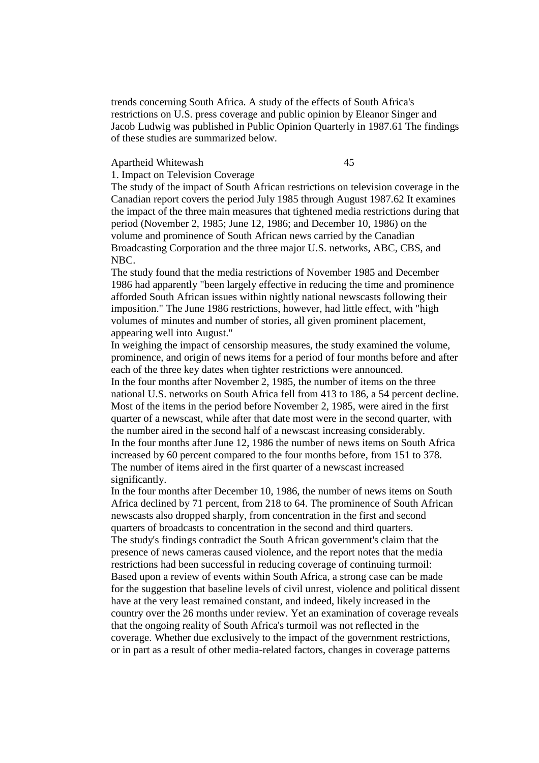trends concerning South Africa. A study of the effects of South Africa's restrictions on U.S. press coverage and public opinion by Eleanor Singer and Jacob Ludwig was published in Public Opinion Quarterly in 1987.61 The findings of these studies are summarized below.

### 1. Impact on Television Coverage

The study of the impact of South African restrictions on television coverage in the Canadian report covers the period July 1985 through August 1987.62 It examines the impact of the three main measures that tightened media restrictions during that period (November 2, 1985; June 12, 1986; and December 10, 1986) on the volume and prominence of South African news carried by the Canadian Broadcasting Corporation and the three major U.S. networks, ABC, CBS, and NBC.

The study found that the media restrictions of November 1985 and December 1986 had apparently "been largely effective in reducing the time and prominence afforded South African issues within nightly national newscasts following their imposition." The June 1986 restrictions, however, had little effect, with "high volumes of minutes and number of stories, all given prominent placement, appearing well into August."

In weighing the impact of censorship measures, the study examined the volume, prominence, and origin of news items for a period of four months before and after each of the three key dates when tighter restrictions were announced.

In the four months after November 2, 1985, the number of items on the three national U.S. networks on South Africa fell from 413 to 186, a 54 percent decline. Most of the items in the period before November 2, 1985, were aired in the first quarter of a newscast, while after that date most were in the second quarter, with the number aired in the second half of a newscast increasing considerably.

In the four months after June 12, 1986 the number of news items on South Africa increased by 60 percent compared to the four months before, from 151 to 378. The number of items aired in the first quarter of a newscast increased significantly.

In the four months after December 10, 1986, the number of news items on South Africa declined by 71 percent, from 218 to 64. The prominence of South African newscasts also dropped sharply, from concentration in the first and second quarters of broadcasts to concentration in the second and third quarters.

The study's findings contradict the South African government's claim that the presence of news cameras caused violence, and the report notes that the media restrictions had been successful in reducing coverage of continuing turmoil:

Based upon a review of events within South Africa, a strong case can be made for the suggestion that baseline levels of civil unrest, violence and political dissent have at the very least remained constant, and indeed, likely increased in the country over the 26 months under review. Yet an examination of coverage reveals that the ongoing reality of South Africa's turmoil was not reflected in the coverage. Whether due exclusively to the impact of the government restrictions, or in part as a result of other media-related factors, changes in coverage patterns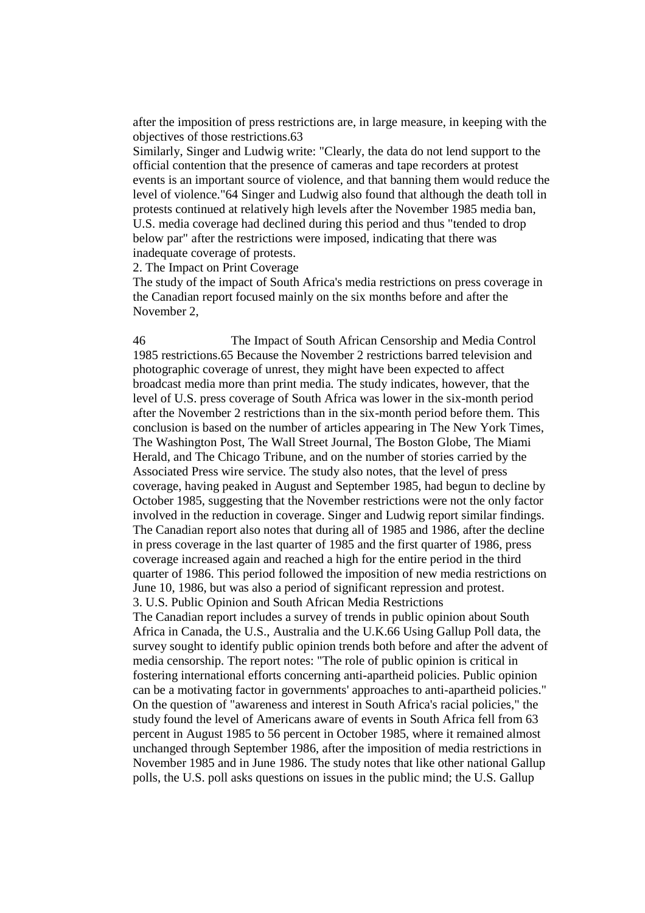after the imposition of press restrictions are, in large measure, in keeping with the objectives of those restrictions.63

Similarly, Singer and Ludwig write: "Clearly, the data do not lend support to the official contention that the presence of cameras and tape recorders at protest events is an important source of violence, and that banning them would reduce the level of violence."64 Singer and Ludwig also found that although the death toll in protests continued at relatively high levels after the November 1985 media ban, U.S. media coverage had declined during this period and thus "tended to drop below par" after the restrictions were imposed, indicating that there was inadequate coverage of protests.

## 2. The Impact on Print Coverage

The study of the impact of South Africa's media restrictions on press coverage in the Canadian report focused mainly on the six months before and after the November 2, 1985 restrictions.65 Because the November 2 restrictions barred television and photographic coverage of unrest, they might have been expected to affect broadcast media more than print media. The study indicates, however, that the level of U.S. press coverage of South Africa was lower in the six-month period after the November 2 restrictions than in the six-month period before them. This conclusion is based on the number of articles appearing in The New York Times, The Washington Post, The Wall Street Journal, The Boston Globe, The Miami Herald, and The Chicago Tribune, and on the number of stories carried by the Associated Press wire service. The study also notes, that the level of press coverage, having peaked in August and September 1985, had begun to decline by October 1985, suggesting that the November restrictions were not the only factor involved in the reduction in coverage. Singer and Ludwig report similar findings. The Canadian report also notes that during all of 1985 and 1986, after the decline in press coverage in the last quarter of 1985 and the first quarter of 1986, press coverage increased again and reached a high for the entire period in the third quarter of 1986. This period followed the imposition of new media restrictions on June 10, 1986, but was also a period of significant repression and protest.

## 3. U.S. Public Opinion and South African Media Restrictions

The Canadian report includes a survey of trends in public opinion about South Africa in Canada, the U.S., Australia and the U.K.66 Using Gallup Poll data, the survey sought to identify public opinion trends both before and after the advent of media censorship. The report notes: "The role of public opinion is critical in fostering international efforts concerning anti-apartheid policies. Public opinion can be a motivating factor in governments' approaches to anti-apartheid policies." On the question of "awareness and interest in South Africa's racial policies," the study found the level of Americans aware of events in South Africa fell from 63 percent in August 1985 to 56 percent in October 1985, where it remained almost unchanged through September 1986, after the imposition of media restrictions in November 1985 and in June 1986. The study notes that like other national Gallup polls, the U.S. poll asks questions on issues in the public mind; the U.S. Gallup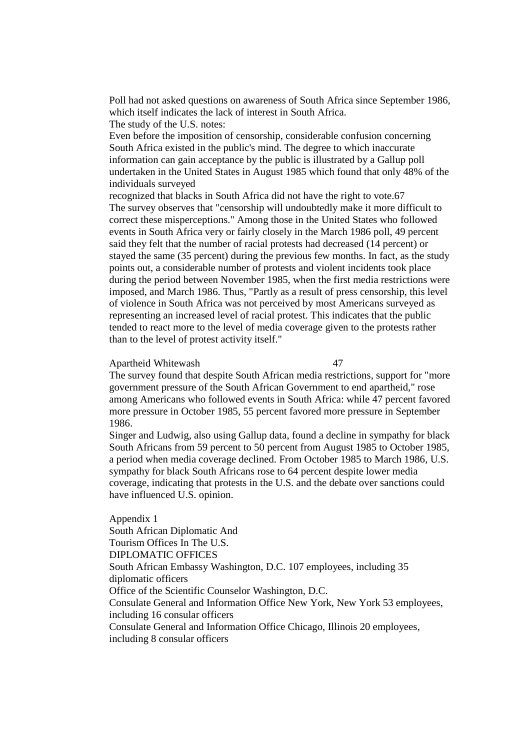Poll had not asked questions on awareness of South Africa since September 1986, which itself indicates the lack of interest in South Africa.

The study of the U.S. notes:

Even before the imposition of censorship, considerable confusion concerning South Africa existed in the public's mind. The degree to which inaccurate information can gain acceptance by the public is illustrated by a Gallup poll undertaken in the United States in August 1985 which found that only 48% of the individuals surveyed recognized that blacks in South Africa did not have the right to vote.[67]

The survey observes that "censorship will undoubtedly make it more difficult to correct these misperceptions." Among those in the United States who followed events in South Africa very or fairly closely in the March 1986 poll, 49 percent said they felt that the number of racial protests had decreased (14 percent) or stayed the same (35 percent) during the previous few months. In fact, as the study points out, a considerable number of protests and violent incidents took place during the period between November 1985, when the first media restrictions were imposed, and March 1986. Thus, "Partly as a result of press censorship, this level of violence in South Africa was not perceived by most Americans surveyed as representing an increased level of racial protest. This indicates that the public tended to react more to the level of media coverage given to the protests rather than to the level of protest activity itself."

The survey found that despite South African media restrictions, support for "more government pressure of the South African Government to end apartheid," rose among Americans who followed events in South Africa: while 47 percent favored more pressure in October 1985, 55 percent favored more pressure in September 1986.

Singer and Ludwig, also using Gallup data, found a decline in sympathy for black South Africans from 59 percent to 50 percent from August 1985 to October 1985, a period when media coverage declined. From October 1985 to March 1986, U.S. sympathy for black South Africans rose to 64 percent despite lower media coverage, indicating that protests in the U.S. and the debate over sanctions could have influenced U.S. opinion.

# Appendix 1

## South African Diplomatic And Tourism Offices In The U.S.

### DIPLOMATIC OFFICES

South African Embassy Washington, D.C. 107 employees, including 35 diplomatic officers

Office of the Scientific Counselor Washington, D.C.

Consulate General and Information Office New York, New York 53 employees, including 16 consular officers

Consulate General and Information Office Chicago, Illinois 20 employees, including 8 consular officers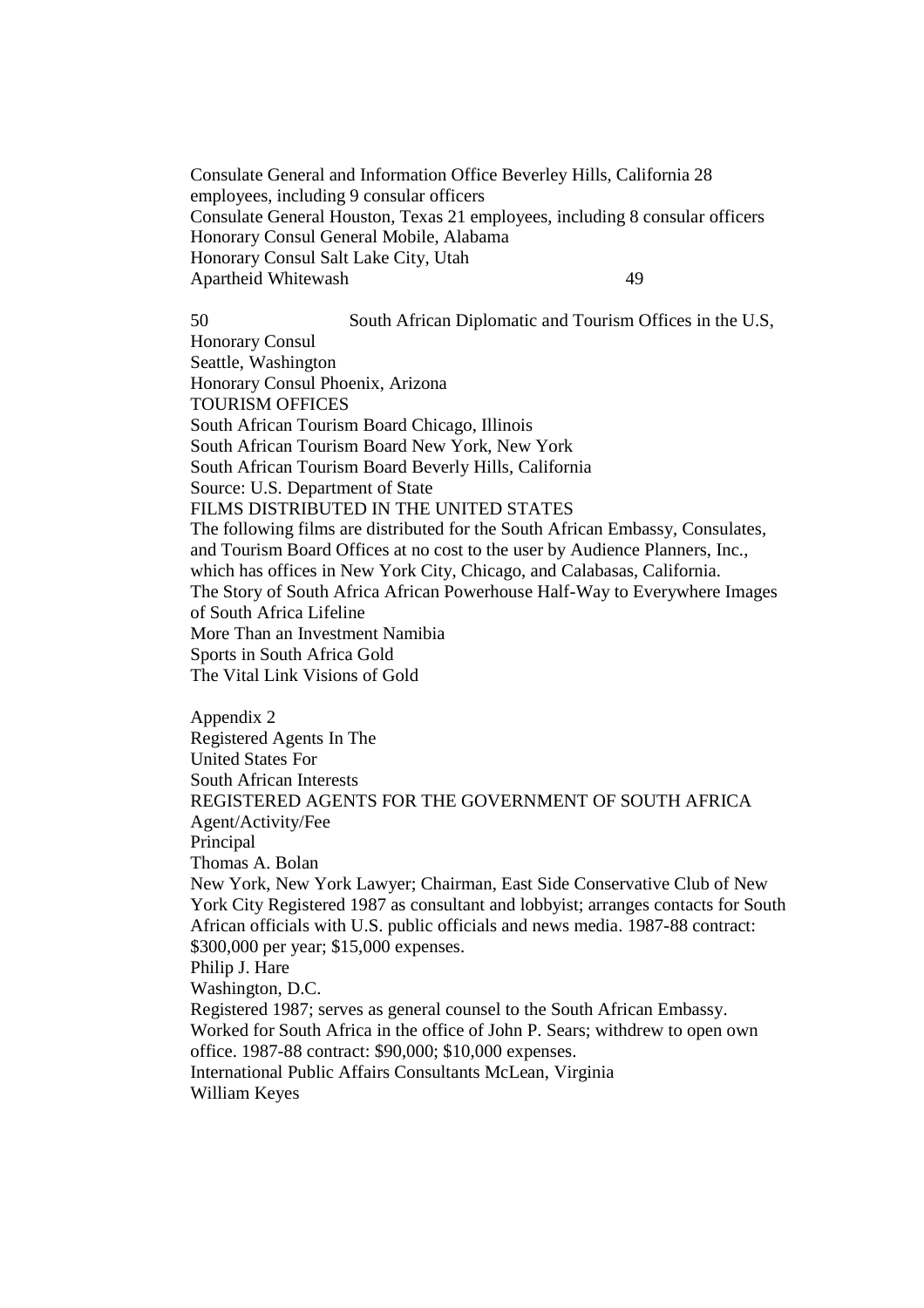Consulate General and Information Office Beverley Hills, California 28 employees, including 9 consular officers

Consulate General Houston, Texas 21 employees, including 8 consular officers

Honorary Consul General Mobile, Alabama

Honorary Consul Salt Lake City, Utah

Honorary Consul
Seattle, Washington

Honorary Consul Phoenix, Arizona

TOURISM OFFICES

South African Tourism Board Chicago, Illinois

South African Tourism Board New York, New York

South African Tourism Board Beverly Hills, California

Source: U.S. Department of State

FILMS DISTRIBUTED IN THE UNITED STATES

The following films are distributed for the South African Embassy, Consulates, and Tourism Board Offices at no cost to the user by Audience Planners, Inc., which has offices in New York City, Chicago, and Calabasas, California.

The Story of South Africa African Powerhouse Half-Way to Everywhere Images of South Africa Lifeline

More Than an Investment Namibia

Sports in South Africa Gold

The Vital Link Visions of Gold

# Appendix 2

## Registered Agents In The United States For South African Interests

REGISTERED AGENTS FOR THE GOVERNMENT OF SOUTH AFRICA

Agent/Activity/Fee

Principal

Thomas A. Bolan

New York, New York Lawyer; Chairman, East Side Conservative Club of New York City Registered 1987 as consultant and lobbyist; arranges contacts for South African officials with U.S. public officials and news media. 1987-88 contract: $300,000 per year; $15,000 expenses.

Philip J. Hare

Washington, D.C.

Registered 1987; serves as general counsel to the South African Embassy. Worked for South Africa in the office of John P. Sears; withdrew to open own office. 1987-88 contract: $90,000; $10,000 expenses.

International Public Affairs Consultants McLean, Virginia

William Keyes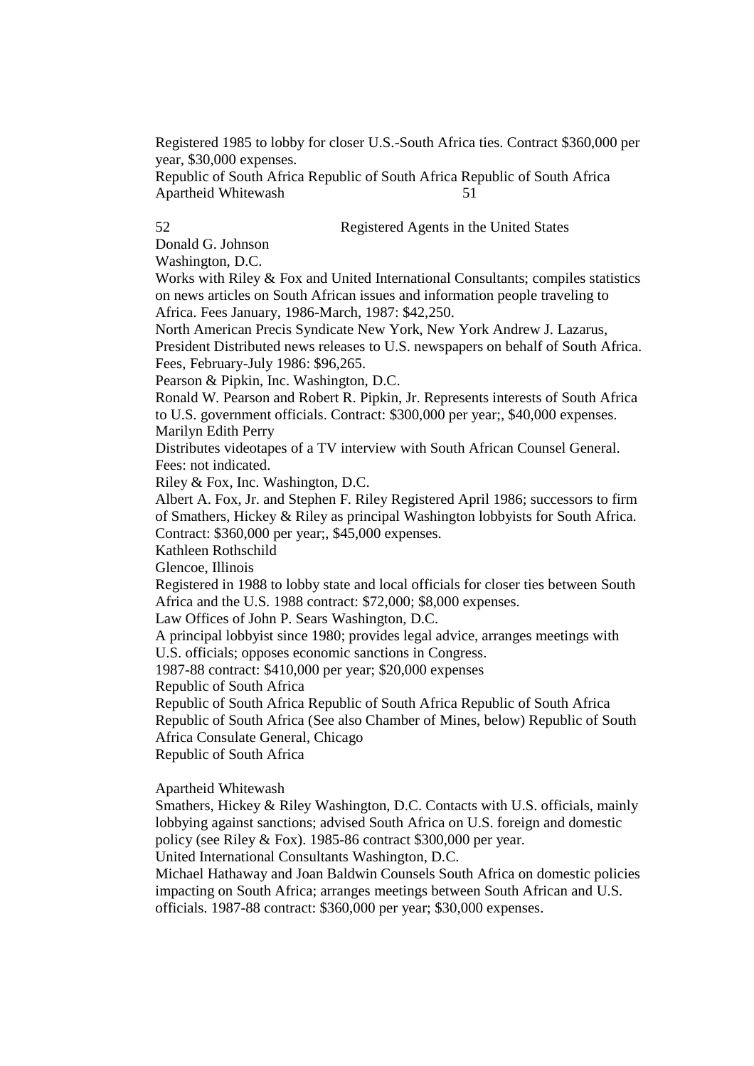Registered 1985 to lobby for closer U.S.-South Africa ties. Contract $360,000 per year, $30,000 expenses.

Republic of South Africa Republic of South Africa Republic of South Africa

Donald G. Johnson

Washington, D.C.

Works with Riley & Fox and United International Consultants; compiles statistics on news articles on South African issues and information people traveling to Africa. Fees January, 1986-March, 1987: $42,250.

North American Precis Syndicate New York, New York Andrew J. Lazarus, President Distributed news releases to U.S. newspapers on behalf of South Africa. Fees, February-July 1986: $96,265.

Pearson & Pipkin, Inc. Washington, D.C.

Ronald W. Pearson and Robert R. Pipkin, Jr. Represents interests of South Africa to U.S. government officials. Contract: $300,000 per year;, $40,000 expenses.

Marilyn Edith Perry

Distributes videotapes of a TV interview with South African Counsel General. Fees: not indicated.

Riley & Fox, Inc. Washington, D.C.

Albert A. Fox, Jr. and Stephen F. Riley Registered April 1986; successors to firm of Smathers, Hickey & Riley as principal Washington lobbyists for South Africa. Contract: $360,000 per year;, $45,000 expenses.

Kathleen Rothschild

Glencoe, Illinois

Registered in 1988 to lobby state and local officials for closer ties between South Africa and the U.S. 1988 contract: $72,000; $8,000 expenses.

Law Offices of John P. Sears Washington, D.C.

A principal lobbyist since 1980; provides legal advice, arranges meetings with U.S. officials; opposes economic sanctions in Congress.

1987-88 contract: $410,000 per year; $20,000 expenses

Republic of South Africa

Republic of South Africa Republic of South Africa Republic of South Africa Republic of South Africa (See also Chamber of Mines, below) Republic of South Africa Consulate General, Chicago

Republic of South Africa

Smathers, Hickey & Riley Washington, D.C. Contacts with U.S. officials, mainly lobbying against sanctions; advised South Africa on U.S. foreign and domestic policy (see Riley & Fox). 1985-86 contract $300,000 per year.

United International Consultants Washington, D.C.

Michael Hathaway and Joan Baldwin Counsels South Africa on domestic policies impacting on South Africa; arranges meetings between South African and U.S. officials. 1987-88 contract: $360,000 per year; $30,000 expenses.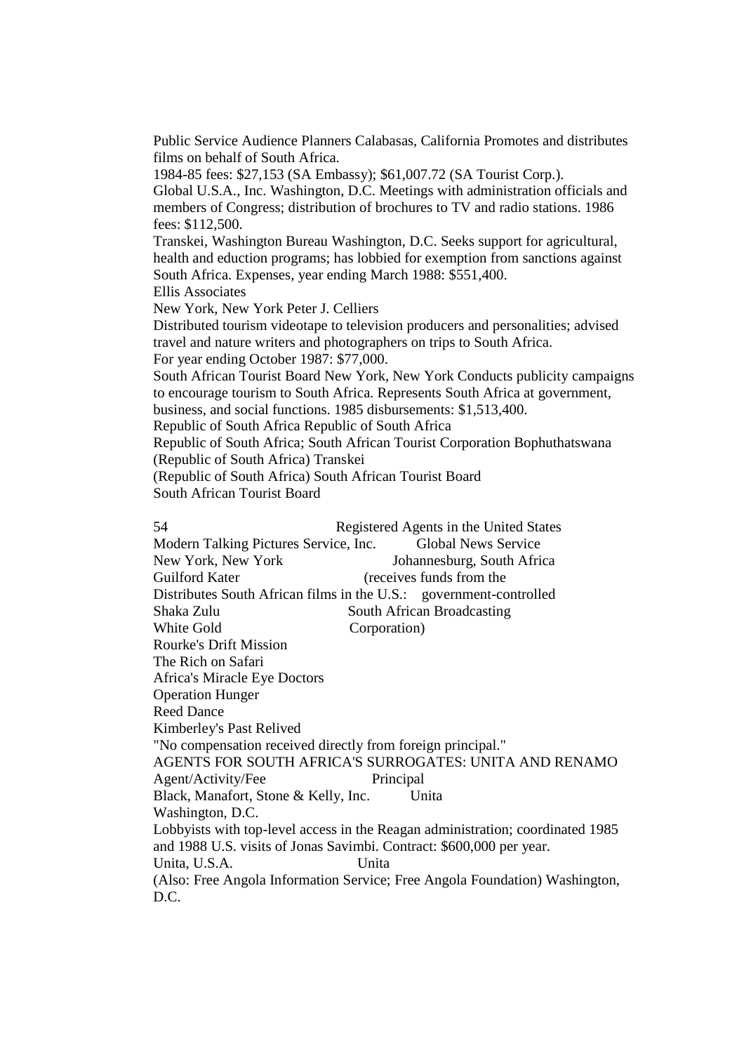Public Service Audience Planners Calabasas, California Promotes and distributes films on behalf of South Africa.

1984-85 fees: $27,153 (SA Embassy); $61,007.72 (SA Tourist Corp.).

Global U.S.A., Inc. Washington, D.C. Meetings with administration officials and members of Congress; distribution of brochures to TV and radio stations. 1986 fees: $112,500.

Transkei, Washington Bureau Washington, D.C. Seeks support for agricultural, health and eduction programs; has lobbied for exemption from sanctions against South Africa. Expenses, year ending March 1988: $551,400.

Ellis Associates

New York, New York Peter J. Celliers

Distributed tourism videotape to television producers and personalities; advised travel and nature writers and photographers on trips to South Africa.

For year ending October 1987: $77,000.

South African Tourist Board New York, New York Conducts publicity campaigns to encourage tourism to South Africa. Represents South Africa at government, business, and social functions. 1985 disbursements: $1,513,400.

Republic of South Africa Republic of South Africa

Republic of South Africa; South African Tourist Corporation Bophuthatswana (Republic of South Africa) Transkei

(Republic of South Africa) South African Tourist Board

South African Tourist Board

Registered Agents in the United States

Modern Talking Pictures Service, Inc.
New York, New York
Guilford Kater
Distributes South African films in the U.S.:
Shaka Zulu
White Gold
Rourke's Drift Mission
The Rich on Safari
Africa's Miracle Eye Doctors
Operation Hunger
Reed Dance
Kimberley's Past Relived
"No compensation received directly from foreign principal."

Global News Service
Johannesburg, South Africa
(receives funds from the government-controlled South African Broadcasting Corporation)

## AGENTS FOR SOUTH AFRICA'S SURROGATES: UNITA AND RENAMO

Agent/Activity/Fee — Principal

Black, Manafort, Stone & Kelly, Inc. — Unita

Washington, D.C.

Lobbyists with top-level access in the Reagan administration; coordinated 1985 and 1988 U.S. visits of Jonas Savimbi. Contract: $600,000 per year.

Unita, U.S.A. — Unita

(Also: Free Angola Information Service; Free Angola Foundation) Washington, D.C.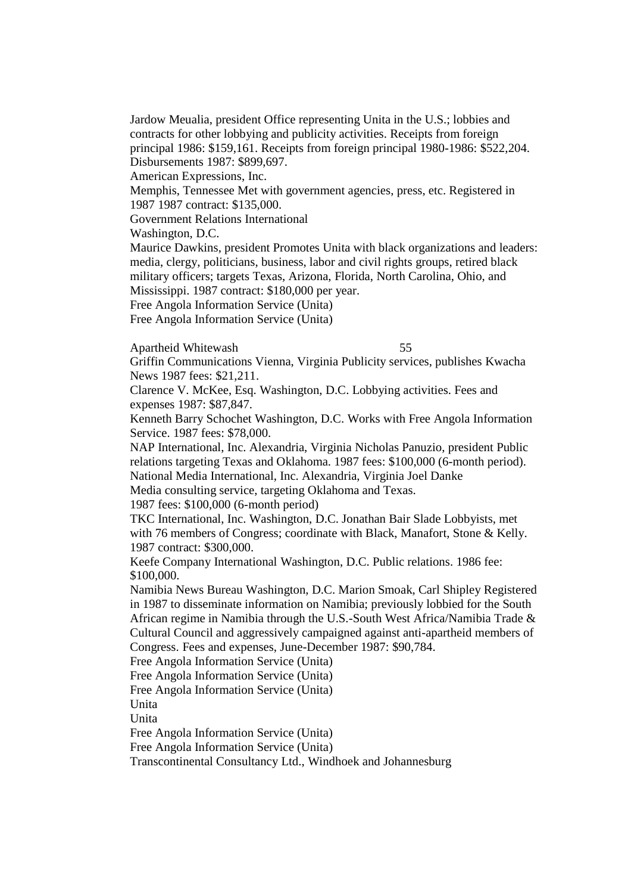Jardow Meualia, president Office representing Unita in the U.S.; lobbies and contracts for other lobbying and publicity activities. Receipts from foreign principal 1986: $159,161. Receipts from foreign principal 1980-1986: $522,204. Disbursements 1987: $899,697.

American Expressions, Inc.

Memphis, Tennessee Met with government agencies, press, etc. Registered in 1987 1987 contract: $135,000.

Government Relations International

Washington, D.C.

Maurice Dawkins, president Promotes Unita with black organizations and leaders: media, clergy, politicians, business, labor and civil rights groups, retired black military officers; targets Texas, Arizona, Florida, North Carolina, Ohio, and Mississippi. 1987 contract: $180,000 per year.

Free Angola Information Service (Unita)

Free Angola Information Service (Unita)

Griffin Communications Vienna, Virginia Publicity services, publishes Kwacha News 1987 fees: $21,211.

Clarence V. McKee, Esq. Washington, D.C. Lobbying activities. Fees and expenses 1987: $87,847.

Kenneth Barry Schochet Washington, D.C. Works with Free Angola Information Service. 1987 fees: $78,000.

NAP International, Inc. Alexandria, Virginia Nicholas Panuzio, president Public relations targeting Texas and Oklahoma. 1987 fees: $100,000 (6-month period).

National Media International, Inc. Alexandria, Virginia Joel Danke

Media consulting service, targeting Oklahoma and Texas.

1987 fees: $100,000 (6-month period)

TKC International, Inc. Washington, D.C. Jonathan Bair Slade Lobbyists, met with 76 members of Congress; coordinate with Black, Manafort, Stone & Kelly. 1987 contract: $300,000.

Keefe Company International Washington, D.C. Public relations. 1986 fee: $100,000.

Namibia News Bureau Washington, D.C. Marion Smoak, Carl Shipley Registered in 1987 to disseminate information on Namibia; previously lobbied for the South African regime in Namibia through the U.S.-South West Africa/Namibia Trade & Cultural Council and aggressively campaigned against anti-apartheid members of Congress. Fees and expenses, June-December 1987: $90,784.

Free Angola Information Service (Unita)

Free Angola Information Service (Unita)

Free Angola Information Service (Unita)

Unita

Unita

Free Angola Information Service (Unita)

Free Angola Information Service (Unita)

Transcontinental Consultancy Ltd., Windhoek and Johannesburg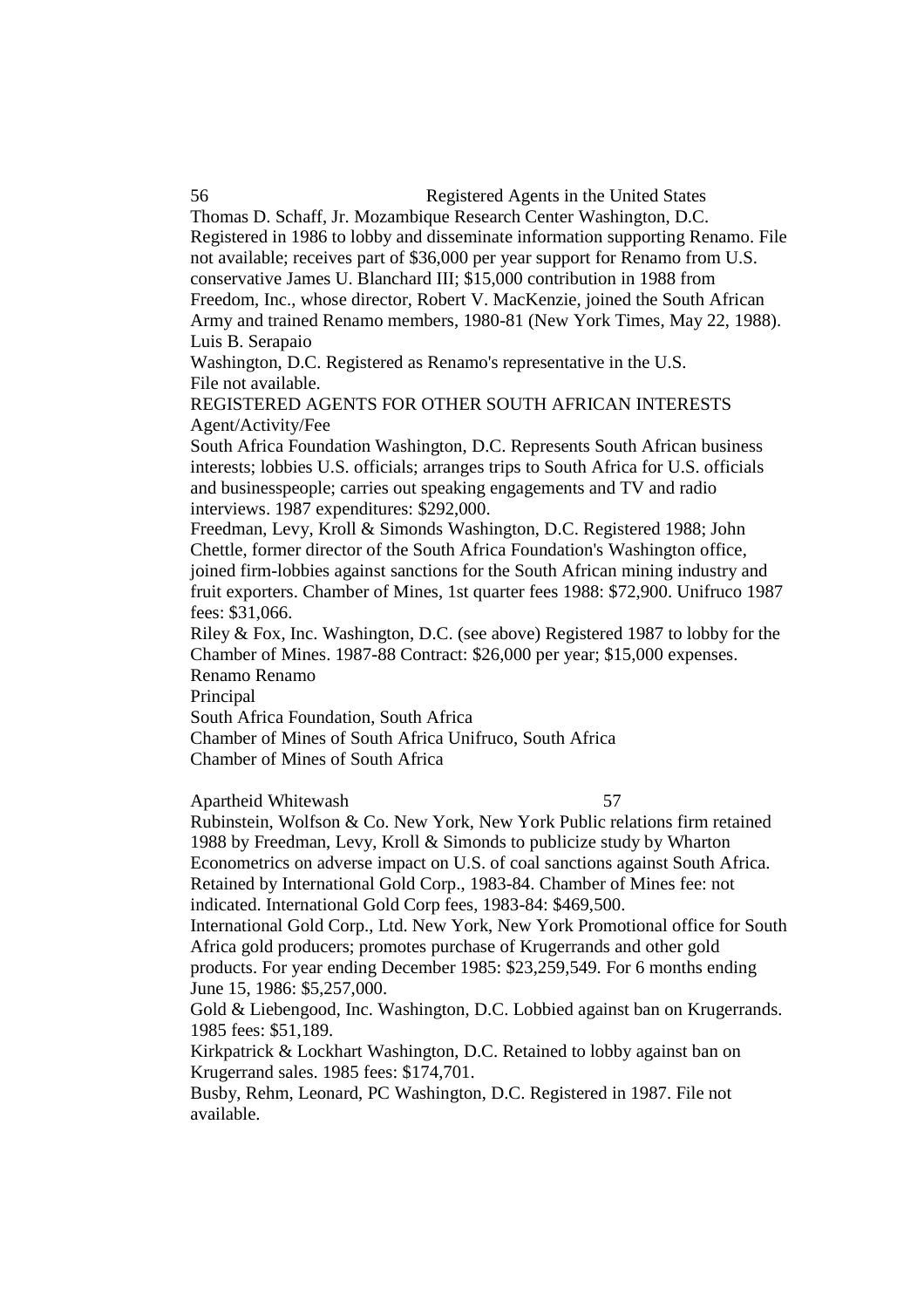Thomas D. Schaff, Jr. Mozambique Research Center Washington, D.C. Registered in 1986 to lobby and disseminate information supporting Renamo. File not available; receives part of $36,000 per year support for Renamo from U.S. conservative James U. Blanchard III; $15,000 contribution in 1988 from Freedom, Inc., whose director, Robert V. MacKenzie, joined the South African Army and trained Renamo members, 1980-81 (New York Times, May 22, 1988).

Luis B. Serapaio

Washington, D.C. Registered as Renamo's representative in the U.S. File not available.

REGISTERED AGENTS FOR OTHER SOUTH AFRICAN INTERESTS

Agent/Activity/Fee

South Africa Foundation Washington, D.C. Represents South African business interests; lobbies U.S. officials; arranges trips to South Africa for U.S. officials and businesspeople; carries out speaking engagements and TV and radio interviews. 1987 expenditures: $292,000.

Freedman, Levy, Kroll & Simonds Washington, D.C. Registered 1988; John Chettle, former director of the South Africa Foundation's Washington office, joined firm-lobbies against sanctions for the South African mining industry and fruit exporters. Chamber of Mines, 1st quarter fees 1988: $72,900. Unifruco 1987 fees: $31,066.

Riley & Fox, Inc. Washington, D.C. (see above) Registered 1987 to lobby for the Chamber of Mines. 1987-88 Contract: $26,000 per year; $15,000 expenses.

Renamo Renamo

Principal

South Africa Foundation, South Africa

Chamber of Mines of South Africa Unifruco, South Africa

Chamber of Mines of South Africa

Rubinstein, Wolfson & Co. New York, New York Public relations firm retained 1988 by Freedman, Levy, Kroll & Simonds to publicize study by Wharton Econometrics on adverse impact on U.S. of coal sanctions against South Africa. Retained by International Gold Corp., 1983-84. Chamber of Mines fee: not indicated. International Gold Corp fees, 1983-84: $469,500.

International Gold Corp., Ltd. New York, New York Promotional office for South Africa gold producers; promotes purchase of Krugerrands and other gold products. For year ending December 1985: $23,259,549. For 6 months ending June 15, 1986: $5,257,000.

Gold & Liebengood, Inc. Washington, D.C. Lobbied against ban on Krugerrands. 1985 fees: $51,189.

Kirkpatrick & Lockhart Washington, D.C. Retained to lobby against ban on Krugerrand sales. 1985 fees: $174,701.

Busby, Rehm, Leonard, PC Washington, D.C. Registered in 1987. File not available.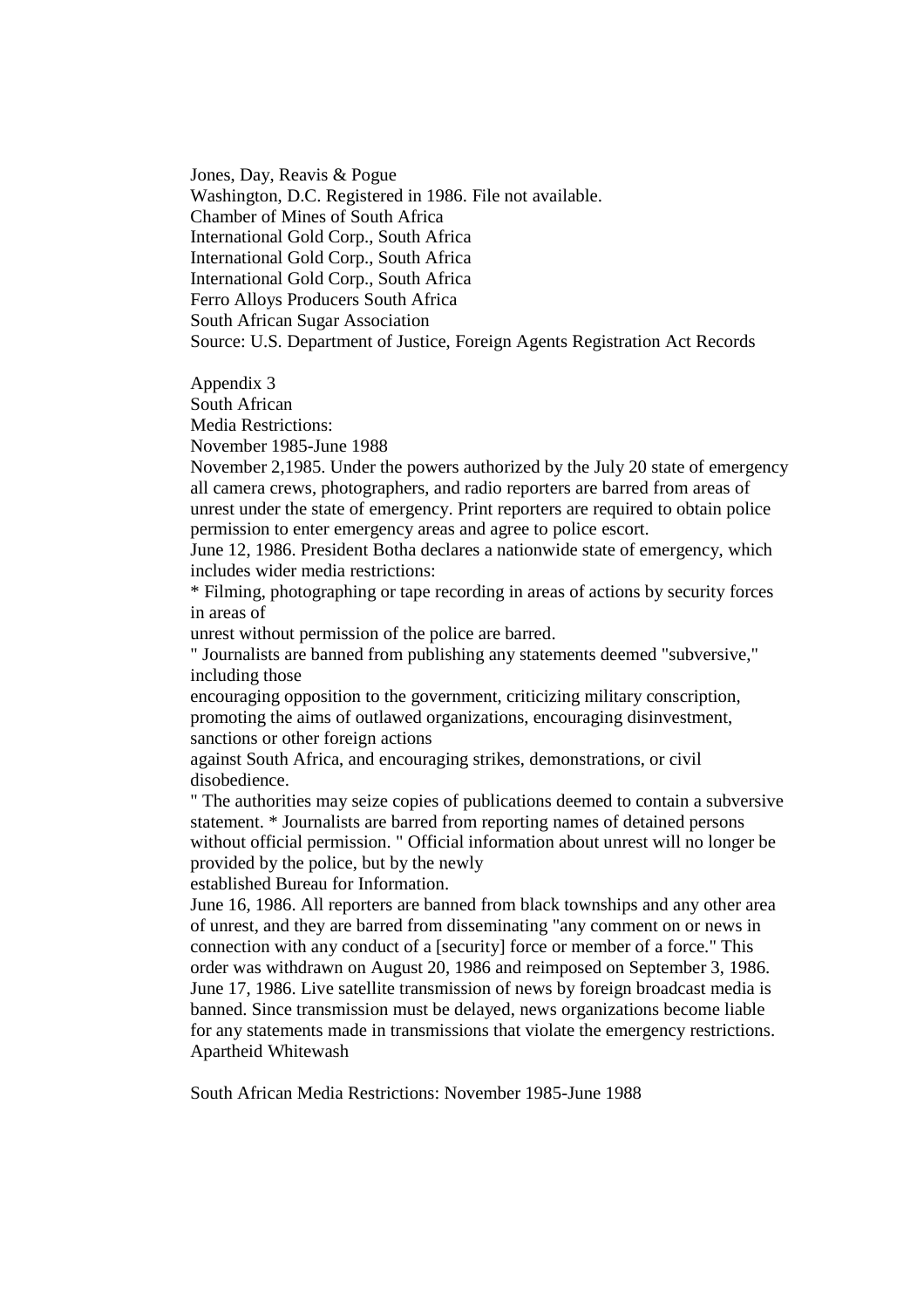Jones, Day, Reavis & Pogue

Washington, D.C. Registered in 1986. File not available.

Chamber of Mines of South Africa

International Gold Corp., South Africa

International Gold Corp., South Africa

International Gold Corp., South Africa

Ferro Alloys Producers South Africa

South African Sugar Association

Source: U.S. Department of Justice, Foreign Agents Registration Act Records

## Appendix 3

## South African Media Restrictions: November 1985-June 1988

November 2,1985. Under the powers authorized by the July 20 state of emergency all camera crews, photographers, and radio reporters are barred from areas of unrest under the state of emergency. Print reporters are required to obtain police permission to enter emergency areas and agree to police escort.

June 12, 1986. President Botha declares a nationwide state of emergency, which includes wider media restrictions:

* Filming, photographing or tape recording in areas of actions by security forces in areas of unrest without permission of the police are barred.

" Journalists are banned from publishing any statements deemed "subversive," including those encouraging opposition to the government, criticizing military conscription, promoting the aims of outlawed organizations, encouraging disinvestment, sanctions or other foreign actions against South Africa, and encouraging strikes, demonstrations, or civil disobedience.

" The authorities may seize copies of publications deemed to contain a subversive statement. * Journalists are barred from reporting names of detained persons without official permission. " Official information about unrest will no longer be provided by the police, but by the newly established Bureau for Information.

June 16, 1986. All reporters are banned from black townships and any other area of unrest, and they are barred from disseminating "any comment on or news in connection with any conduct of a [security] force or member of a force." This order was withdrawn on August 20, 1986 and reimposed on September 3, 1986.

June 17, 1986. Live satellite transmission of news by foreign broadcast media is banned. Since transmission must be delayed, news organizations become liable for any statements made in transmissions that violate the emergency restrictions.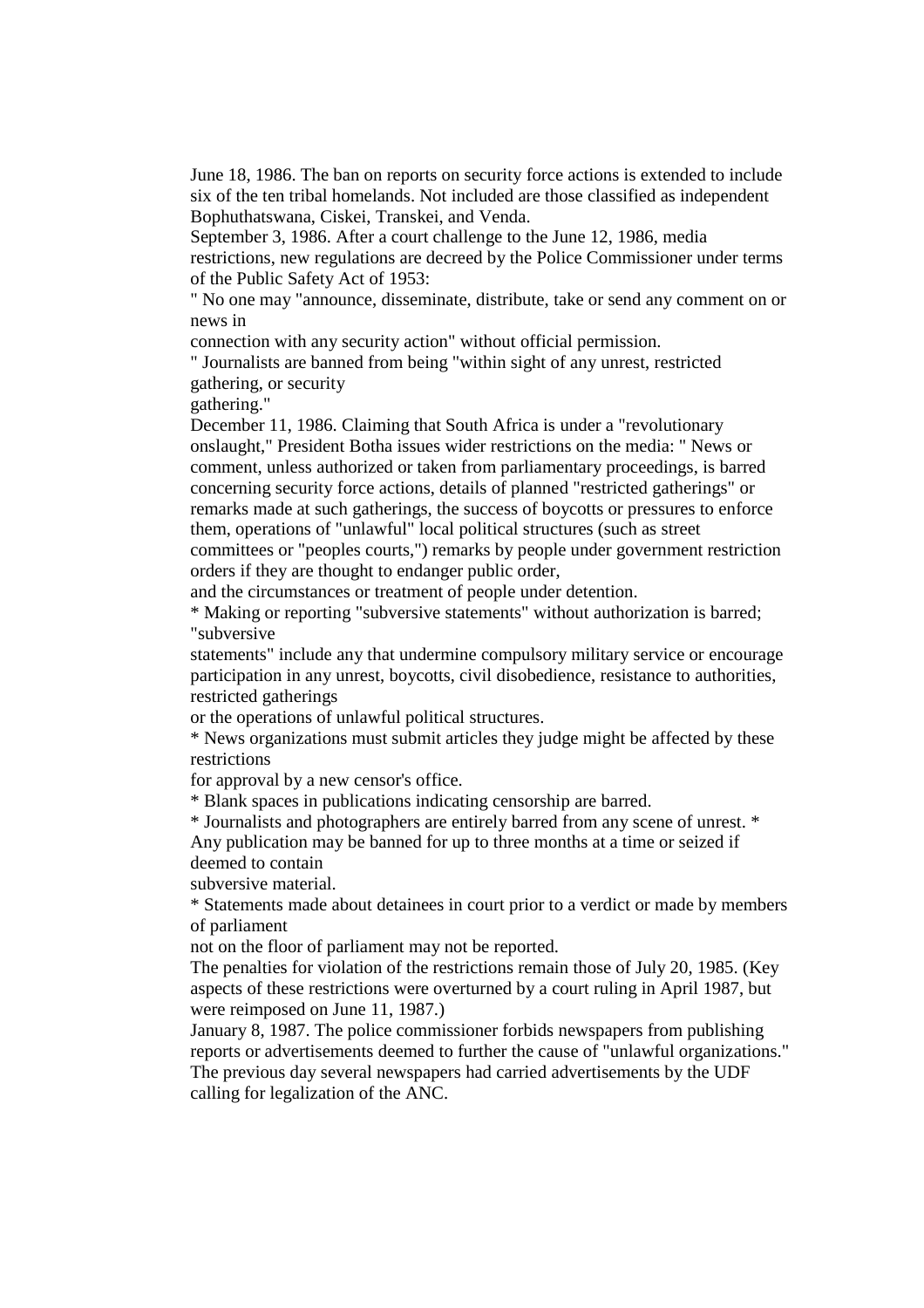June 18, 1986. The ban on reports on security force actions is extended to include six of the ten tribal homelands. Not included are those classified as independent Bophuthatswana, Ciskei, Transkei, and Venda.

September 3, 1986. After a court challenge to the June 12, 1986, media restrictions, new regulations are decreed by the Police Commissioner under terms of the Public Safety Act of 1953:

" No one may "announce, disseminate, distribute, take or send any comment on or news in connection with any security action" without official permission.

" Journalists are banned from being "within sight of any unrest, restricted gathering, or security gathering."

December 11, 1986. Claiming that South Africa is under a "revolutionary onslaught," President Botha issues wider restrictions on the media: " News or comment, unless authorized or taken from parliamentary proceedings, is barred concerning security force actions, details of planned "restricted gatherings" or remarks made at such gatherings, the success of boycotts or pressures to enforce them, operations of "unlawful" local political structures (such as street committees or "peoples courts,") remarks by people under government restriction orders if they are thought to endanger public order, and the circumstances or treatment of people under detention.

* Making or reporting "subversive statements" without authorization is barred; "subversive statements" include any that undermine compulsory military service or encourage participation in any unrest, boycotts, civil disobedience, resistance to authorities, restricted gatherings or the operations of unlawful political structures.

* News organizations must submit articles they judge might be affected by these restrictions for approval by a new censor's office.

* Blank spaces in publications indicating censorship are barred.

* Journalists and photographers are entirely barred from any scene of unrest.

* Any publication may be banned for up to three months at a time or seized if deemed to contain subversive material.

* Statements made about detainees in court prior to a verdict or made by members of parliament not on the floor of parliament may not be reported.

The penalties for violation of the restrictions remain those of July 20, 1985. (Key aspects of these restrictions were overturned by a court ruling in April 1987, but were reimposed on June 11, 1987.)

January 8, 1987. The police commissioner forbids newspapers from publishing reports or advertisements deemed to further the cause of "unlawful organizations." The previous day several newspapers had carried advertisements by the UDF calling for legalization of the ANC.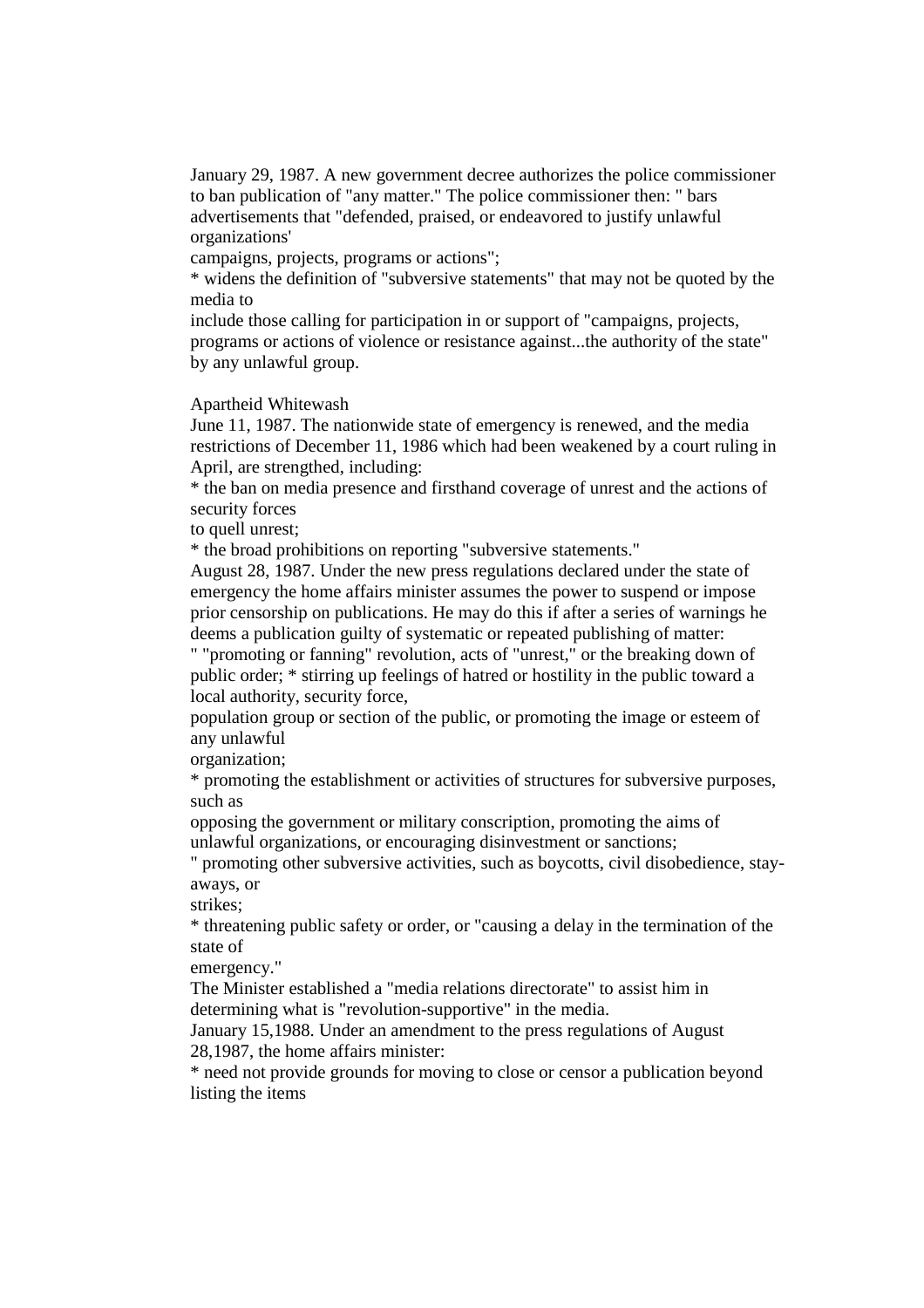January 29, 1987. A new government decree authorizes the police commissioner to ban publication of "any matter." The police commissioner then: " bars advertisements that "defended, praised, or endeavored to justify unlawful organizations' campaigns, projects, programs or actions";

* widens the definition of "subversive statements" that may not be quoted by the media to include those calling for participation in or support of "campaigns, projects, programs or actions of violence or resistance against...the authority of the state" by any unlawful group.

## Apartheid Whitewash

June 11, 1987. The nationwide state of emergency is renewed, and the media restrictions of December 11, 1986 which had been weakened by a court ruling in April, are strengthed, including:

* the ban on media presence and firsthand coverage of unrest and the actions of security forces to quell unrest;
* the broad prohibitions on reporting "subversive statements."

August 28, 1987. Under the new press regulations declared under the state of emergency the home affairs minister assumes the power to suspend or impose prior censorship on publications. He may do this if after a series of warnings he deems a publication guilty of systematic or repeated publishing of matter:

" "promoting or fanning" revolution, acts of "unrest," or the breaking down of public order; * stirring up feelings of hatred or hostility in the public toward a local authority, security force, population group or section of the public, or promoting the image or esteem of any unlawful organization;

* promoting the establishment or activities of structures for subversive purposes, such as opposing the government or military conscription, promoting the aims of unlawful organizations, or encouraging disinvestment or sanctions;

" promoting other subversive activities, such as boycotts, civil disobedience, stay-aways, or strikes;

* threatening public safety or order, or "causing a delay in the termination of the state of emergency."

The Minister established a "media relations directorate" to assist him in determining what is "revolution-supportive" in the media.

January 15,1988. Under an amendment to the press regulations of August 28,1987, the home affairs minister:

* need not provide grounds for moving to close or censor a publication beyond listing the items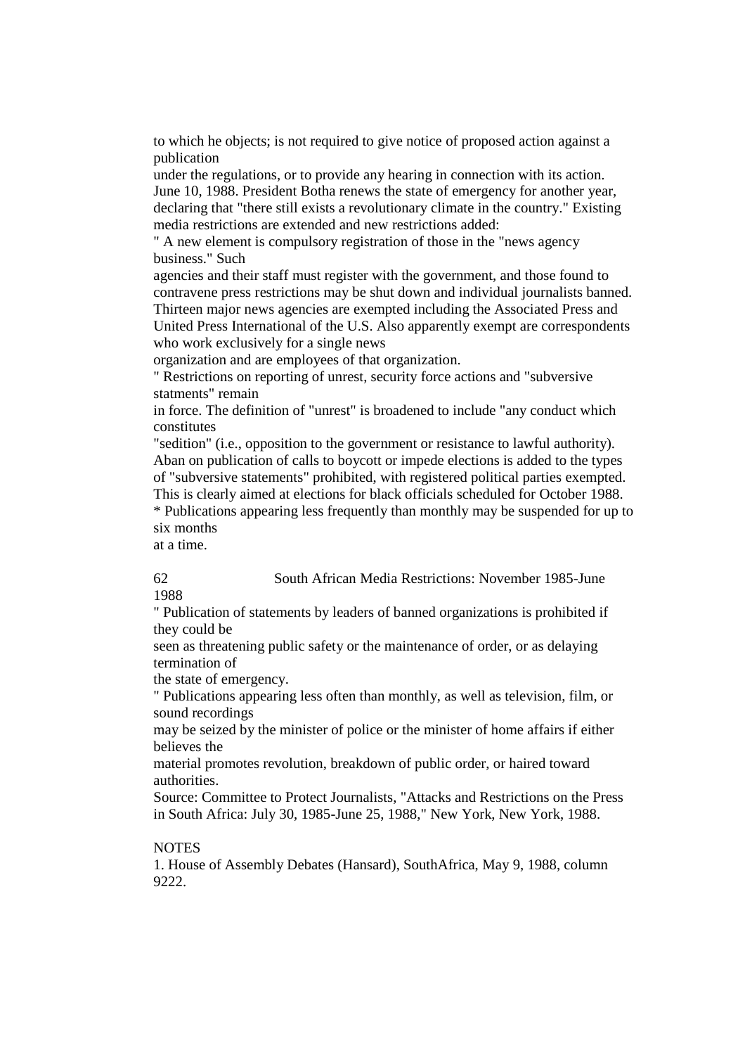to which he objects; is not required to give notice of proposed action against a publication under the regulations, or to provide any hearing in connection with its action.

June 10, 1988. President Botha renews the state of emergency for another year, declaring that "there still exists a revolutionary climate in the country." Existing media restrictions are extended and new restrictions added:

" A new element is compulsory registration of those in the "news agency business." Such agencies and their staff must register with the government, and those found to contravene press restrictions may be shut down and individual journalists banned. Thirteen major news agencies are exempted including the Associated Press and United Press International of the U.S. Also apparently exempt are correspondents who work exclusively for a single news organization and are employees of that organization.

" Restrictions on reporting of unrest, security force actions and "subversive statments" remain in force. The definition of "unrest" is broadened to include "any conduct which constitutes "sedition" (i.e., opposition to the government or resistance to lawful authority). Aban on publication of calls to boycott or impede elections is added to the types of "subversive statements" prohibited, with registered political parties exempted. This is clearly aimed at elections for black officials scheduled for October 1988.

* Publications appearing less frequently than monthly may be suspended for up to six months at a time.

" Publication of statements by leaders of banned organizations is prohibited if they could be seen as threatening public safety or the maintenance of order, or as delaying termination of the state of emergency.

" Publications appearing less often than monthly, as well as television, film, or sound recordings may be seized by the minister of police or the minister of home affairs if either believes the material promotes revolution, breakdown of public order, or haired toward authorities.

Source: Committee to Protect Journalists, "Attacks and Restrictions on the Press in South Africa: July 30, 1985-June 25, 1988," New York, New York, 1988.

NOTES

1. House of Assembly Debates (Hansard), SouthAfrica, May 9, 1988, column 9222.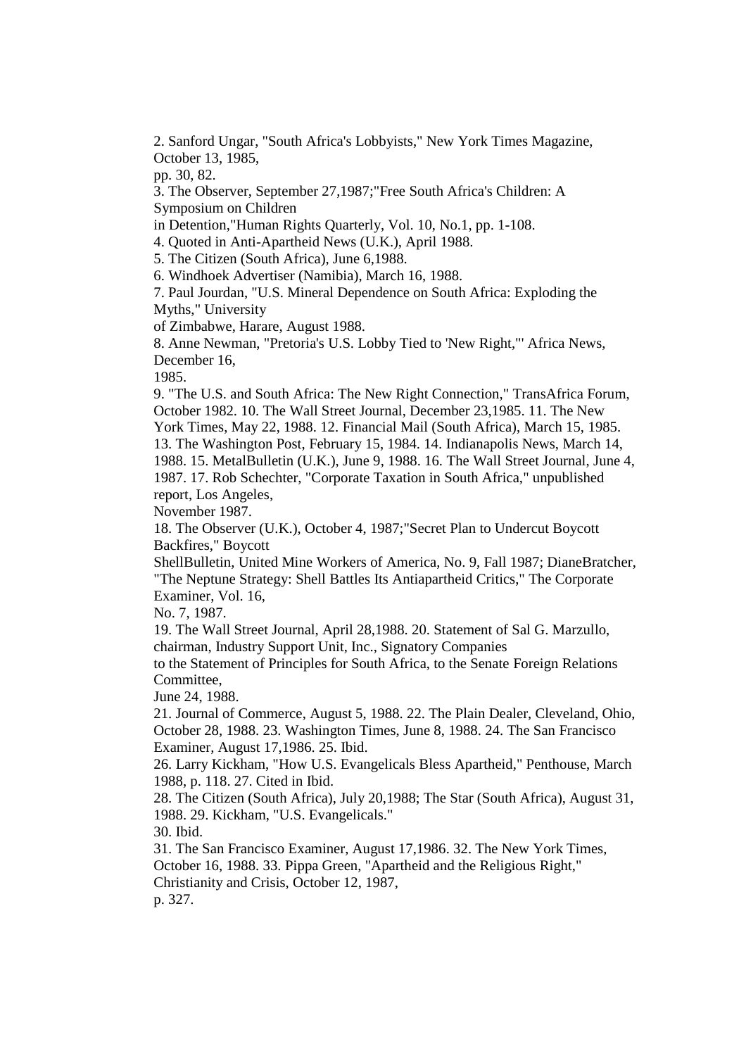2. Sanford Ungar, "South Africa's Lobbyists," New York Times Magazine, October 13, 1985, pp. 30, 82.

3. The Observer, September 27,1987;"Free South Africa's Children: A Symposium on Children in Detention,"Human Rights Quarterly, Vol. 10, No.1, pp. 1-108.

4. Quoted in Anti-Apartheid News (U.K.), April 1988.

5. The Citizen (South Africa), June 6,1988.

6. Windhoek Advertiser (Namibia), March 16, 1988.

7. Paul Jourdan, "U.S. Mineral Dependence on South Africa: Exploding the Myths," University of Zimbabwe, Harare, August 1988.

8. Anne Newman, "Pretoria's U.S. Lobby Tied to 'New Right,"' Africa News, December 16, 1985.

9. "The U.S. and South Africa: The New Right Connection," TransAfrica Forum, October 1982. 10. The Wall Street Journal, December 23,1985. 11. The New York Times, May 22, 1988. 12. Financial Mail (South Africa), March 15, 1985. 13. The Washington Post, February 15, 1984. 14. Indianapolis News, March 14, 1988. 15. MetalBulletin (U.K.), June 9, 1988. 16. The Wall Street Journal, June 4, 1987. 17. Rob Schechter, "Corporate Taxation in South Africa," unpublished report, Los Angeles, November 1987.

18. The Observer (U.K.), October 4, 1987;"Secret Plan to Undercut Boycott Backfires," Boycott ShellBulletin, United Mine Workers of America, No. 9, Fall 1987; DianeBratcher, "The Neptune Strategy: Shell Battles Its Antiapartheid Critics," The Corporate Examiner, Vol. 16, No. 7, 1987.

19. The Wall Street Journal, April 28,1988. 20. Statement of Sal G. Marzullo, chairman, Industry Support Unit, Inc., Signatory Companies to the Statement of Principles for South Africa, to the Senate Foreign Relations Committee, June 24, 1988.

21. Journal of Commerce, August 5, 1988. 22. The Plain Dealer, Cleveland, Ohio, October 28, 1988. 23. Washington Times, June 8, 1988. 24. The San Francisco Examiner, August 17,1986. 25. Ibid.

26. Larry Kickham, "How U.S. Evangelicals Bless Apartheid," Penthouse, March 1988, p. 118. 27. Cited in Ibid.

28. The Citizen (South Africa), July 20,1988; The Star (South Africa), August 31, 1988. 29. Kickham, "U.S. Evangelicals."

30. Ibid.

31. The San Francisco Examiner, August 17,1986. 32. The New York Times, October 16, 1988. 33. Pippa Green, "Apartheid and the Religious Right," Christianity and Crisis, October 12, 1987, p. 327.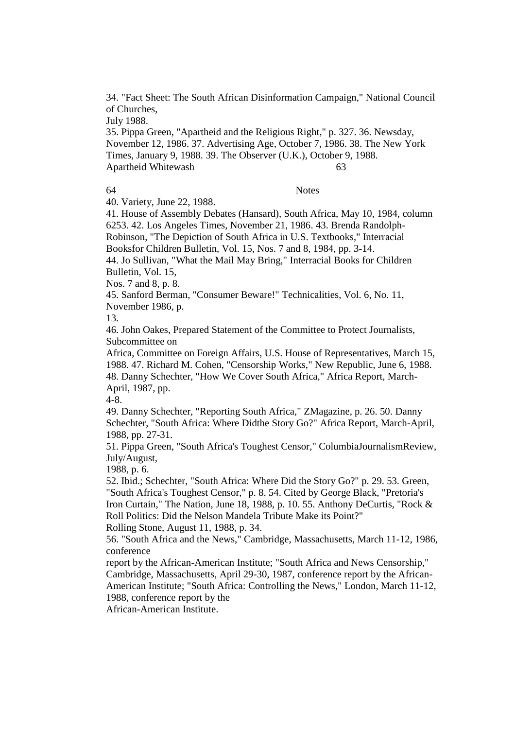34. "Fact Sheet: The South African Disinformation Campaign," National Council of Churches, July 1988.

35. Pippa Green, "Apartheid and the Religious Right," p. 327.

36. Newsday, November 12, 1986.

37. Advertising Age, October 7, 1986.

38. The New York Times, January 9, 1988.

39. The Observer (U.K.), October 9, 1988.

40. Variety, June 22, 1988.

41. House of Assembly Debates (Hansard), South Africa, May 10, 1984, column 6253.

42. Los Angeles Times, November 21, 1986.

43. Brenda Randolph-Robinson, "The Depiction of South Africa in U.S. Textbooks," Interracial Booksfor Children Bulletin, Vol. 15, Nos. 7 and 8, 1984, pp. 3-14.

44. Jo Sullivan, "What the Mail May Bring," Interracial Books for Children Bulletin, Vol. 15, Nos. 7 and 8, p. 8.

45. Sanford Berman, "Consumer Beware!" Technicalities, Vol. 6, No. 11, November 1986, p. 13.

46. John Oakes, Prepared Statement of the Committee to Protect Journalists, Subcommittee on Africa, Committee on Foreign Affairs, U.S. House of Representatives, March 15, 1988.

47. Richard M. Cohen, "Censorship Works," New Republic, June 6, 1988.

48. Danny Schechter, "How We Cover South Africa," Africa Report, March-April, 1987, pp. 4-8.

49. Danny Schechter, "Reporting South Africa," ZMagazine, p. 26.

50. Danny Schechter, "South Africa: Where Didthe Story Go?" Africa Report, March-April, 1988, pp. 27-31.

51. Pippa Green, "South Africa's Toughest Censor," ColumbiaJournalismReview, July/August, 1988, p. 6.

52. Ibid.; Schechter, "South Africa: Where Did the Story Go?" p. 29.

53. Green, "South Africa's Toughest Censor," p. 8.

54. Cited by George Black, "Pretoria's Iron Curtain," The Nation, June 18, 1988, p. 10.

55. Anthony DeCurtis, "Rock & Roll Politics: Did the Nelson Mandela Tribute Make its Point?" Rolling Stone, August 11, 1988, p. 34.

56. "South Africa and the News," Cambridge, Massachusetts, March 11-12, 1986, conference report by the African-American Institute; "South Africa and News Censorship," Cambridge, Massachusetts, April 29-30, 1987, conference report by the African-American Institute; "South Africa: Controlling the News," London, March 11-12, 1988, conference report by the African-American Institute.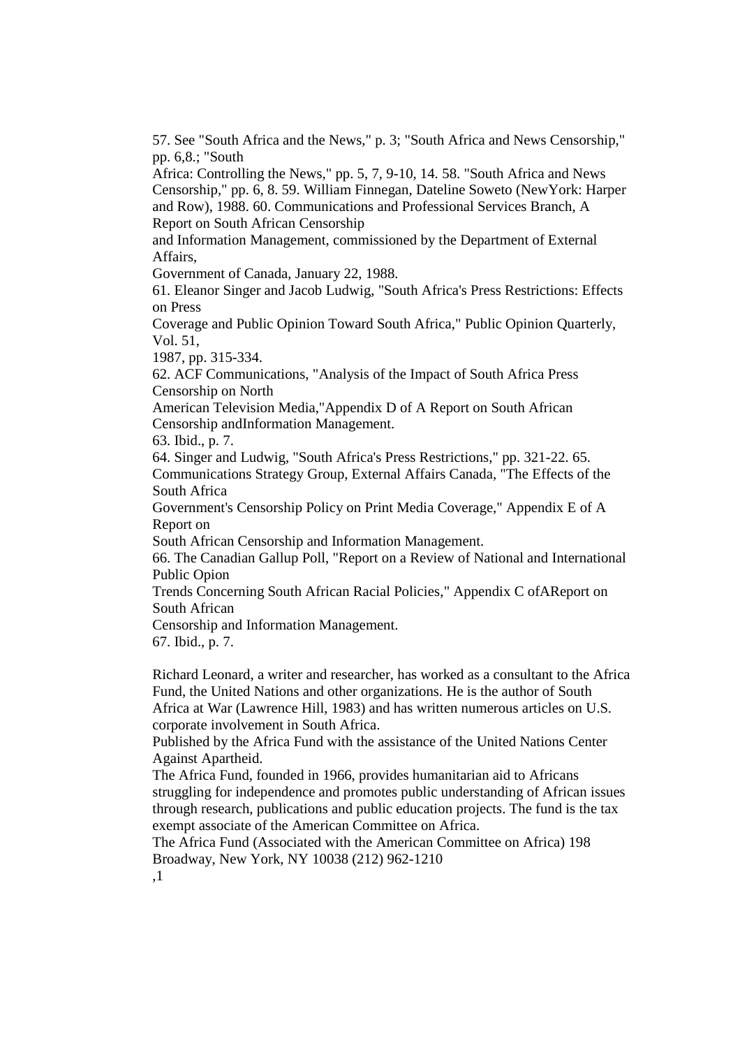57. See "South Africa and the News," p. 3; "South Africa and News Censorship," pp. 6,8.; "South Africa: Controlling the News," pp. 5, 7, 9-10, 14. 58. "South Africa and News Censorship," pp. 6, 8. 59. William Finnegan, Dateline Soweto (NewYork: Harper and Row), 1988. 60. Communications and Professional Services Branch, A Report on South African Censorship and Information Management, commissioned by the Department of External Affairs, Government of Canada, January 22, 1988.

61. Eleanor Singer and Jacob Ludwig, "South Africa's Press Restrictions: Effects on Press Coverage and Public Opinion Toward South Africa," Public Opinion Quarterly, Vol. 51, 1987, pp. 315-334.

62. ACF Communications, "Analysis of the Impact of South Africa Press Censorship on North American Television Media,"Appendix D of A Report on South African Censorship andInformation Management.

63. Ibid., p. 7.

64. Singer and Ludwig, "South Africa's Press Restrictions," pp. 321-22. 65. Communications Strategy Group, External Affairs Canada, "The Effects of the South Africa Government's Censorship Policy on Print Media Coverage," Appendix E of A Report on South African Censorship and Information Management.

66. The Canadian Gallup Poll, "Report on a Review of National and International Public Opion Trends Concerning South African Racial Policies," Appendix C ofAReport on South African Censorship and Information Management.

67. Ibid., p. 7.

Richard Leonard, a writer and researcher, has worked as a consultant to the Africa Fund, the United Nations and other organizations. He is the author of South Africa at War (Lawrence Hill, 1983) and has written numerous articles on U.S. corporate involvement in South Africa.

Published by the Africa Fund with the assistance of the United Nations Center Against Apartheid.

The Africa Fund, founded in 1966, provides humanitarian aid to Africans struggling for independence and promotes public understanding of African issues through research, publications and public education projects. The fund is the tax exempt associate of the American Committee on Africa.

The Africa Fund (Associated with the American Committee on Africa) 198 Broadway, New York, NY 10038 (212) 962-1210

,1